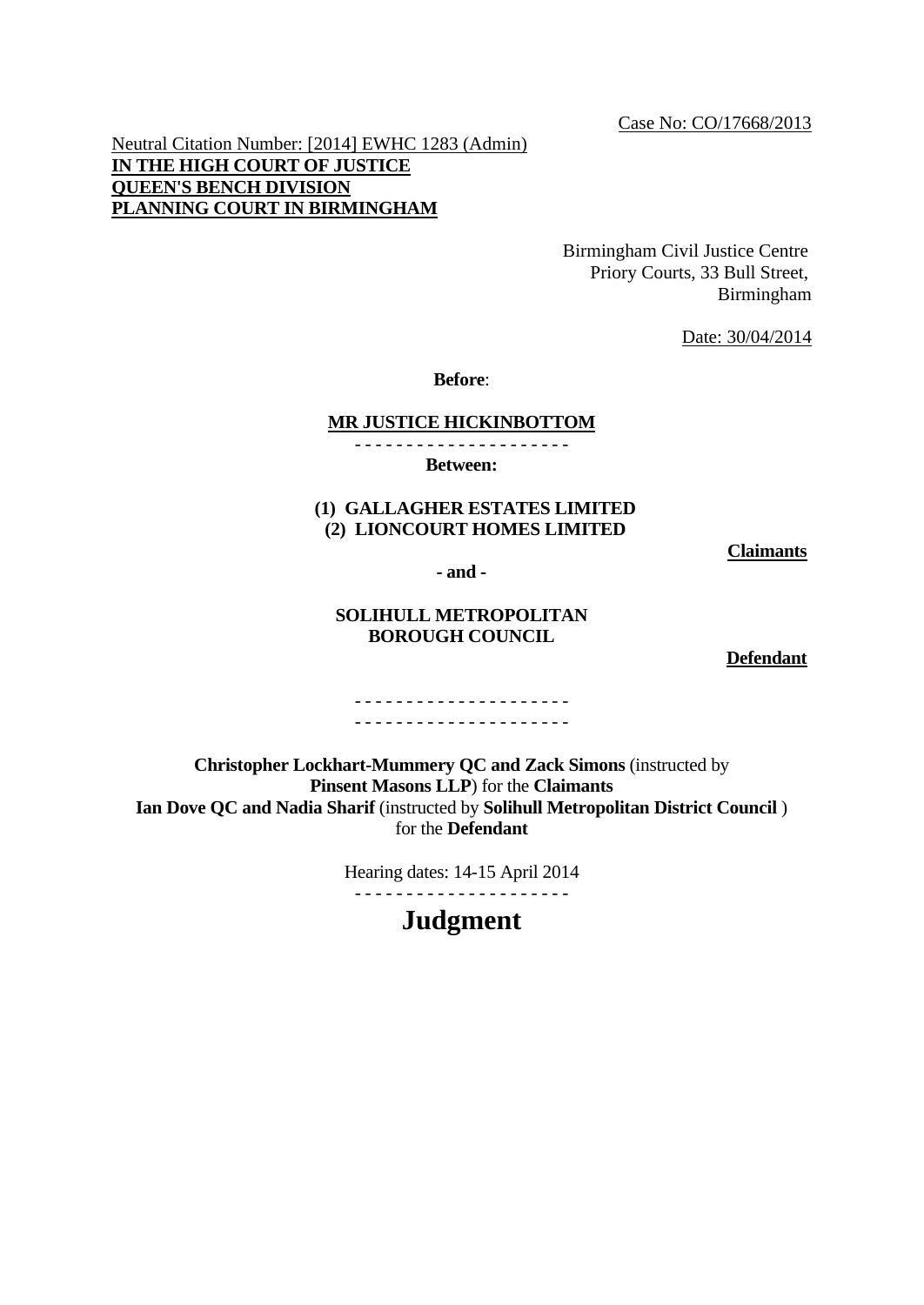Case No: CO/17668/2013

Neutral Citation Number: [2014] EWHC 1283 (Admin)
**IN THE HIGH COURT OF JUSTICE**
**QUEEN'S BENCH DIVISION**
**PLANNING COURT IN BIRMINGHAM**

Birmingham Civil Justice Centre
Priory Courts, 33 Bull Street,
Birmingham

Date: 30/04/2014

**Before**:

**MR JUSTICE HICKINBOTTOM**

- - - - - - - - - - - - - - - - - - - - -

**Between:**

**(1) GALLAGHER ESTATES LIMITED**
**(2) LIONCOURT HOMES LIMITED**

**Claimants**

**- and -**

**SOLIHULL METROPOLITAN BOROUGH COUNCIL**

**Defendant**

- - - - - - - - - - - - - - - - - - - - -
- - - - - - - - - - - - - - - - - - - - -

**Christopher Lockhart-Mummery QC and Zack Simons** (instructed by **Pinsent Masons LLP**) for the **Claimants**
**Ian Dove QC and Nadia Sharif** (instructed by **Solihull Metropolitan District Council** ) for the **Defendant**

Hearing dates: 14-15 April 2014

- - - - - - - - - - - - - - - - - - - - -

# Judgment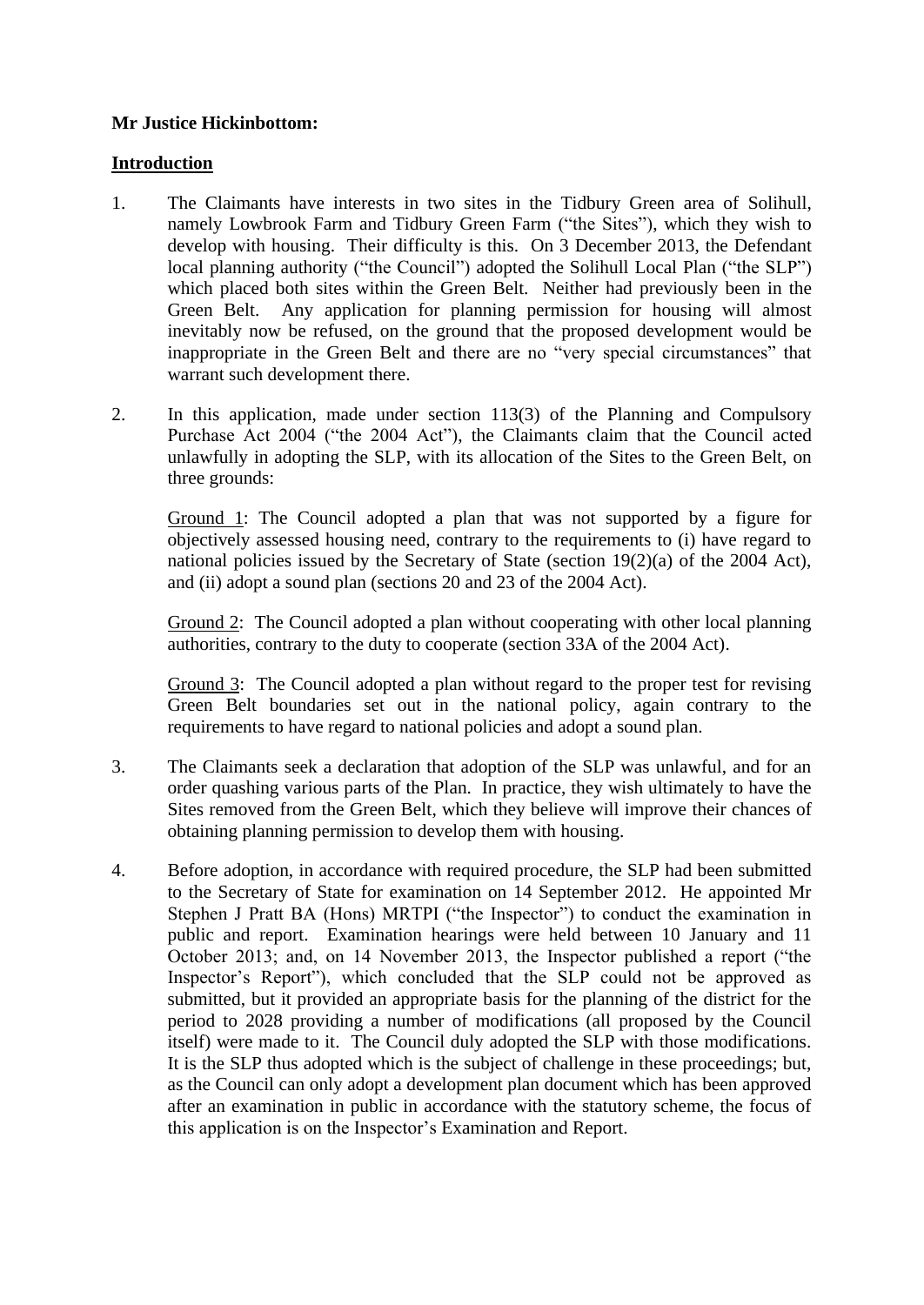**Mr Justice Hickinbottom:**

**<u>Introduction</u>**

1. The Claimants have interests in two sites in the Tidbury Green area of Solihull, namely Lowbrook Farm and Tidbury Green Farm ("the Sites"), which they wish to develop with housing. Their difficulty is this. On 3 December 2013, the Defendant local planning authority ("the Council") adopted the Solihull Local Plan ("the SLP") which placed both sites within the Green Belt. Neither had previously been in the Green Belt. Any application for planning permission for housing will almost inevitably now be refused, on the ground that the proposed development would be inappropriate in the Green Belt and there are no "very special circumstances" that warrant such development there.

2. In this application, made under section 113(3) of the Planning and Compulsory Purchase Act 2004 ("the 2004 Act"), the Claimants claim that the Council acted unlawfully in adopting the SLP, with its allocation of the Sites to the Green Belt, on three grounds:

   <u>Ground 1</u>: The Council adopted a plan that was not supported by a figure for objectively assessed housing need, contrary to the requirements to (i) have regard to national policies issued by the Secretary of State (section 19(2)(a) of the 2004 Act), and (ii) adopt a sound plan (sections 20 and 23 of the 2004 Act).

   <u>Ground 2</u>: The Council adopted a plan without cooperating with other local planning authorities, contrary to the duty to cooperate (section 33A of the 2004 Act).

   <u>Ground 3</u>: The Council adopted a plan without regard to the proper test for revising Green Belt boundaries set out in the national policy, again contrary to the requirements to have regard to national policies and adopt a sound plan.

3. The Claimants seek a declaration that adoption of the SLP was unlawful, and for an order quashing various parts of the Plan. In practice, they wish ultimately to have the Sites removed from the Green Belt, which they believe will improve their chances of obtaining planning permission to develop them with housing.

4. Before adoption, in accordance with required procedure, the SLP had been submitted to the Secretary of State for examination on 14 September 2012. He appointed Mr Stephen J Pratt BA (Hons) MRTPI ("the Inspector") to conduct the examination in public and report. Examination hearings were held between 10 January and 11 October 2013; and, on 14 November 2013, the Inspector published a report ("the Inspector's Report"), which concluded that the SLP could not be approved as submitted, but it provided an appropriate basis for the planning of the district for the period to 2028 providing a number of modifications (all proposed by the Council itself) were made to it. The Council duly adopted the SLP with those modifications. It is the SLP thus adopted which is the subject of challenge in these proceedings; but, as the Council can only adopt a development plan document which has been approved after an examination in public in accordance with the statutory scheme, the focus of this application is on the Inspector's Examination and Report.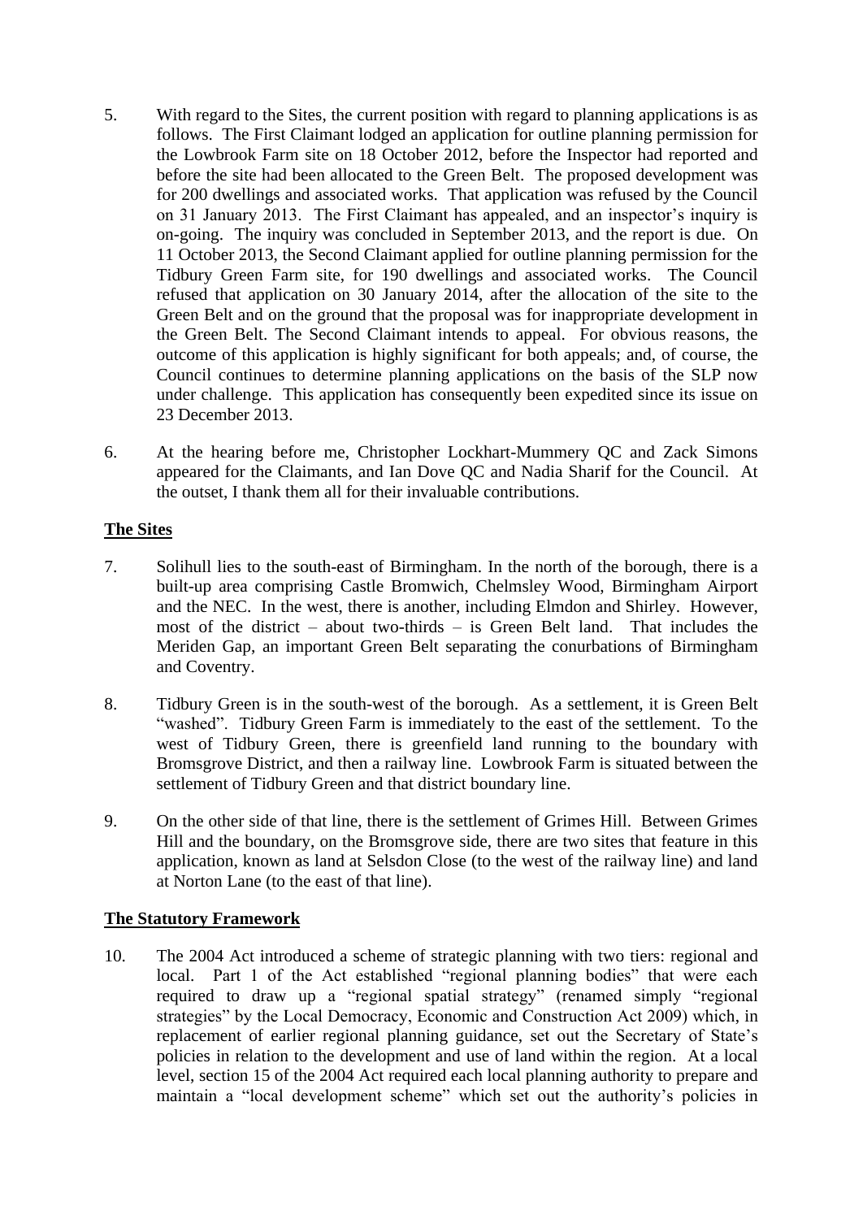5. With regard to the Sites, the current position with regard to planning applications is as follows. The First Claimant lodged an application for outline planning permission for the Lowbrook Farm site on 18 October 2012, before the Inspector had reported and before the site had been allocated to the Green Belt. The proposed development was for 200 dwellings and associated works. That application was refused by the Council on 31 January 2013. The First Claimant has appealed, and an inspector's inquiry is on-going. The inquiry was concluded in September 2013, and the report is due. On 11 October 2013, the Second Claimant applied for outline planning permission for the Tidbury Green Farm site, for 190 dwellings and associated works. The Council refused that application on 30 January 2014, after the allocation of the site to the Green Belt and on the ground that the proposal was for inappropriate development in the Green Belt. The Second Claimant intends to appeal. For obvious reasons, the outcome of this application is highly significant for both appeals; and, of course, the Council continues to determine planning applications on the basis of the SLP now under challenge. This application has consequently been expedited since its issue on 23 December 2013.

6. At the hearing before me, Christopher Lockhart-Mummery QC and Zack Simons appeared for the Claimants, and Ian Dove QC and Nadia Sharif for the Council. At the outset, I thank them all for their invaluable contributions.

**The Sites**

7. Solihull lies to the south-east of Birmingham. In the north of the borough, there is a built-up area comprising Castle Bromwich, Chelmsley Wood, Birmingham Airport and the NEC. In the west, there is another, including Elmdon and Shirley. However, most of the district – about two-thirds – is Green Belt land. That includes the Meriden Gap, an important Green Belt separating the conurbations of Birmingham and Coventry.

8. Tidbury Green is in the south-west of the borough. As a settlement, it is Green Belt "washed". Tidbury Green Farm is immediately to the east of the settlement. To the west of Tidbury Green, there is greenfield land running to the boundary with Bromsgrove District, and then a railway line. Lowbrook Farm is situated between the settlement of Tidbury Green and that district boundary line.

9. On the other side of that line, there is the settlement of Grimes Hill. Between Grimes Hill and the boundary, on the Bromsgrove side, there are two sites that feature in this application, known as land at Selsdon Close (to the west of the railway line) and land at Norton Lane (to the east of that line).

**The Statutory Framework**

10. The 2004 Act introduced a scheme of strategic planning with two tiers: regional and local. Part 1 of the Act established "regional planning bodies" that were each required to draw up a "regional spatial strategy" (renamed simply "regional strategies" by the Local Democracy, Economic and Construction Act 2009) which, in replacement of earlier regional planning guidance, set out the Secretary of State's policies in relation to the development and use of land within the region. At a local level, section 15 of the 2004 Act required each local planning authority to prepare and maintain a "local development scheme" which set out the authority's policies in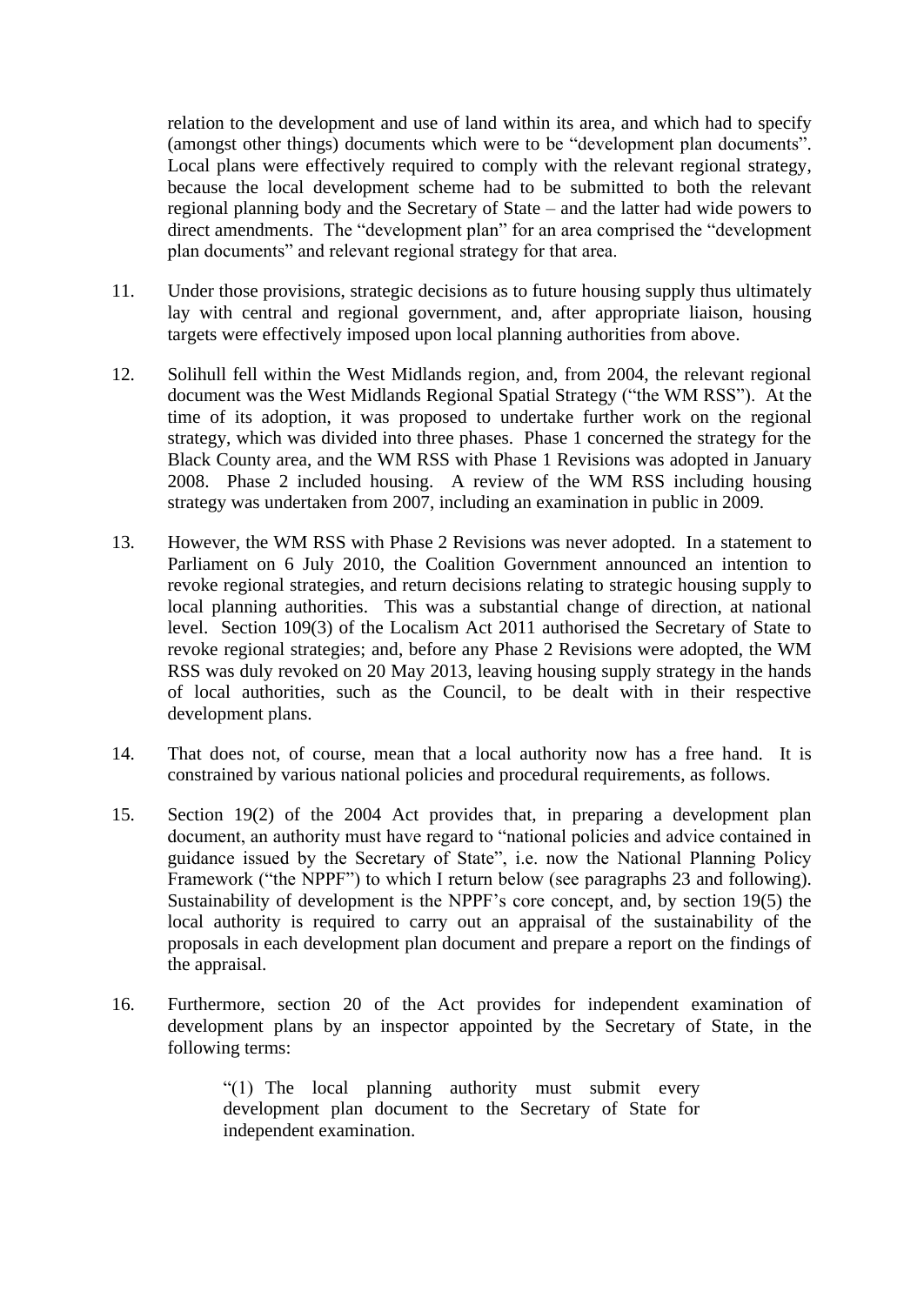relation to the development and use of land within its area, and which had to specify (amongst other things) documents which were to be "development plan documents". Local plans were effectively required to comply with the relevant regional strategy, because the local development scheme had to be submitted to both the relevant regional planning body and the Secretary of State – and the latter had wide powers to direct amendments. The "development plan" for an area comprised the "development plan documents" and relevant regional strategy for that area.

11. Under those provisions, strategic decisions as to future housing supply thus ultimately lay with central and regional government, and, after appropriate liaison, housing targets were effectively imposed upon local planning authorities from above.

12. Solihull fell within the West Midlands region, and, from 2004, the relevant regional document was the West Midlands Regional Spatial Strategy ("the WM RSS"). At the time of its adoption, it was proposed to undertake further work on the regional strategy, which was divided into three phases. Phase 1 concerned the strategy for the Black County area, and the WM RSS with Phase 1 Revisions was adopted in January 2008. Phase 2 included housing. A review of the WM RSS including housing strategy was undertaken from 2007, including an examination in public in 2009.

13. However, the WM RSS with Phase 2 Revisions was never adopted. In a statement to Parliament on 6 July 2010, the Coalition Government announced an intention to revoke regional strategies, and return decisions relating to strategic housing supply to local planning authorities. This was a substantial change of direction, at national level. Section 109(3) of the Localism Act 2011 authorised the Secretary of State to revoke regional strategies; and, before any Phase 2 Revisions were adopted, the WM RSS was duly revoked on 20 May 2013, leaving housing supply strategy in the hands of local authorities, such as the Council, to be dealt with in their respective development plans.

14. That does not, of course, mean that a local authority now has a free hand. It is constrained by various national policies and procedural requirements, as follows.

15. Section 19(2) of the 2004 Act provides that, in preparing a development plan document, an authority must have regard to "national policies and advice contained in guidance issued by the Secretary of State", i.e. now the National Planning Policy Framework ("the NPPF") to which I return below (see paragraphs 23 and following). Sustainability of development is the NPPF's core concept, and, by section 19(5) the local authority is required to carry out an appraisal of the sustainability of the proposals in each development plan document and prepare a report on the findings of the appraisal.

16. Furthermore, section 20 of the Act provides for independent examination of development plans by an inspector appointed by the Secretary of State, in the following terms:

> "(1) The local planning authority must submit every development plan document to the Secretary of State for independent examination.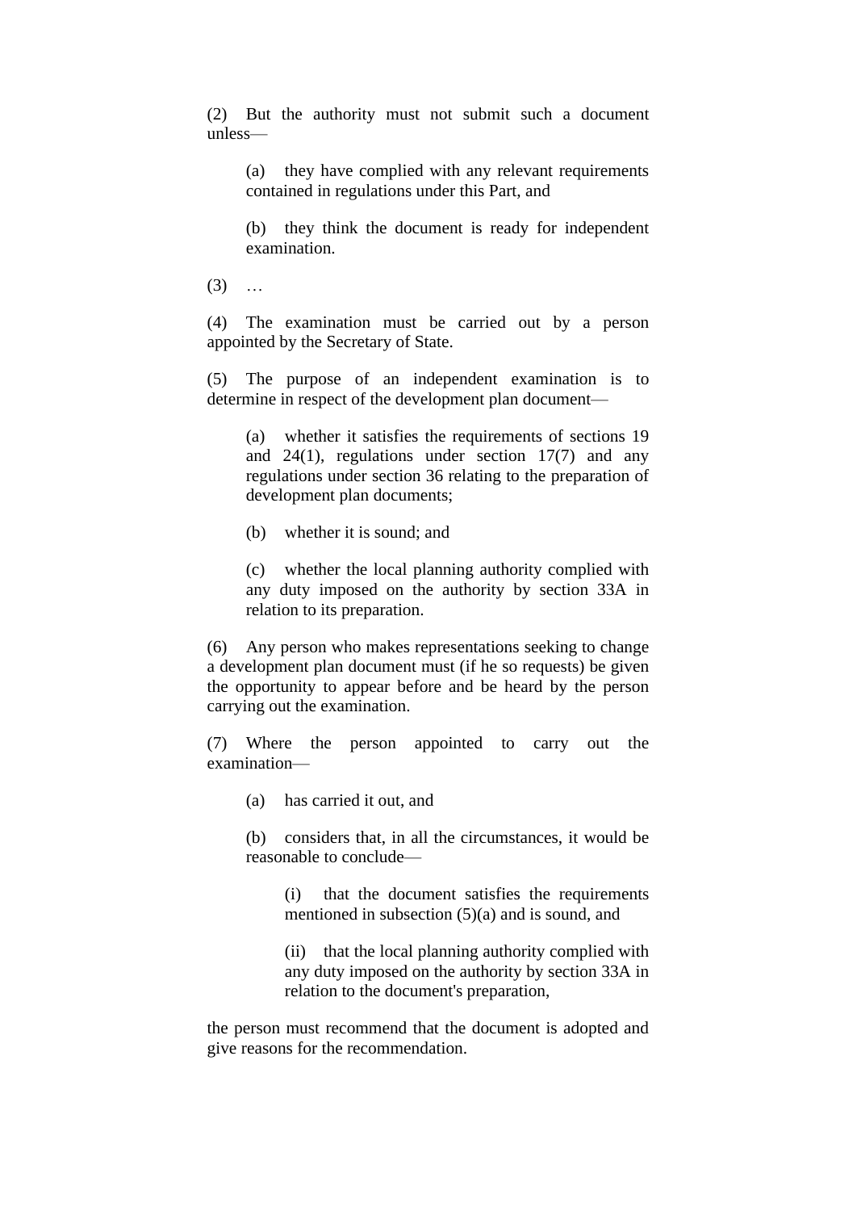(2) But the authority must not submit such a document unless—

> (a) they have complied with any relevant requirements contained in regulations under this Part, and
>
> (b) they think the document is ready for independent examination.

(3) …

(4) The examination must be carried out by a person appointed by the Secretary of State.

(5) The purpose of an independent examination is to determine in respect of the development plan document—

> (a) whether it satisfies the requirements of sections 19 and 24(1), regulations under section 17(7) and any regulations under section 36 relating to the preparation of development plan documents;
>
> (b) whether it is sound; and
>
> (c) whether the local planning authority complied with any duty imposed on the authority by section 33A in relation to its preparation.

(6) Any person who makes representations seeking to change a development plan document must (if he so requests) be given the opportunity to appear before and be heard by the person carrying out the examination.

(7) Where the person appointed to carry out the examination—

> (a) has carried it out, and
>
> (b) considers that, in all the circumstances, it would be reasonable to conclude—
>
> > (i) that the document satisfies the requirements mentioned in subsection (5)(a) and is sound, and
> >
> > (ii) that the local planning authority complied with any duty imposed on the authority by section 33A in relation to the document's preparation,

the person must recommend that the document is adopted and give reasons for the recommendation.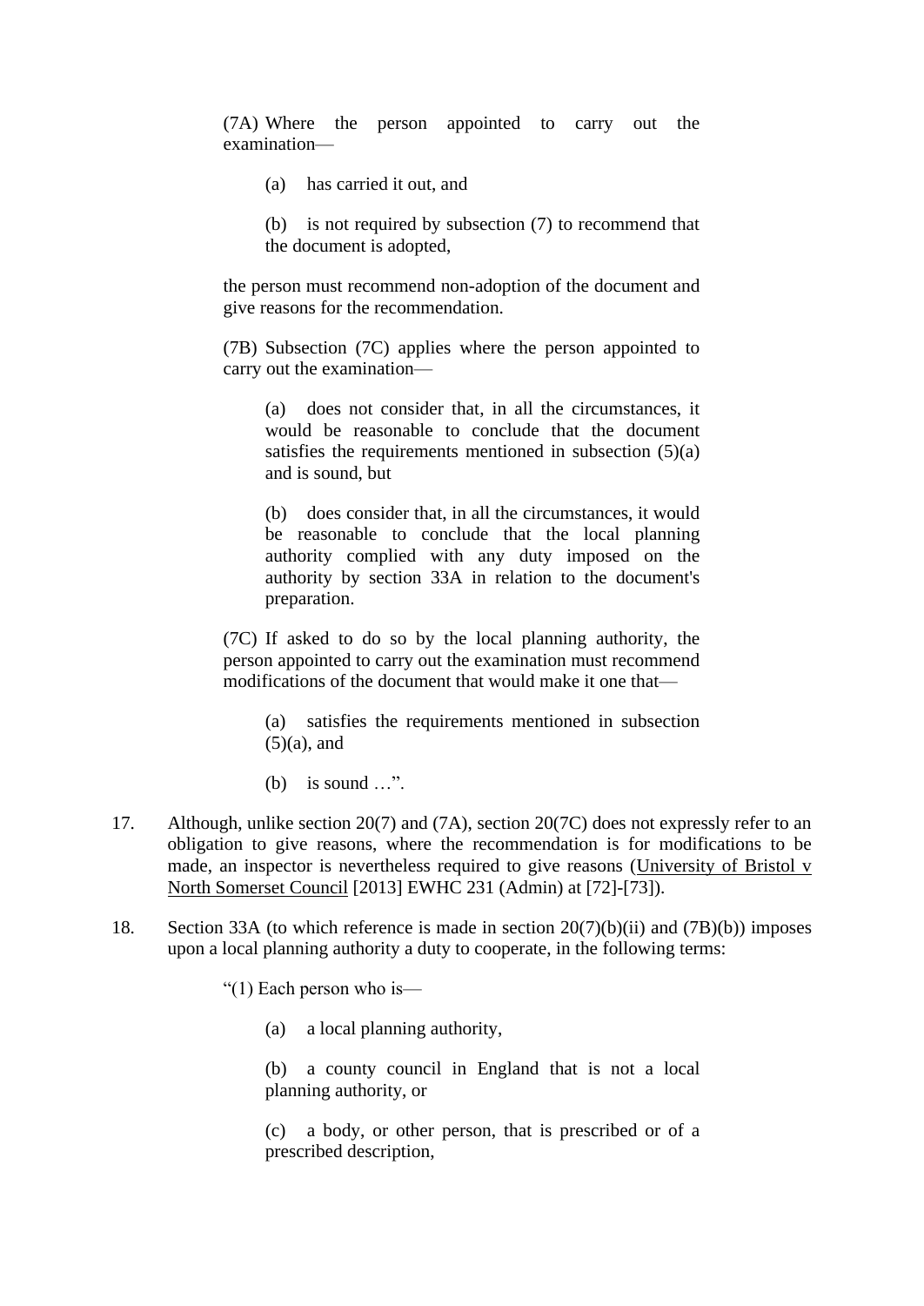> (7A) Where the person appointed to carry out the examination—
>
> > (a) has carried it out, and
> >
> > (b) is not required by subsection (7) to recommend that the document is adopted,
>
> the person must recommend non-adoption of the document and give reasons for the recommendation.
>
> (7B) Subsection (7C) applies where the person appointed to carry out the examination—
>
> > (a) does not consider that, in all the circumstances, it would be reasonable to conclude that the document satisfies the requirements mentioned in subsection (5)(a) and is sound, but
> >
> > (b) does consider that, in all the circumstances, it would be reasonable to conclude that the local planning authority complied with any duty imposed on the authority by section 33A in relation to the document's preparation.
>
> (7C) If asked to do so by the local planning authority, the person appointed to carry out the examination must recommend modifications of the document that would make it one that—
>
> > (a) satisfies the requirements mentioned in subsection (5)(a), and
> >
> > (b) is sound …".

17. Although, unlike section 20(7) and (7A), section 20(7C) does not expressly refer to an obligation to give reasons, where the recommendation is for modifications to be made, an inspector is nevertheless required to give reasons (University of Bristol v North Somerset Council [2013] EWHC 231 (Admin) at [72]-[73]).

18. Section 33A (to which reference is made in section 20(7)(b)(ii) and (7B)(b)) imposes upon a local planning authority a duty to cooperate, in the following terms:

> "(1) Each person who is—
>
> > (a) a local planning authority,
> >
> > (b) a county council in England that is not a local planning authority, or
> >
> > (c) a body, or other person, that is prescribed or of a prescribed description,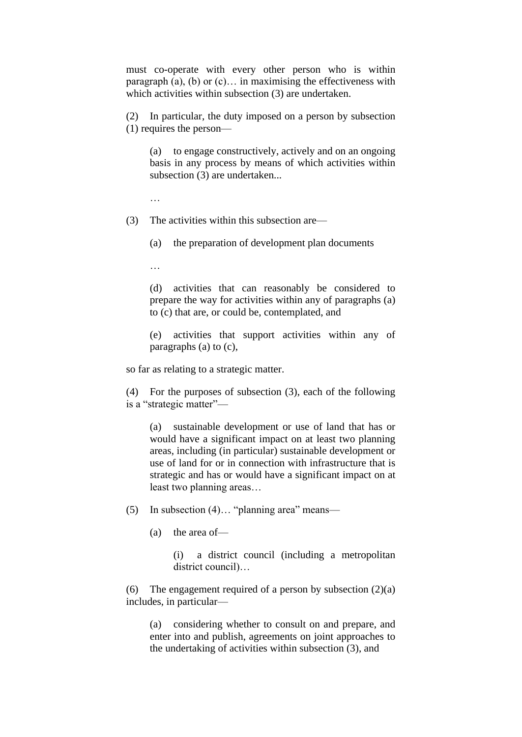must co-operate with every other person who is within paragraph (a), (b) or (c)… in maximising the effectiveness with which activities within subsection (3) are undertaken.

(2) In particular, the duty imposed on a person by subsection (1) requires the person—

> (a) to engage constructively, actively and on an ongoing basis in any process by means of which activities within subsection (3) are undertaken...
>
> …

(3) The activities within this subsection are—

> (a) the preparation of development plan documents
>
> …
>
> (d) activities that can reasonably be considered to prepare the way for activities within any of paragraphs (a) to (c) that are, or could be, contemplated, and
>
> (e) activities that support activities within any of paragraphs (a) to (c),

so far as relating to a strategic matter.

(4) For the purposes of subsection (3), each of the following is a "strategic matter"—

> (a) sustainable development or use of land that has or would have a significant impact on at least two planning areas, including (in particular) sustainable development or use of land for or in connection with infrastructure that is strategic and has or would have a significant impact on at least two planning areas…

(5) In subsection (4)… "planning area" means—

> (a) the area of—
>
> > (i) a district council (including a metropolitan district council)…

(6) The engagement required of a person by subsection (2)(a) includes, in particular—

> (a) considering whether to consult on and prepare, and enter into and publish, agreements on joint approaches to the undertaking of activities within subsection (3), and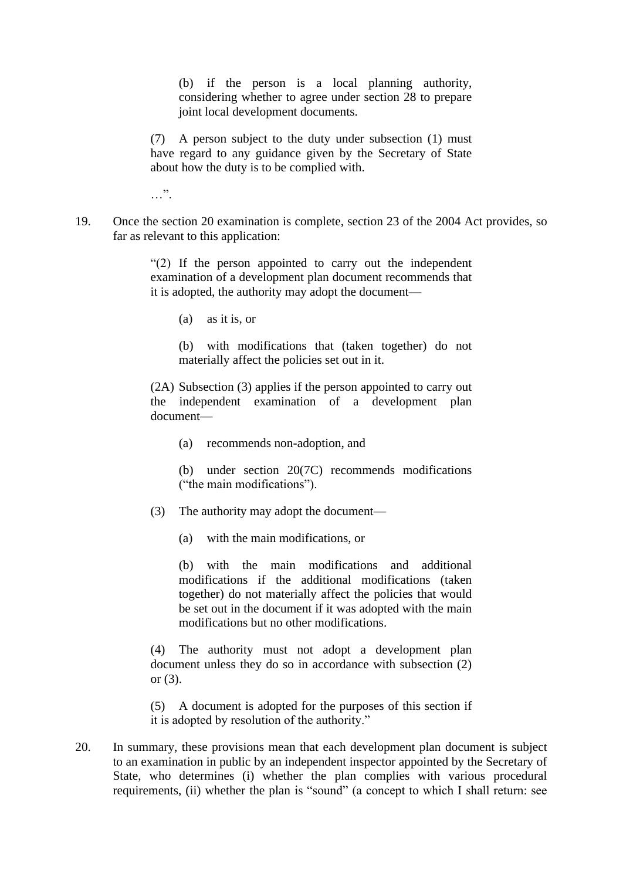> (b) if the person is a local planning authority, considering whether to agree under section 28 to prepare joint local development documents.
>
> (7) A person subject to the duty under subsection (1) must have regard to any guidance given by the Secretary of State about how the duty is to be complied with.
>
> …".

19. Once the section 20 examination is complete, section 23 of the 2004 Act provides, so far as relevant to this application:

> "(2) If the person appointed to carry out the independent examination of a development plan document recommends that it is adopted, the authority may adopt the document—
>
> (a) as it is, or
>
> (b) with modifications that (taken together) do not materially affect the policies set out in it.
>
> (2A) Subsection (3) applies if the person appointed to carry out the independent examination of a development plan document—
>
> (a) recommends non-adoption, and
>
> (b) under section 20(7C) recommends modifications ("the main modifications").
>
> (3) The authority may adopt the document—
>
> (a) with the main modifications, or
>
> (b) with the main modifications and additional modifications if the additional modifications (taken together) do not materially affect the policies that would be set out in the document if it was adopted with the main modifications but no other modifications.
>
> (4) The authority must not adopt a development plan document unless they do so in accordance with subsection (2) or (3).
>
> (5) A document is adopted for the purposes of this section if it is adopted by resolution of the authority."

20. In summary, these provisions mean that each development plan document is subject to an examination in public by an independent inspector appointed by the Secretary of State, who determines (i) whether the plan complies with various procedural requirements, (ii) whether the plan is "sound" (a concept to which I shall return: see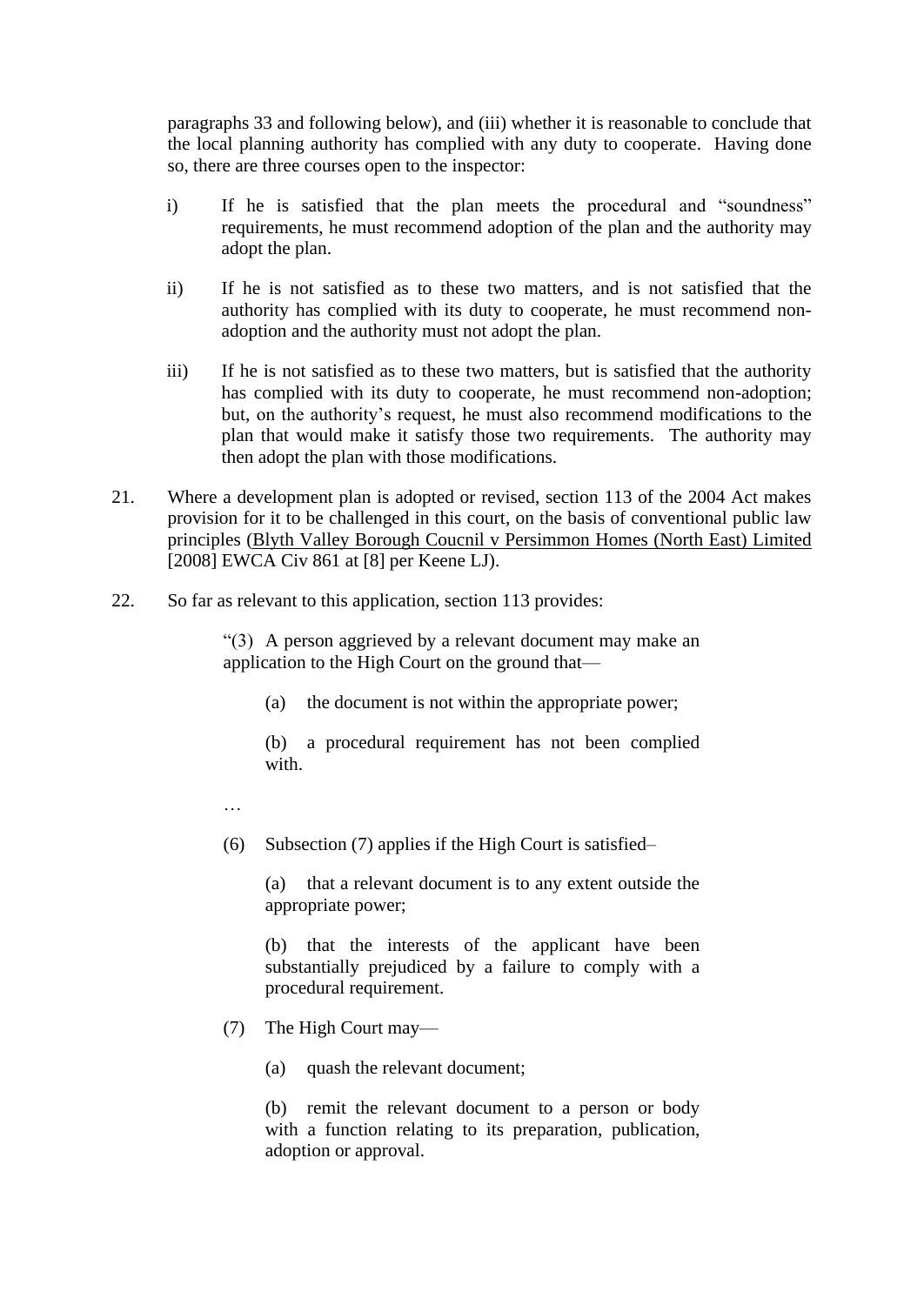paragraphs 33 and following below), and (iii) whether it is reasonable to conclude that the local planning authority has complied with any duty to cooperate. Having done so, there are three courses open to the inspector:

i) If he is satisfied that the plan meets the procedural and "soundness" requirements, he must recommend adoption of the plan and the authority may adopt the plan.

ii) If he is not satisfied as to these two matters, and is not satisfied that the authority has complied with its duty to cooperate, he must recommend non-adoption and the authority must not adopt the plan.

iii) If he is not satisfied as to these two matters, but is satisfied that the authority has complied with its duty to cooperate, he must recommend non-adoption; but, on the authority's request, he must also recommend modifications to the plan that would make it satisfy those two requirements. The authority may then adopt the plan with those modifications.

21. Where a development plan is adopted or revised, section 113 of the 2004 Act makes provision for it to be challenged in this court, on the basis of conventional public law principles (Blyth Valley Borough Coucnil v Persimmon Homes (North East) Limited [2008] EWCA Civ 861 at [8] per Keene LJ).

22. So far as relevant to this application, section 113 provides:

> "(3) A person aggrieved by a relevant document may make an application to the High Court on the ground that—
>
> (a) the document is not within the appropriate power;
>
> (b) a procedural requirement has not been complied with.
>
> …
>
> (6) Subsection (7) applies if the High Court is satisfied–
>
> (a) that a relevant document is to any extent outside the appropriate power;
>
> (b) that the interests of the applicant have been substantially prejudiced by a failure to comply with a procedural requirement.
>
> (7) The High Court may—
>
> (a) quash the relevant document;
>
> (b) remit the relevant document to a person or body with a function relating to its preparation, publication, adoption or approval.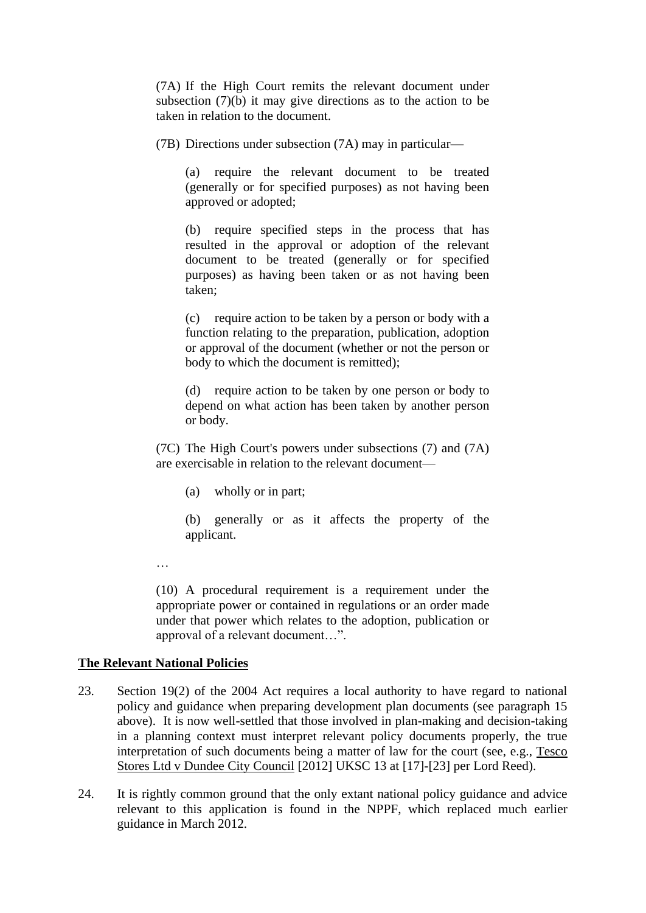(7A) If the High Court remits the relevant document under subsection (7)(b) it may give directions as to the action to be taken in relation to the document.

(7B) Directions under subsection (7A) may in particular—

(a) require the relevant document to be treated (generally or for specified purposes) as not having been approved or adopted;

(b) require specified steps in the process that has resulted in the approval or adoption of the relevant document to be treated (generally or for specified purposes) as having been taken or as not having been taken;

(c) require action to be taken by a person or body with a function relating to the preparation, publication, adoption or approval of the document (whether or not the person or body to which the document is remitted);

(d) require action to be taken by one person or body to depend on what action has been taken by another person or body.

(7C) The High Court's powers under subsections (7) and (7A) are exercisable in relation to the relevant document—

(a) wholly or in part;

(b) generally or as it affects the property of the applicant.

…

(10) A procedural requirement is a requirement under the appropriate power or contained in regulations or an order made under that power which relates to the adoption, publication or approval of a relevant document…".

**The Relevant National Policies**

23. Section 19(2) of the 2004 Act requires a local authority to have regard to national policy and guidance when preparing development plan documents (see paragraph 15 above). It is now well-settled that those involved in plan-making and decision-taking in a planning context must interpret relevant policy documents properly, the true interpretation of such documents being a matter of law for the court (see, e.g., Tesco Stores Ltd v Dundee City Council [2012] UKSC 13 at [17]-[23] per Lord Reed).

24. It is rightly common ground that the only extant national policy guidance and advice relevant to this application is found in the NPPF, which replaced much earlier guidance in March 2012.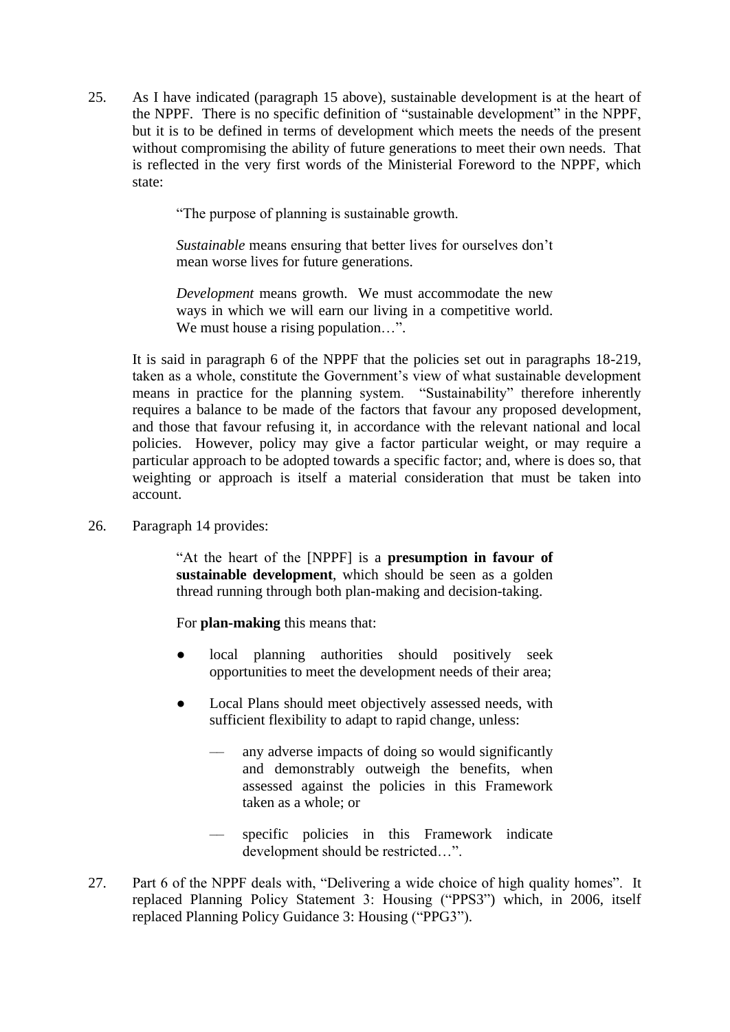25. As I have indicated (paragraph 15 above), sustainable development is at the heart of the NPPF. There is no specific definition of "sustainable development" in the NPPF, but it is to be defined in terms of development which meets the needs of the present without compromising the ability of future generations to meet their own needs. That is reflected in the very first words of the Ministerial Foreword to the NPPF, which state:

> "The purpose of planning is sustainable growth.
>
> *Sustainable* means ensuring that better lives for ourselves don't mean worse lives for future generations.
>
> *Development* means growth. We must accommodate the new ways in which we will earn our living in a competitive world. We must house a rising population…".

It is said in paragraph 6 of the NPPF that the policies set out in paragraphs 18-219, taken as a whole, constitute the Government's view of what sustainable development means in practice for the planning system. "Sustainability" therefore inherently requires a balance to be made of the factors that favour any proposed development, and those that favour refusing it, in accordance with the relevant national and local policies. However, policy may give a factor particular weight, or may require a particular approach to be adopted towards a specific factor; and, where is does so, that weighting or approach is itself a material consideration that must be taken into account.

26. Paragraph 14 provides:

> "At the heart of the [NPPF] is a **presumption in favour of sustainable development**, which should be seen as a golden thread running through both plan-making and decision-taking.
>
> For **plan-making** this means that:
>
> - local planning authorities should positively seek opportunities to meet the development needs of their area;
> - Local Plans should meet objectively assessed needs, with sufficient flexibility to adapt to rapid change, unless:
>     - any adverse impacts of doing so would significantly and demonstrably outweigh the benefits, when assessed against the policies in this Framework taken as a whole; or
>     - specific policies in this Framework indicate development should be restricted…".

27. Part 6 of the NPPF deals with, "Delivering a wide choice of high quality homes". It replaced Planning Policy Statement 3: Housing ("PPS3") which, in 2006, itself replaced Planning Policy Guidance 3: Housing ("PPG3").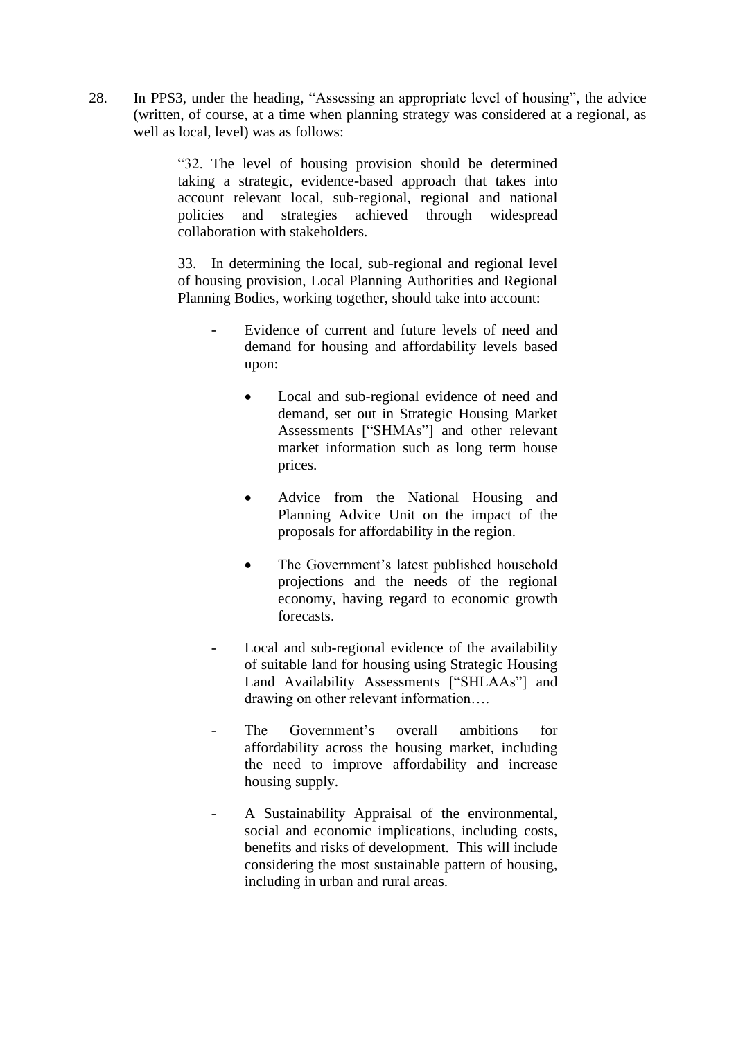28. In PPS3, under the heading, "Assessing an appropriate level of housing", the advice (written, of course, at a time when planning strategy was considered at a regional, as well as local, level) was as follows:

> "32. The level of housing provision should be determined taking a strategic, evidence-based approach that takes into account relevant local, sub-regional, regional and national policies and strategies achieved through widespread collaboration with stakeholders.
>
> 33. In determining the local, sub-regional and regional level of housing provision, Local Planning Authorities and Regional Planning Bodies, working together, should take into account:
>
> - Evidence of current and future levels of need and demand for housing and affordability levels based upon:
>     - Local and sub-regional evidence of need and demand, set out in Strategic Housing Market Assessments ["SHMAs"] and other relevant market information such as long term house prices.
>     - Advice from the National Housing and Planning Advice Unit on the impact of the proposals for affordability in the region.
>     - The Government's latest published household projections and the needs of the regional economy, having regard to economic growth forecasts.
> - Local and sub-regional evidence of the availability of suitable land for housing using Strategic Housing Land Availability Assessments ["SHLAAs"] and drawing on other relevant information….
> - The Government's overall ambitions for affordability across the housing market, including the need to improve affordability and increase housing supply.
> - A Sustainability Appraisal of the environmental, social and economic implications, including costs, benefits and risks of development. This will include considering the most sustainable pattern of housing, including in urban and rural areas.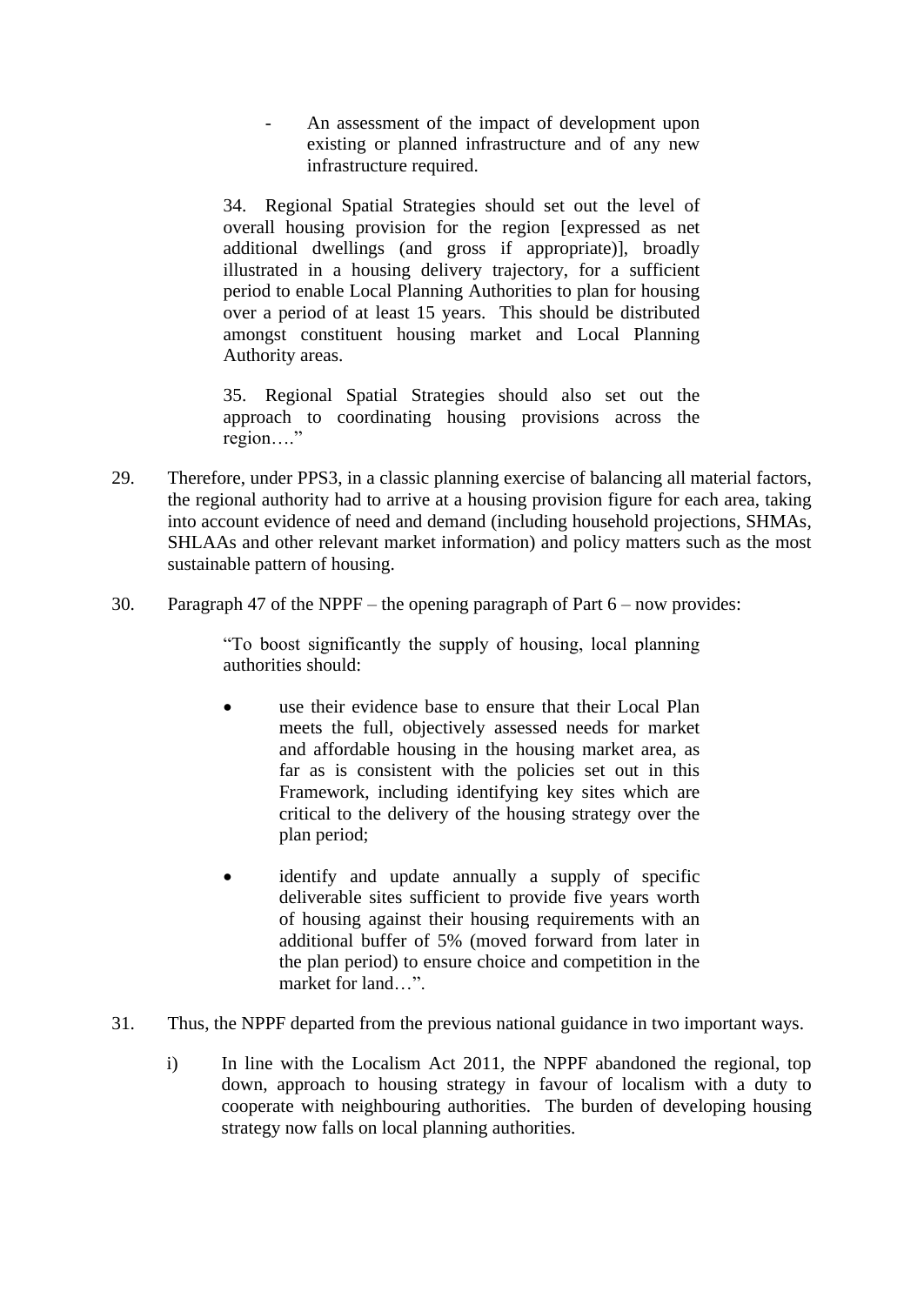- An assessment of the impact of development upon existing or planned infrastructure and of any new infrastructure required.

> 34. Regional Spatial Strategies should set out the level of overall housing provision for the region [expressed as net additional dwellings (and gross if appropriate)], broadly illustrated in a housing delivery trajectory, for a sufficient period to enable Local Planning Authorities to plan for housing over a period of at least 15 years. This should be distributed amongst constituent housing market and Local Planning Authority areas.
>
> 35. Regional Spatial Strategies should also set out the approach to coordinating housing provisions across the region…."

29. Therefore, under PPS3, in a classic planning exercise of balancing all material factors, the regional authority had to arrive at a housing provision figure for each area, taking into account evidence of need and demand (including household projections, SHMAs, SHLAAs and other relevant market information) and policy matters such as the most sustainable pattern of housing.

30. Paragraph 47 of the NPPF – the opening paragraph of Part 6 – now provides:

> "To boost significantly the supply of housing, local planning authorities should:
>
> - use their evidence base to ensure that their Local Plan meets the full, objectively assessed needs for market and affordable housing in the housing market area, as far as is consistent with the policies set out in this Framework, including identifying key sites which are critical to the delivery of the housing strategy over the plan period;
>
> - identify and update annually a supply of specific deliverable sites sufficient to provide five years worth of housing against their housing requirements with an additional buffer of 5% (moved forward from later in the plan period) to ensure choice and competition in the market for land…".

31. Thus, the NPPF departed from the previous national guidance in two important ways.

    i) In line with the Localism Act 2011, the NPPF abandoned the regional, top down, approach to housing strategy in favour of localism with a duty to cooperate with neighbouring authorities. The burden of developing housing strategy now falls on local planning authorities.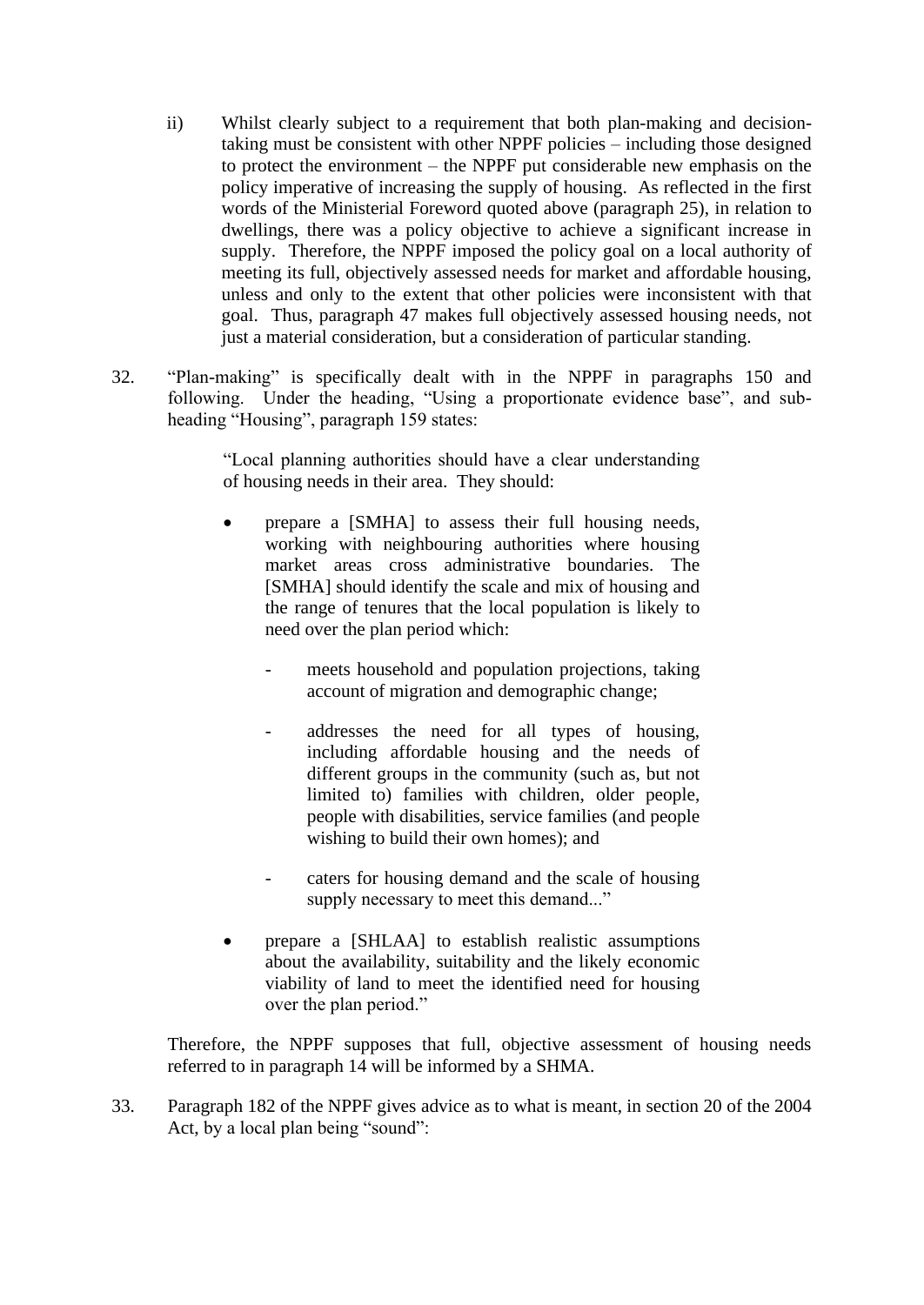ii) Whilst clearly subject to a requirement that both plan-making and decision-taking must be consistent with other NPPF policies – including those designed to protect the environment – the NPPF put considerable new emphasis on the policy imperative of increasing the supply of housing. As reflected in the first words of the Ministerial Foreword quoted above (paragraph 25), in relation to dwellings, there was a policy objective to achieve a significant increase in supply. Therefore, the NPPF imposed the policy goal on a local authority of meeting its full, objectively assessed needs for market and affordable housing, unless and only to the extent that other policies were inconsistent with that goal. Thus, paragraph 47 makes full objectively assessed housing needs, not just a material consideration, but a consideration of particular standing.

32. "Plan-making" is specifically dealt with in the NPPF in paragraphs 150 and following. Under the heading, "Using a proportionate evidence base", and sub-heading "Housing", paragraph 159 states:

> "Local planning authorities should have a clear understanding of housing needs in their area. They should:
>
> - prepare a [SMHA] to assess their full housing needs, working with neighbouring authorities where housing market areas cross administrative boundaries. The [SMHA] should identify the scale and mix of housing and the range of tenures that the local population is likely to need over the plan period which:
>     - meets household and population projections, taking account of migration and demographic change;
>     - addresses the need for all types of housing, including affordable housing and the needs of different groups in the community (such as, but not limited to) families with children, older people, people with disabilities, service families (and people wishing to build their own homes); and
>     - caters for housing demand and the scale of housing supply necessary to meet this demand..."
> - prepare a [SHLAA] to establish realistic assumptions about the availability, suitability and the likely economic viability of land to meet the identified need for housing over the plan period."

Therefore, the NPPF supposes that full, objective assessment of housing needs referred to in paragraph 14 will be informed by a SHMA.

33. Paragraph 182 of the NPPF gives advice as to what is meant, in section 20 of the 2004 Act, by a local plan being "sound":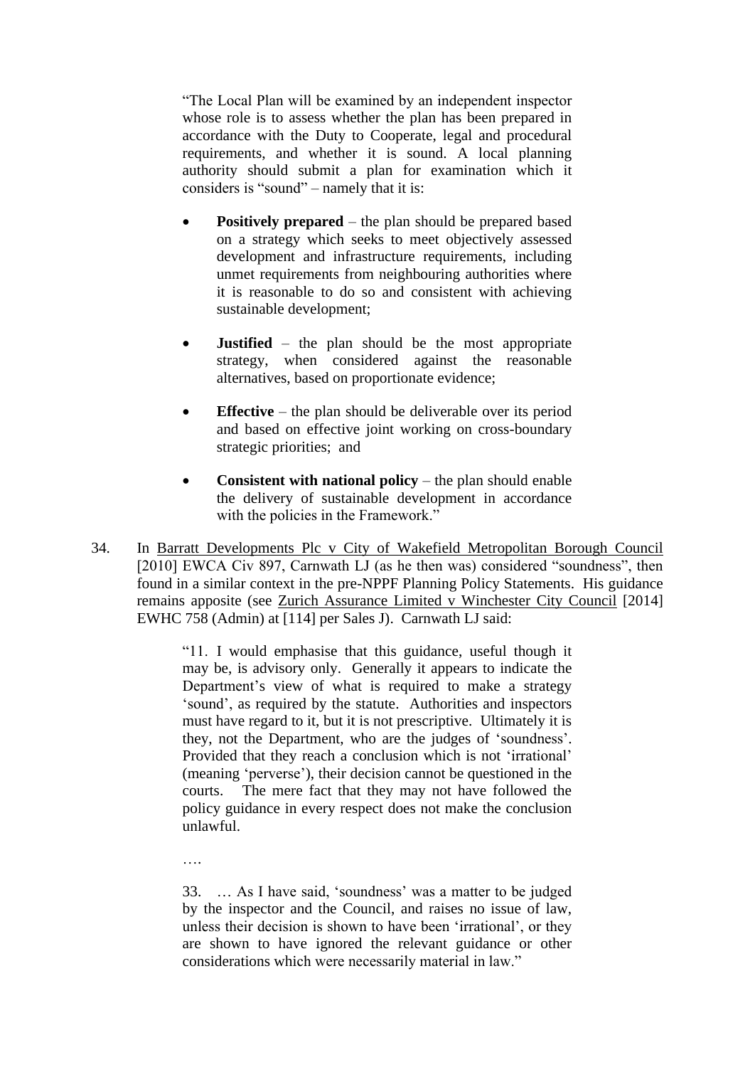> "The Local Plan will be examined by an independent inspector whose role is to assess whether the plan has been prepared in accordance with the Duty to Cooperate, legal and procedural requirements, and whether it is sound. A local planning authority should submit a plan for examination which it considers is "sound" – namely that it is:
>
> - **Positively prepared** – the plan should be prepared based on a strategy which seeks to meet objectively assessed development and infrastructure requirements, including unmet requirements from neighbouring authorities where it is reasonable to do so and consistent with achieving sustainable development;
>
> - **Justified** – the plan should be the most appropriate strategy, when considered against the reasonable alternatives, based on proportionate evidence;
>
> - **Effective** – the plan should be deliverable over its period and based on effective joint working on cross-boundary strategic priorities; and
>
> - **Consistent with national policy** – the plan should enable the delivery of sustainable development in accordance with the policies in the Framework."

34. In Barratt Developments Plc v City of Wakefield Metropolitan Borough Council [2010] EWCA Civ 897, Carnwath LJ (as he then was) considered "soundness", then found in a similar context in the pre-NPPF Planning Policy Statements. His guidance remains apposite (see Zurich Assurance Limited v Winchester City Council [2014] EWHC 758 (Admin) at [114] per Sales J). Carnwath LJ said:

> "11. I would emphasise that this guidance, useful though it may be, is advisory only. Generally it appears to indicate the Department's view of what is required to make a strategy 'sound', as required by the statute. Authorities and inspectors must have regard to it, but it is not prescriptive. Ultimately it is they, not the Department, who are the judges of 'soundness'. Provided that they reach a conclusion which is not 'irrational' (meaning 'perverse'), their decision cannot be questioned in the courts. The mere fact that they may not have followed the policy guidance in every respect does not make the conclusion unlawful.
>
> ….
>
> 33. … As I have said, 'soundness' was a matter to be judged by the inspector and the Council, and raises no issue of law, unless their decision is shown to have been 'irrational', or they are shown to have ignored the relevant guidance or other considerations which were necessarily material in law."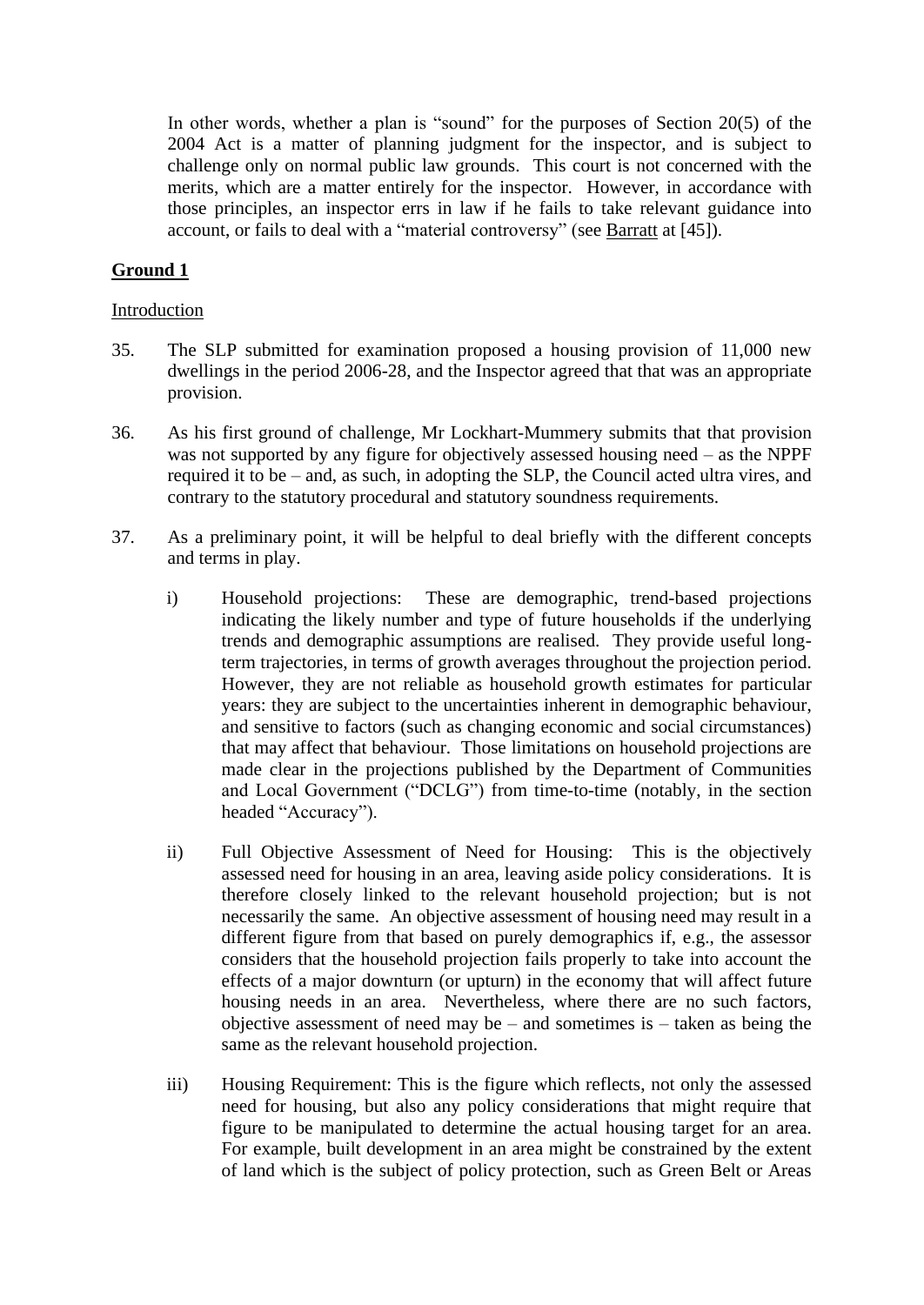In other words, whether a plan is "sound" for the purposes of Section 20(5) of the 2004 Act is a matter of planning judgment for the inspector, and is subject to challenge only on normal public law grounds. This court is not concerned with the merits, which are a matter entirely for the inspector. However, in accordance with those principles, an inspector errs in law if he fails to take relevant guidance into account, or fails to deal with a "material controversy" (see Barratt at [45]).

## Ground 1

Introduction

35. The SLP submitted for examination proposed a housing provision of 11,000 new dwellings in the period 2006-28, and the Inspector agreed that that was an appropriate provision.

36. As his first ground of challenge, Mr Lockhart-Mummery submits that that provision was not supported by any figure for objectively assessed housing need – as the NPPF required it to be – and, as such, in adopting the SLP, the Council acted ultra vires, and contrary to the statutory procedural and statutory soundness requirements.

37. As a preliminary point, it will be helpful to deal briefly with the different concepts and terms in play.

    i) Household projections: These are demographic, trend-based projections indicating the likely number and type of future households if the underlying trends and demographic assumptions are realised. They provide useful long-term trajectories, in terms of growth averages throughout the projection period. However, they are not reliable as household growth estimates for particular years: they are subject to the uncertainties inherent in demographic behaviour, and sensitive to factors (such as changing economic and social circumstances) that may affect that behaviour. Those limitations on household projections are made clear in the projections published by the Department of Communities and Local Government ("DCLG") from time-to-time (notably, in the section headed "Accuracy").

    ii) Full Objective Assessment of Need for Housing: This is the objectively assessed need for housing in an area, leaving aside policy considerations. It is therefore closely linked to the relevant household projection; but is not necessarily the same. An objective assessment of housing need may result in a different figure from that based on purely demographics if, e.g., the assessor considers that the household projection fails properly to take into account the effects of a major downturn (or upturn) in the economy that will affect future housing needs in an area. Nevertheless, where there are no such factors, objective assessment of need may be – and sometimes is – taken as being the same as the relevant household projection.

    iii) Housing Requirement: This is the figure which reflects, not only the assessed need for housing, but also any policy considerations that might require that figure to be manipulated to determine the actual housing target for an area. For example, built development in an area might be constrained by the extent of land which is the subject of policy protection, such as Green Belt or Areas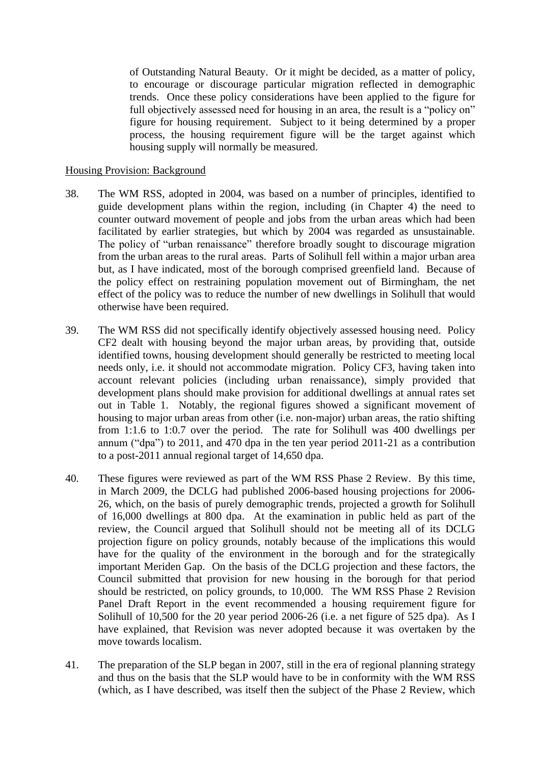of Outstanding Natural Beauty. Or it might be decided, as a matter of policy, to encourage or discourage particular migration reflected in demographic trends. Once these policy considerations have been applied to the figure for full objectively assessed need for housing in an area, the result is a "policy on" figure for housing requirement. Subject to it being determined by a proper process, the housing requirement figure will be the target against which housing supply will normally be measured.

Housing Provision: Background

38. The WM RSS, adopted in 2004, was based on a number of principles, identified to guide development plans within the region, including (in Chapter 4) the need to counter outward movement of people and jobs from the urban areas which had been facilitated by earlier strategies, but which by 2004 was regarded as unsustainable. The policy of "urban renaissance" therefore broadly sought to discourage migration from the urban areas to the rural areas. Parts of Solihull fell within a major urban area but, as I have indicated, most of the borough comprised greenfield land. Because of the policy effect on restraining population movement out of Birmingham, the net effect of the policy was to reduce the number of new dwellings in Solihull that would otherwise have been required.

39. The WM RSS did not specifically identify objectively assessed housing need. Policy CF2 dealt with housing beyond the major urban areas, by providing that, outside identified towns, housing development should generally be restricted to meeting local needs only, i.e. it should not accommodate migration. Policy CF3, having taken into account relevant policies (including urban renaissance), simply provided that development plans should make provision for additional dwellings at annual rates set out in Table 1. Notably, the regional figures showed a significant movement of housing to major urban areas from other (i.e. non-major) urban areas, the ratio shifting from 1:1.6 to 1:0.7 over the period. The rate for Solihull was 400 dwellings per annum ("dpa") to 2011, and 470 dpa in the ten year period 2011-21 as a contribution to a post-2011 annual regional target of 14,650 dpa.

40. These figures were reviewed as part of the WM RSS Phase 2 Review. By this time, in March 2009, the DCLG had published 2006-based housing projections for 2006-26, which, on the basis of purely demographic trends, projected a growth for Solihull of 16,000 dwellings at 800 dpa. At the examination in public held as part of the review, the Council argued that Solihull should not be meeting all of its DCLG projection figure on policy grounds, notably because of the implications this would have for the quality of the environment in the borough and for the strategically important Meriden Gap. On the basis of the DCLG projection and these factors, the Council submitted that provision for new housing in the borough for that period should be restricted, on policy grounds, to 10,000. The WM RSS Phase 2 Revision Panel Draft Report in the event recommended a housing requirement figure for Solihull of 10,500 for the 20 year period 2006-26 (i.e. a net figure of 525 dpa). As I have explained, that Revision was never adopted because it was overtaken by the move towards localism.

41. The preparation of the SLP began in 2007, still in the era of regional planning strategy and thus on the basis that the SLP would have to be in conformity with the WM RSS (which, as I have described, was itself then the subject of the Phase 2 Review, which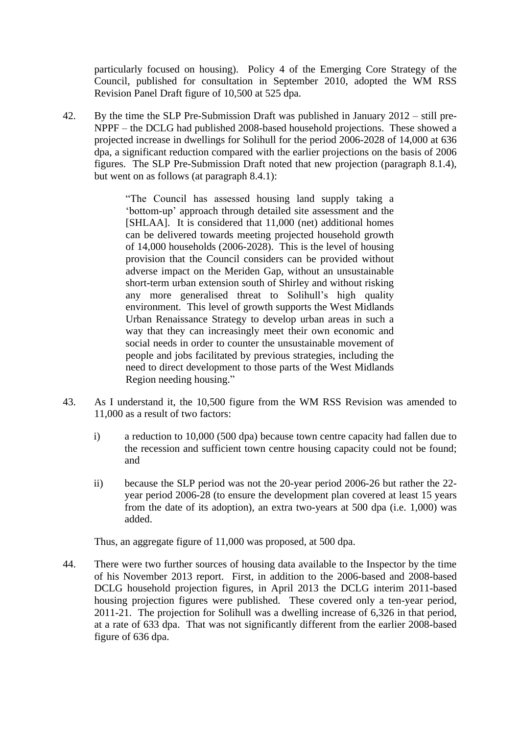particularly focused on housing). Policy 4 of the Emerging Core Strategy of the Council, published for consultation in September 2010, adopted the WM RSS Revision Panel Draft figure of 10,500 at 525 dpa.

42. By the time the SLP Pre-Submission Draft was published in January 2012 – still pre-NPPF – the DCLG had published 2008-based household projections. These showed a projected increase in dwellings for Solihull for the period 2006-2028 of 14,000 at 636 dpa, a significant reduction compared with the earlier projections on the basis of 2006 figures. The SLP Pre-Submission Draft noted that new projection (paragraph 8.1.4), but went on as follows (at paragraph 8.4.1):

> "The Council has assessed housing land supply taking a 'bottom-up' approach through detailed site assessment and the [SHLAA]. It is considered that 11,000 (net) additional homes can be delivered towards meeting projected household growth of 14,000 households (2006-2028). This is the level of housing provision that the Council considers can be provided without adverse impact on the Meriden Gap, without an unsustainable short-term urban extension south of Shirley and without risking any more generalised threat to Solihull's high quality environment. This level of growth supports the West Midlands Urban Renaissance Strategy to develop urban areas in such a way that they can increasingly meet their own economic and social needs in order to counter the unsustainable movement of people and jobs facilitated by previous strategies, including the need to direct development to those parts of the West Midlands Region needing housing."

43. As I understand it, the 10,500 figure from the WM RSS Revision was amended to 11,000 as a result of two factors:

    i) a reduction to 10,000 (500 dpa) because town centre capacity had fallen due to the recession and sufficient town centre housing capacity could not be found; and

    ii) because the SLP period was not the 20-year period 2006-26 but rather the 22-year period 2006-28 (to ensure the development plan covered at least 15 years from the date of its adoption), an extra two-years at 500 dpa (i.e. 1,000) was added.

    Thus, an aggregate figure of 11,000 was proposed, at 500 dpa.

44. There were two further sources of housing data available to the Inspector by the time of his November 2013 report. First, in addition to the 2006-based and 2008-based DCLG household projection figures, in April 2013 the DCLG interim 2011-based housing projection figures were published. These covered only a ten-year period, 2011-21. The projection for Solihull was a dwelling increase of 6,326 in that period, at a rate of 633 dpa. That was not significantly different from the earlier 2008-based figure of 636 dpa.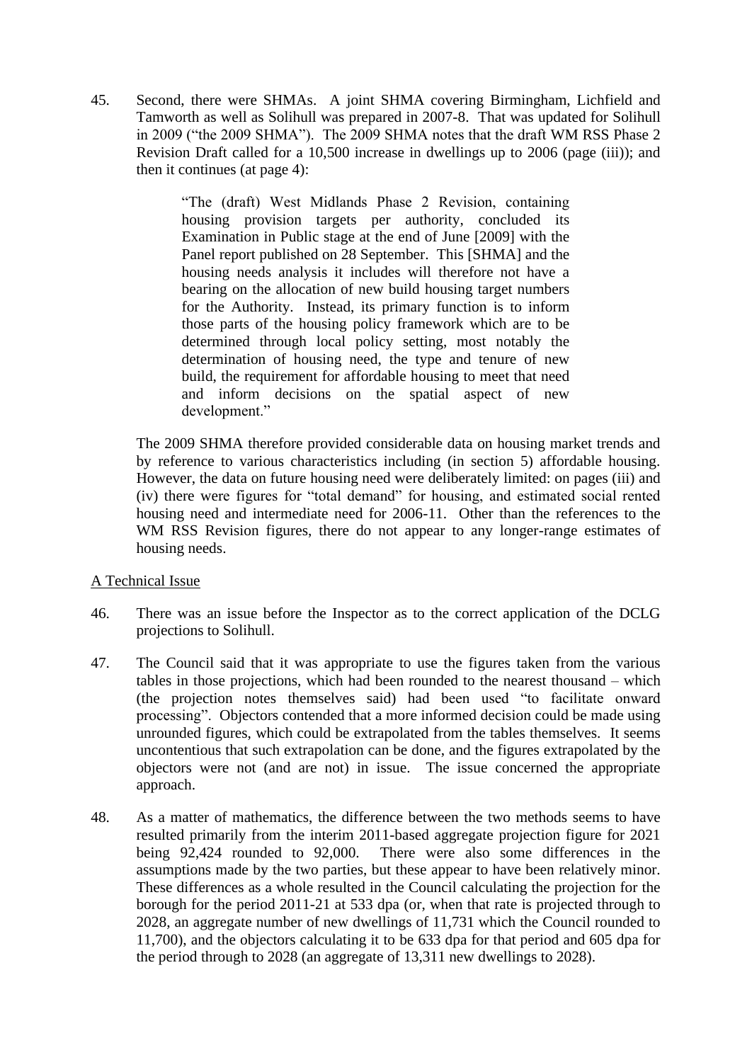45. Second, there were SHMAs. A joint SHMA covering Birmingham, Lichfield and Tamworth as well as Solihull was prepared in 2007-8. That was updated for Solihull in 2009 ("the 2009 SHMA"). The 2009 SHMA notes that the draft WM RSS Phase 2 Revision Draft called for a 10,500 increase in dwellings up to 2006 (page (iii)); and then it continues (at page 4):

> "The (draft) West Midlands Phase 2 Revision, containing housing provision targets per authority, concluded its Examination in Public stage at the end of June [2009] with the Panel report published on 28 September. This [SHMA] and the housing needs analysis it includes will therefore not have a bearing on the allocation of new build housing target numbers for the Authority. Instead, its primary function is to inform those parts of the housing policy framework which are to be determined through local policy setting, most notably the determination of housing need, the type and tenure of new build, the requirement for affordable housing to meet that need and inform decisions on the spatial aspect of new development."

The 2009 SHMA therefore provided considerable data on housing market trends and by reference to various characteristics including (in section 5) affordable housing. However, the data on future housing need were deliberately limited: on pages (iii) and (iv) there were figures for "total demand" for housing, and estimated social rented housing need and intermediate need for 2006-11. Other than the references to the WM RSS Revision figures, there do not appear to any longer-range estimates of housing needs.

<u>A Technical Issue</u>

46. There was an issue before the Inspector as to the correct application of the DCLG projections to Solihull.

47. The Council said that it was appropriate to use the figures taken from the various tables in those projections, which had been rounded to the nearest thousand – which (the projection notes themselves said) had been used "to facilitate onward processing". Objectors contended that a more informed decision could be made using unrounded figures, which could be extrapolated from the tables themselves. It seems uncontentious that such extrapolation can be done, and the figures extrapolated by the objectors were not (and are not) in issue. The issue concerned the appropriate approach.

48. As a matter of mathematics, the difference between the two methods seems to have resulted primarily from the interim 2011-based aggregate projection figure for 2021 being 92,424 rounded to 92,000. There were also some differences in the assumptions made by the two parties, but these appear to have been relatively minor. These differences as a whole resulted in the Council calculating the projection for the borough for the period 2011-21 at 533 dpa (or, when that rate is projected through to 2028, an aggregate number of new dwellings of 11,731 which the Council rounded to 11,700), and the objectors calculating it to be 633 dpa for that period and 605 dpa for the period through to 2028 (an aggregate of 13,311 new dwellings to 2028).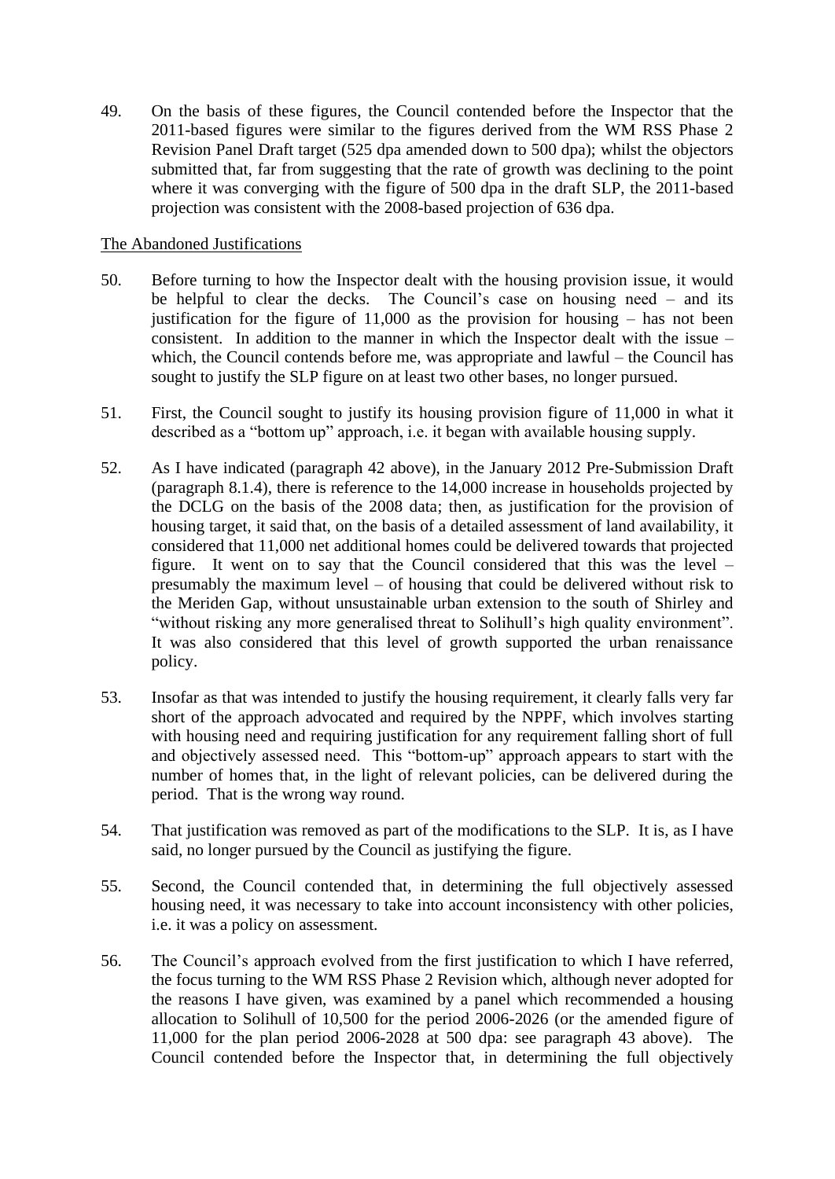49. On the basis of these figures, the Council contended before the Inspector that the 2011-based figures were similar to the figures derived from the WM RSS Phase 2 Revision Panel Draft target (525 dpa amended down to 500 dpa); whilst the objectors submitted that, far from suggesting that the rate of growth was declining to the point where it was converging with the figure of 500 dpa in the draft SLP, the 2011-based projection was consistent with the 2008-based projection of 636 dpa.

<u>The Abandoned Justifications</u>

50. Before turning to how the Inspector dealt with the housing provision issue, it would be helpful to clear the decks. The Council's case on housing need – and its justification for the figure of 11,000 as the provision for housing – has not been consistent. In addition to the manner in which the Inspector dealt with the issue – which, the Council contends before me, was appropriate and lawful – the Council has sought to justify the SLP figure on at least two other bases, no longer pursued.

51. First, the Council sought to justify its housing provision figure of 11,000 in what it described as a "bottom up" approach, i.e. it began with available housing supply.

52. As I have indicated (paragraph 42 above), in the January 2012 Pre-Submission Draft (paragraph 8.1.4), there is reference to the 14,000 increase in households projected by the DCLG on the basis of the 2008 data; then, as justification for the provision of housing target, it said that, on the basis of a detailed assessment of land availability, it considered that 11,000 net additional homes could be delivered towards that projected figure. It went on to say that the Council considered that this was the level – presumably the maximum level – of housing that could be delivered without risk to the Meriden Gap, without unsustainable urban extension to the south of Shirley and "without risking any more generalised threat to Solihull's high quality environment". It was also considered that this level of growth supported the urban renaissance policy.

53. Insofar as that was intended to justify the housing requirement, it clearly falls very far short of the approach advocated and required by the NPPF, which involves starting with housing need and requiring justification for any requirement falling short of full and objectively assessed need. This "bottom-up" approach appears to start with the number of homes that, in the light of relevant policies, can be delivered during the period. That is the wrong way round.

54. That justification was removed as part of the modifications to the SLP. It is, as I have said, no longer pursued by the Council as justifying the figure.

55. Second, the Council contended that, in determining the full objectively assessed housing need, it was necessary to take into account inconsistency with other policies, i.e. it was a policy on assessment.

56. The Council's approach evolved from the first justification to which I have referred, the focus turning to the WM RSS Phase 2 Revision which, although never adopted for the reasons I have given, was examined by a panel which recommended a housing allocation to Solihull of 10,500 for the period 2006-2026 (or the amended figure of 11,000 for the plan period 2006-2028 at 500 dpa: see paragraph 43 above). The Council contended before the Inspector that, in determining the full objectively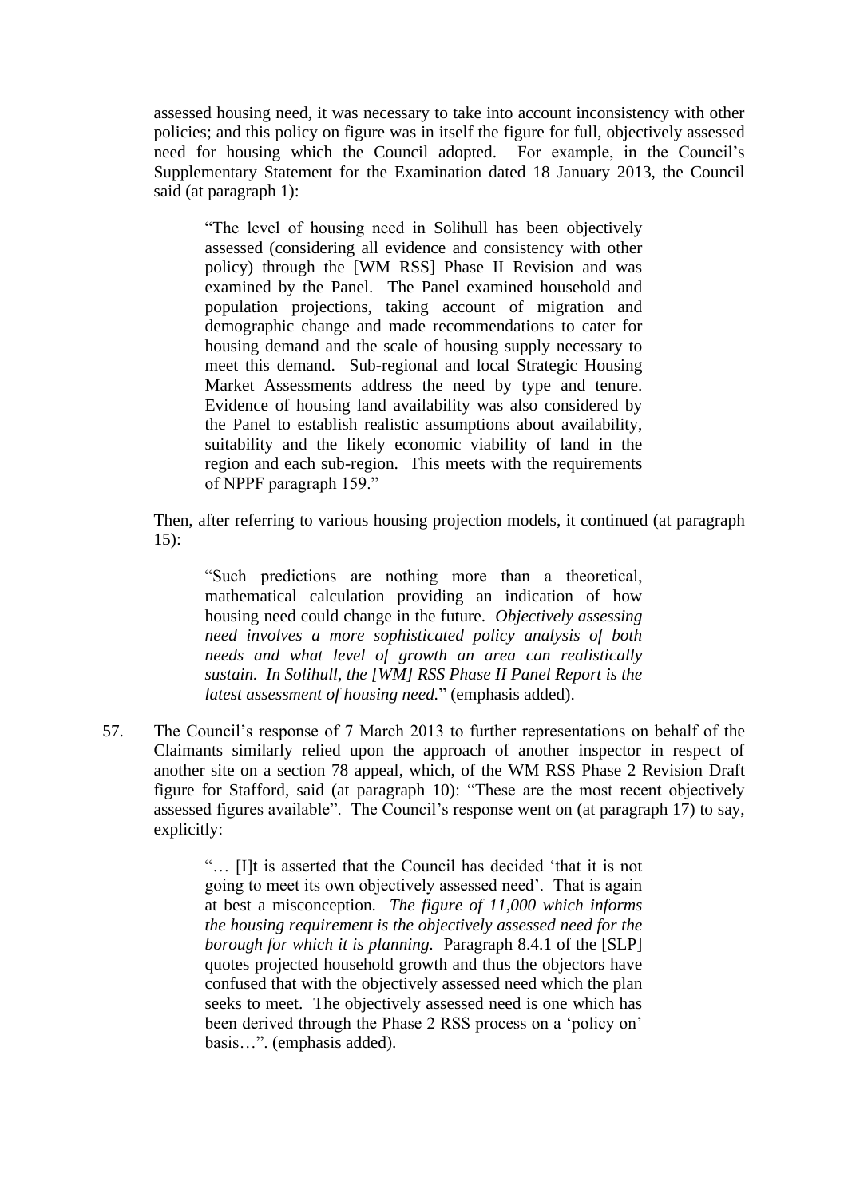assessed housing need, it was necessary to take into account inconsistency with other policies; and this policy on figure was in itself the figure for full, objectively assessed need for housing which the Council adopted. For example, in the Council's Supplementary Statement for the Examination dated 18 January 2013, the Council said (at paragraph 1):

> "The level of housing need in Solihull has been objectively assessed (considering all evidence and consistency with other policy) through the [WM RSS] Phase II Revision and was examined by the Panel. The Panel examined household and population projections, taking account of migration and demographic change and made recommendations to cater for housing demand and the scale of housing supply necessary to meet this demand. Sub-regional and local Strategic Housing Market Assessments address the need by type and tenure. Evidence of housing land availability was also considered by the Panel to establish realistic assumptions about availability, suitability and the likely economic viability of land in the region and each sub-region. This meets with the requirements of NPPF paragraph 159."

Then, after referring to various housing projection models, it continued (at paragraph 15):

> "Such predictions are nothing more than a theoretical, mathematical calculation providing an indication of how housing need could change in the future. *Objectively assessing need involves a more sophisticated policy analysis of both needs and what level of growth an area can realistically sustain. In Solihull, the [WM] RSS Phase II Panel Report is the latest assessment of housing need.*" (emphasis added).

57. The Council's response of 7 March 2013 to further representations on behalf of the Claimants similarly relied upon the approach of another inspector in respect of another site on a section 78 appeal, which, of the WM RSS Phase 2 Revision Draft figure for Stafford, said (at paragraph 10): "These are the most recent objectively assessed figures available". The Council's response went on (at paragraph 17) to say, explicitly:

> "… [I]t is asserted that the Council has decided 'that it is not going to meet its own objectively assessed need'. That is again at best a misconception. *The figure of 11,000 which informs the housing requirement is the objectively assessed need for the borough for which it is planning.* Paragraph 8.4.1 of the [SLP] quotes projected household growth and thus the objectors have confused that with the objectively assessed need which the plan seeks to meet. The objectively assessed need is one which has been derived through the Phase 2 RSS process on a 'policy on' basis…". (emphasis added).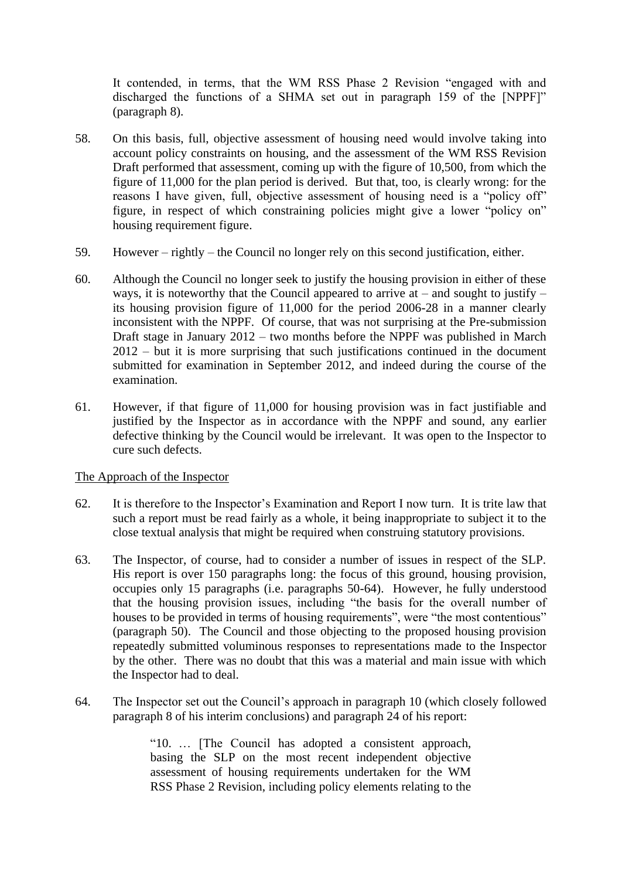It contended, in terms, that the WM RSS Phase 2 Revision "engaged with and discharged the functions of a SHMA set out in paragraph 159 of the [NPPF]" (paragraph 8).

58. On this basis, full, objective assessment of housing need would involve taking into account policy constraints on housing, and the assessment of the WM RSS Revision Draft performed that assessment, coming up with the figure of 10,500, from which the figure of 11,000 for the plan period is derived. But that, too, is clearly wrong: for the reasons I have given, full, objective assessment of housing need is a "policy off" figure, in respect of which constraining policies might give a lower "policy on" housing requirement figure.

59. However – rightly – the Council no longer rely on this second justification, either.

60. Although the Council no longer seek to justify the housing provision in either of these ways, it is noteworthy that the Council appeared to arrive at – and sought to justify – its housing provision figure of 11,000 for the period 2006-28 in a manner clearly inconsistent with the NPPF. Of course, that was not surprising at the Pre-submission Draft stage in January 2012 – two months before the NPPF was published in March 2012 – but it is more surprising that such justifications continued in the document submitted for examination in September 2012, and indeed during the course of the examination.

61. However, if that figure of 11,000 for housing provision was in fact justifiable and justified by the Inspector as in accordance with the NPPF and sound, any earlier defective thinking by the Council would be irrelevant. It was open to the Inspector to cure such defects.

<u>The Approach of the Inspector</u>

62. It is therefore to the Inspector's Examination and Report I now turn. It is trite law that such a report must be read fairly as a whole, it being inappropriate to subject it to the close textual analysis that might be required when construing statutory provisions.

63. The Inspector, of course, had to consider a number of issues in respect of the SLP. His report is over 150 paragraphs long: the focus of this ground, housing provision, occupies only 15 paragraphs (i.e. paragraphs 50-64). However, he fully understood that the housing provision issues, including "the basis for the overall number of houses to be provided in terms of housing requirements", were "the most contentious" (paragraph 50). The Council and those objecting to the proposed housing provision repeatedly submitted voluminous responses to representations made to the Inspector by the other. There was no doubt that this was a material and main issue with which the Inspector had to deal.

64. The Inspector set out the Council's approach in paragraph 10 (which closely followed paragraph 8 of his interim conclusions) and paragraph 24 of his report:

> "10. … [The Council has adopted a consistent approach, basing the SLP on the most recent independent objective assessment of housing requirements undertaken for the WM RSS Phase 2 Revision, including policy elements relating to the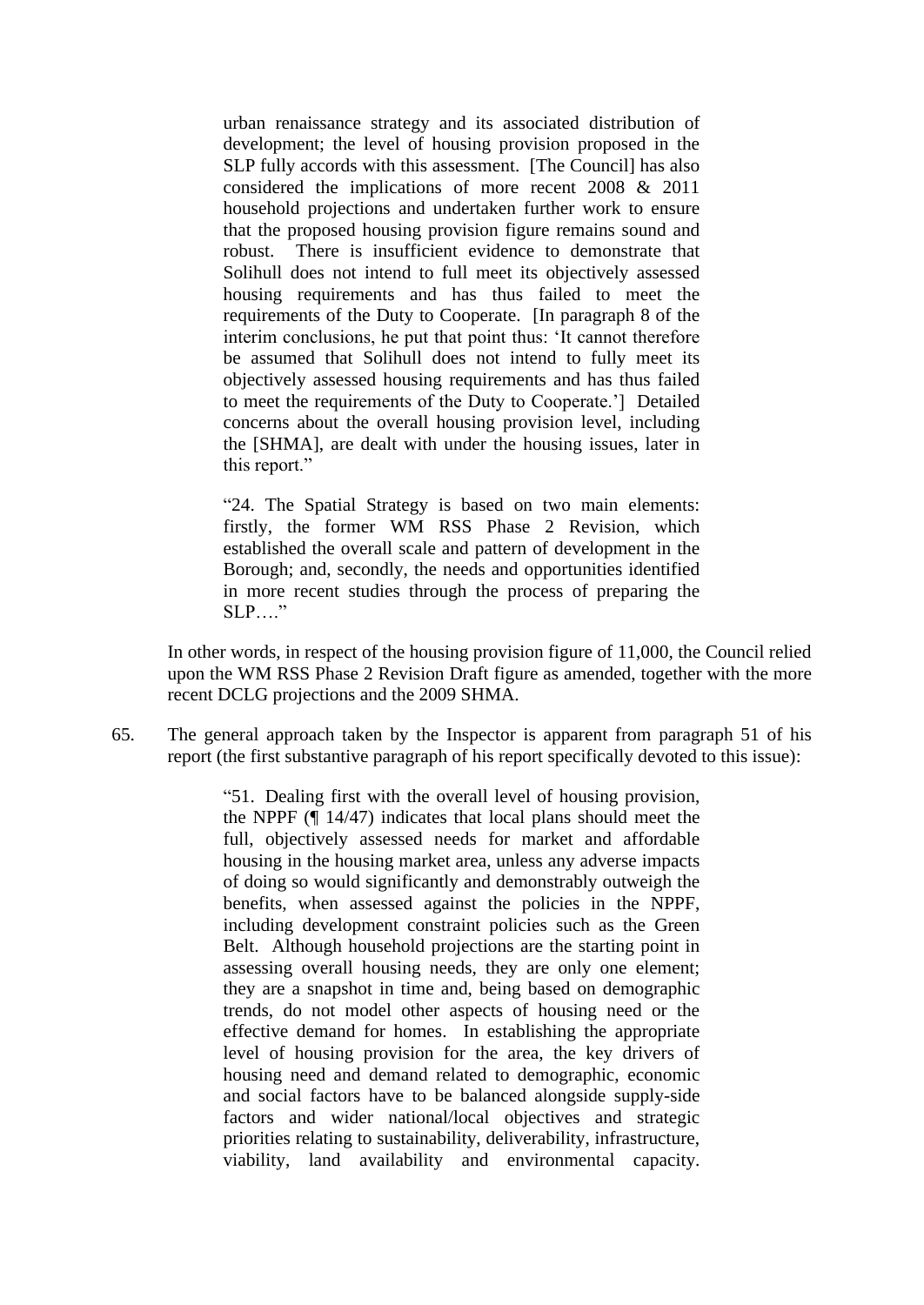> urban renaissance strategy and its associated distribution of development; the level of housing provision proposed in the SLP fully accords with this assessment. [The Council] has also considered the implications of more recent 2008 & 2011 household projections and undertaken further work to ensure that the proposed housing provision figure remains sound and robust. There is insufficient evidence to demonstrate that Solihull does not intend to full meet its objectively assessed housing requirements and has thus failed to meet the requirements of the Duty to Cooperate. [In paragraph 8 of the interim conclusions, he put that point thus: 'It cannot therefore be assumed that Solihull does not intend to fully meet its objectively assessed housing requirements and has thus failed to meet the requirements of the Duty to Cooperate.'] Detailed concerns about the overall housing provision level, including the [SHMA], are dealt with under the housing issues, later in this report."

> "24. The Spatial Strategy is based on two main elements: firstly, the former WM RSS Phase 2 Revision, which established the overall scale and pattern of development in the Borough; and, secondly, the needs and opportunities identified in more recent studies through the process of preparing the SLP…."

In other words, in respect of the housing provision figure of 11,000, the Council relied upon the WM RSS Phase 2 Revision Draft figure as amended, together with the more recent DCLG projections and the 2009 SHMA.

65. The general approach taken by the Inspector is apparent from paragraph 51 of his report (the first substantive paragraph of his report specifically devoted to this issue):

> "51. Dealing first with the overall level of housing provision, the NPPF (¶ 14/47) indicates that local plans should meet the full, objectively assessed needs for market and affordable housing in the housing market area, unless any adverse impacts of doing so would significantly and demonstrably outweigh the benefits, when assessed against the policies in the NPPF, including development constraint policies such as the Green Belt. Although household projections are the starting point in assessing overall housing needs, they are only one element; they are a snapshot in time and, being based on demographic trends, do not model other aspects of housing need or the effective demand for homes. In establishing the appropriate level of housing provision for the area, the key drivers of housing need and demand related to demographic, economic and social factors have to be balanced alongside supply-side factors and wider national/local objectives and strategic priorities relating to sustainability, deliverability, infrastructure, viability, land availability and environmental capacity.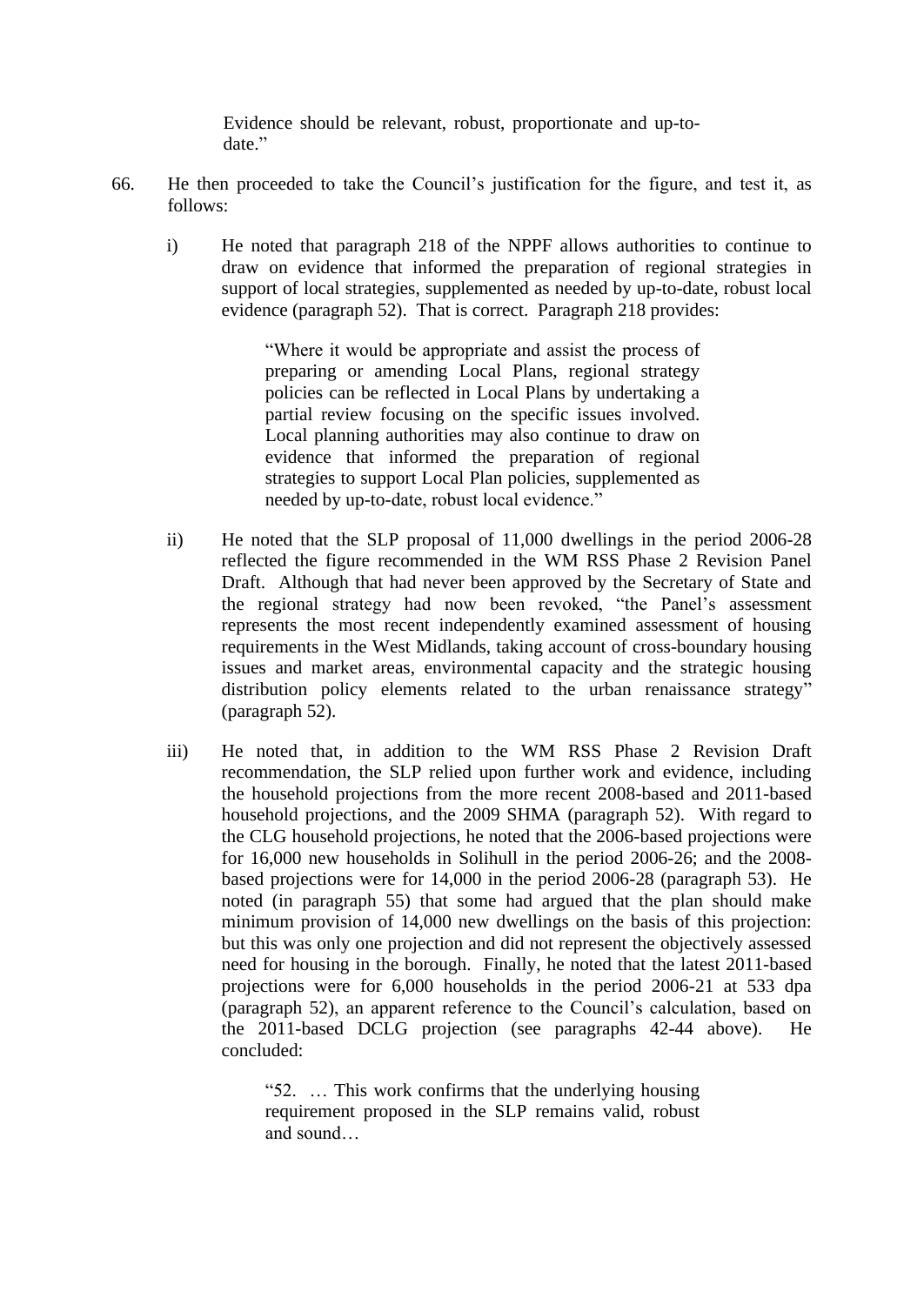> Evidence should be relevant, robust, proportionate and up-to-date."

66. He then proceeded to take the Council's justification for the figure, and test it, as follows:

    i) He noted that paragraph 218 of the NPPF allows authorities to continue to draw on evidence that informed the preparation of regional strategies in support of local strategies, supplemented as needed by up-to-date, robust local evidence (paragraph 52). That is correct. Paragraph 218 provides:

    > "Where it would be appropriate and assist the process of preparing or amending Local Plans, regional strategy policies can be reflected in Local Plans by undertaking a partial review focusing on the specific issues involved. Local planning authorities may also continue to draw on evidence that informed the preparation of regional strategies to support Local Plan policies, supplemented as needed by up-to-date, robust local evidence."

    ii) He noted that the SLP proposal of 11,000 dwellings in the period 2006-28 reflected the figure recommended in the WM RSS Phase 2 Revision Panel Draft. Although that had never been approved by the Secretary of State and the regional strategy had now been revoked, "the Panel's assessment represents the most recent independently examined assessment of housing requirements in the West Midlands, taking account of cross-boundary housing issues and market areas, environmental capacity and the strategic housing distribution policy elements related to the urban renaissance strategy" (paragraph 52).

    iii) He noted that, in addition to the WM RSS Phase 2 Revision Draft recommendation, the SLP relied upon further work and evidence, including the household projections from the more recent 2008-based and 2011-based household projections, and the 2009 SHMA (paragraph 52). With regard to the CLG household projections, he noted that the 2006-based projections were for 16,000 new households in Solihull in the period 2006-26; and the 2008-based projections were for 14,000 in the period 2006-28 (paragraph 53). He noted (in paragraph 55) that some had argued that the plan should make minimum provision of 14,000 new dwellings on the basis of this projection: but this was only one projection and did not represent the objectively assessed need for housing in the borough. Finally, he noted that the latest 2011-based projections were for 6,000 households in the period 2006-21 at 533 dpa (paragraph 52), an apparent reference to the Council's calculation, based on the 2011-based DCLG projection (see paragraphs 42-44 above). He concluded:

    > "52. … This work confirms that the underlying housing requirement proposed in the SLP remains valid, robust and sound…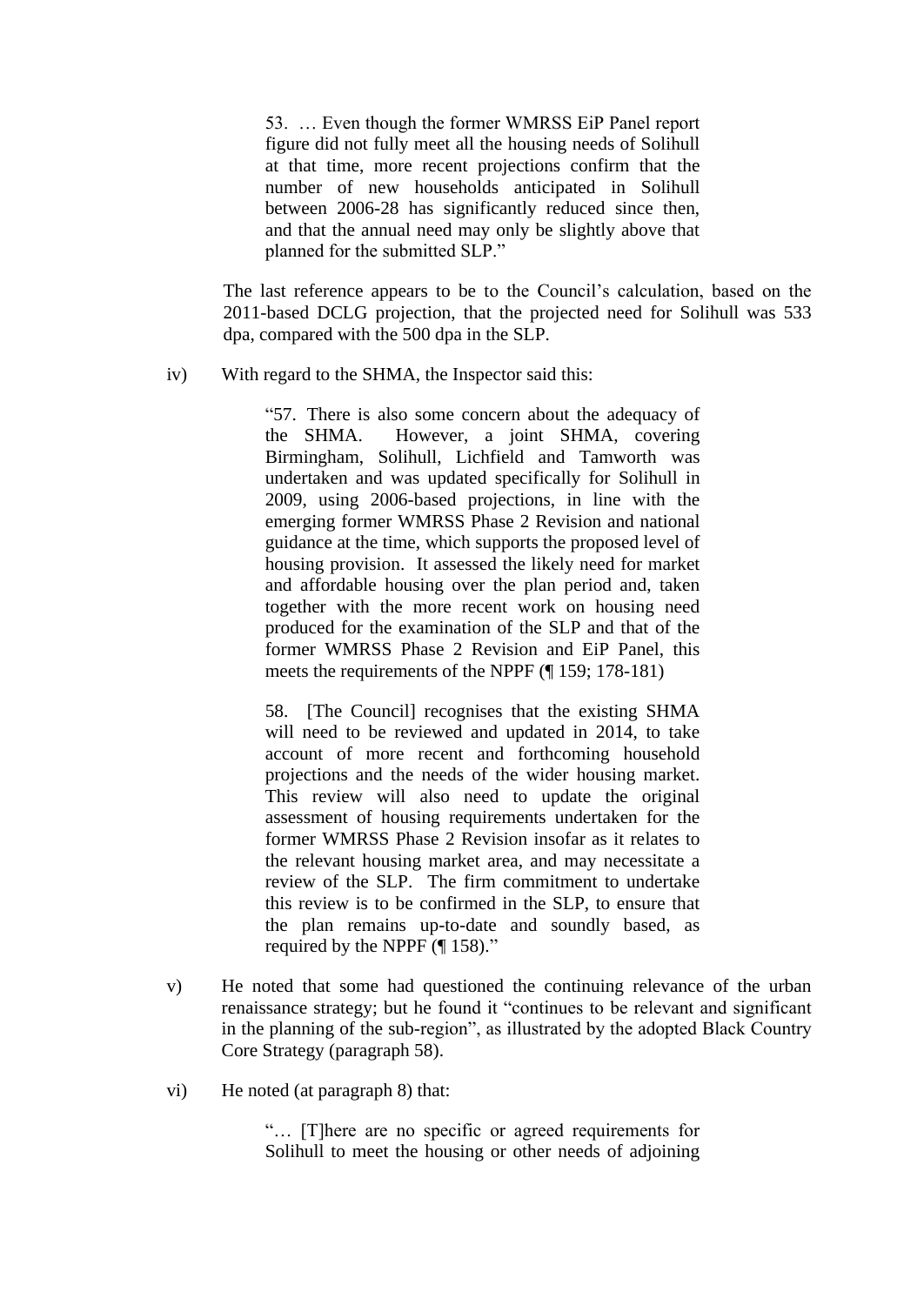> 53. … Even though the former WMRSS EiP Panel report figure did not fully meet all the housing needs of Solihull at that time, more recent projections confirm that the number of new households anticipated in Solihull between 2006-28 has significantly reduced since then, and that the annual need may only be slightly above that planned for the submitted SLP."

The last reference appears to be to the Council's calculation, based on the 2011-based DCLG projection, that the projected need for Solihull was 533 dpa, compared with the 500 dpa in the SLP.

iv) With regard to the SHMA, the Inspector said this:

> "57. There is also some concern about the adequacy of the SHMA. However, a joint SHMA, covering Birmingham, Solihull, Lichfield and Tamworth was undertaken and was updated specifically for Solihull in 2009, using 2006-based projections, in line with the emerging former WMRSS Phase 2 Revision and national guidance at the time, which supports the proposed level of housing provision. It assessed the likely need for market and affordable housing over the plan period and, taken together with the more recent work on housing need produced for the examination of the SLP and that of the former WMRSS Phase 2 Revision and EiP Panel, this meets the requirements of the NPPF (¶ 159; 178-181)
>
> 58. [The Council] recognises that the existing SHMA will need to be reviewed and updated in 2014, to take account of more recent and forthcoming household projections and the needs of the wider housing market. This review will also need to update the original assessment of housing requirements undertaken for the former WMRSS Phase 2 Revision insofar as it relates to the relevant housing market area, and may necessitate a review of the SLP. The firm commitment to undertake this review is to be confirmed in the SLP, to ensure that the plan remains up-to-date and soundly based, as required by the NPPF (¶ 158)."

v) He noted that some had questioned the continuing relevance of the urban renaissance strategy; but he found it "continues to be relevant and significant in the planning of the sub-region", as illustrated by the adopted Black Country Core Strategy (paragraph 58).

vi) He noted (at paragraph 8) that:

> "… [T]here are no specific or agreed requirements for Solihull to meet the housing or other needs of adjoining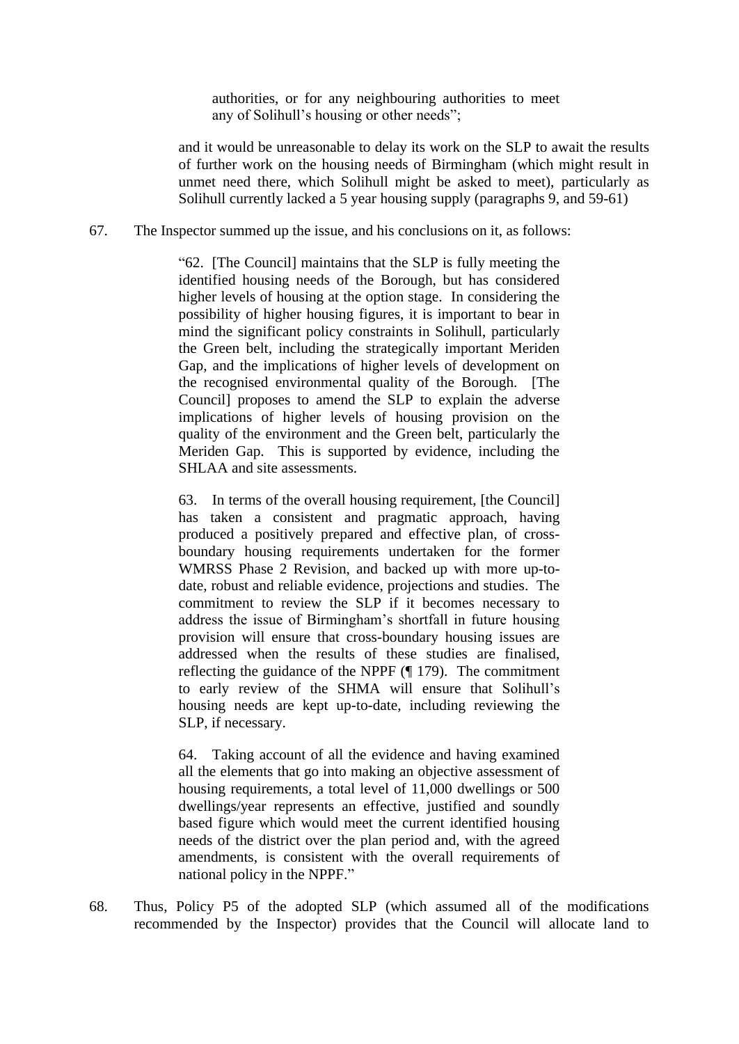> authorities, or for any neighbouring authorities to meet any of Solihull's housing or other needs";

and it would be unreasonable to delay its work on the SLP to await the results of further work on the housing needs of Birmingham (which might result in unmet need there, which Solihull might be asked to meet), particularly as Solihull currently lacked a 5 year housing supply (paragraphs 9, and 59-61)

67. The Inspector summed up the issue, and his conclusions on it, as follows:

> "62. [The Council] maintains that the SLP is fully meeting the identified housing needs of the Borough, but has considered higher levels of housing at the option stage. In considering the possibility of higher housing figures, it is important to bear in mind the significant policy constraints in Solihull, particularly the Green belt, including the strategically important Meriden Gap, and the implications of higher levels of development on the recognised environmental quality of the Borough. [The Council] proposes to amend the SLP to explain the adverse implications of higher levels of housing provision on the quality of the environment and the Green belt, particularly the Meriden Gap. This is supported by evidence, including the SHLAA and site assessments.
>
> 63. In terms of the overall housing requirement, [the Council] has taken a consistent and pragmatic approach, having produced a positively prepared and effective plan, of cross-boundary housing requirements undertaken for the former WMRSS Phase 2 Revision, and backed up with more up-to-date, robust and reliable evidence, projections and studies. The commitment to review the SLP if it becomes necessary to address the issue of Birmingham's shortfall in future housing provision will ensure that cross-boundary housing issues are addressed when the results of these studies are finalised, reflecting the guidance of the NPPF (¶ 179). The commitment to early review of the SHMA will ensure that Solihull's housing needs are kept up-to-date, including reviewing the SLP, if necessary.
>
> 64. Taking account of all the evidence and having examined all the elements that go into making an objective assessment of housing requirements, a total level of 11,000 dwellings or 500 dwellings/year represents an effective, justified and soundly based figure which would meet the current identified housing needs of the district over the plan period and, with the agreed amendments, is consistent with the overall requirements of national policy in the NPPF."

68. Thus, Policy P5 of the adopted SLP (which assumed all of the modifications recommended by the Inspector) provides that the Council will allocate land to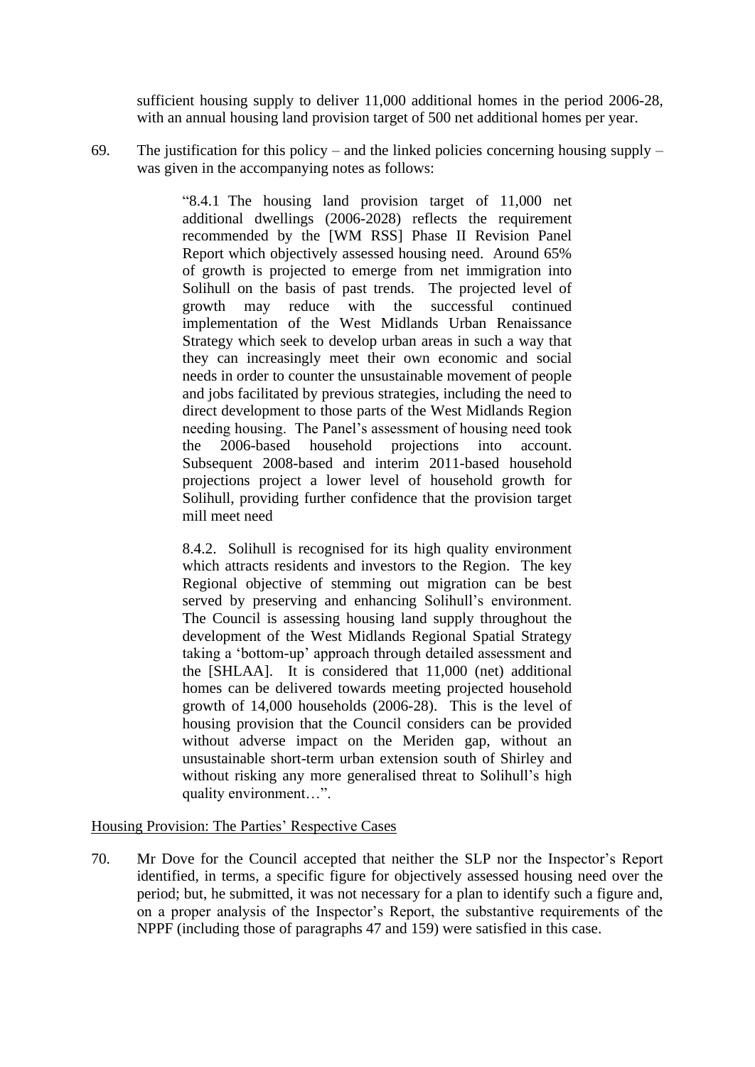sufficient housing supply to deliver 11,000 additional homes in the period 2006-28, with an annual housing land provision target of 500 net additional homes per year.

69. The justification for this policy – and the linked policies concerning housing supply – was given in the accompanying notes as follows:

> "8.4.1 The housing land provision target of 11,000 net additional dwellings (2006-2028) reflects the requirement recommended by the [WM RSS] Phase II Revision Panel Report which objectively assessed housing need. Around 65% of growth is projected to emerge from net immigration into Solihull on the basis of past trends. The projected level of growth may reduce with the successful continued implementation of the West Midlands Urban Renaissance Strategy which seek to develop urban areas in such a way that they can increasingly meet their own economic and social needs in order to counter the unsustainable movement of people and jobs facilitated by previous strategies, including the need to direct development to those parts of the West Midlands Region needing housing. The Panel's assessment of housing need took the 2006-based household projections into account. Subsequent 2008-based and interim 2011-based household projections project a lower level of household growth for Solihull, providing further confidence that the provision target mill meet need
>
> 8.4.2. Solihull is recognised for its high quality environment which attracts residents and investors to the Region. The key Regional objective of stemming out migration can be best served by preserving and enhancing Solihull's environment. The Council is assessing housing land supply throughout the development of the West Midlands Regional Spatial Strategy taking a 'bottom-up' approach through detailed assessment and the [SHLAA]. It is considered that 11,000 (net) additional homes can be delivered towards meeting projected household growth of 14,000 households (2006-28). This is the level of housing provision that the Council considers can be provided without adverse impact on the Meriden gap, without an unsustainable short-term urban extension south of Shirley and without risking any more generalised threat to Solihull's high quality environment…".

Housing Provision: The Parties' Respective Cases

70. Mr Dove for the Council accepted that neither the SLP nor the Inspector's Report identified, in terms, a specific figure for objectively assessed housing need over the period; but, he submitted, it was not necessary for a plan to identify such a figure and, on a proper analysis of the Inspector's Report, the substantive requirements of the NPPF (including those of paragraphs 47 and 159) were satisfied in this case.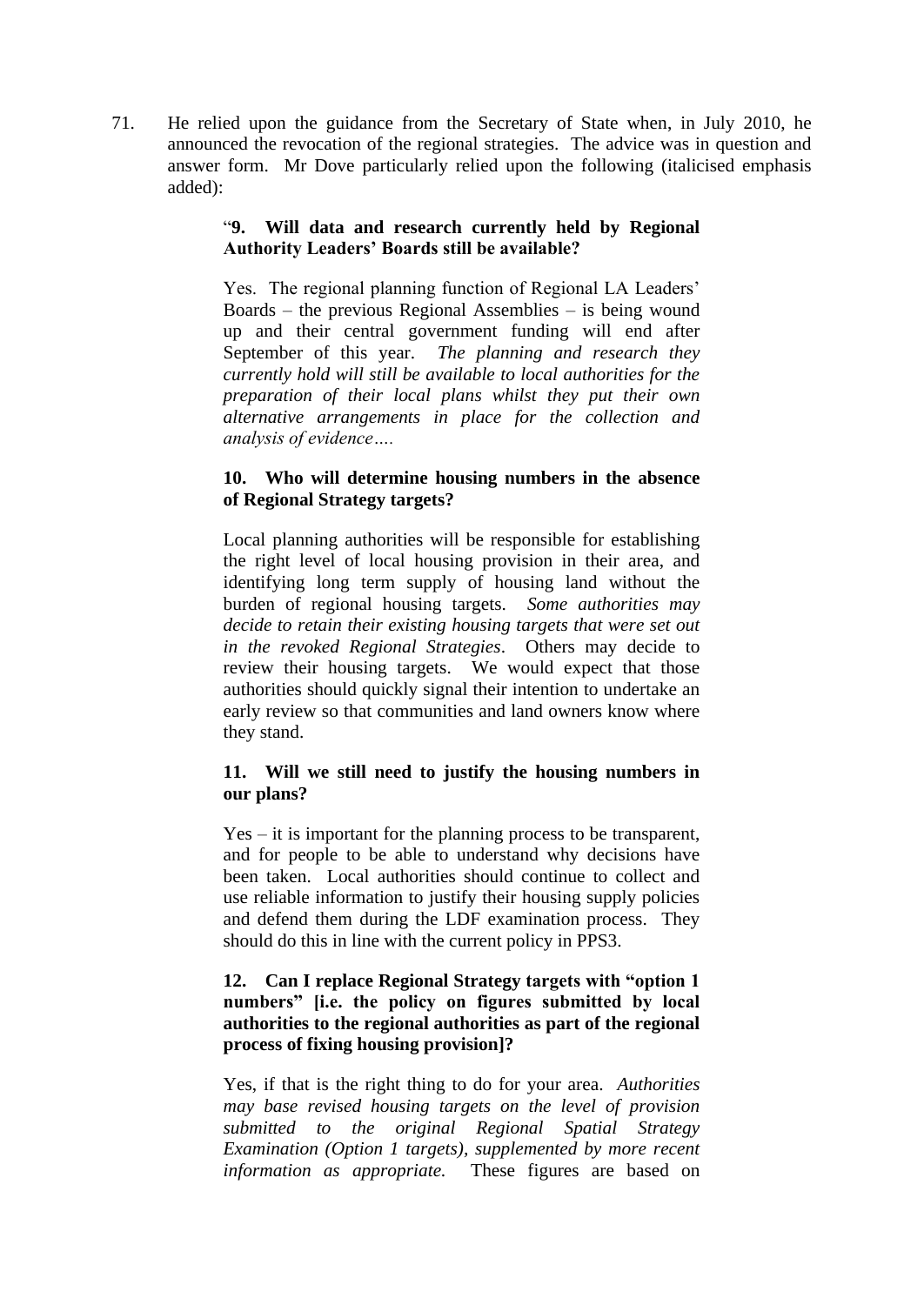71. He relied upon the guidance from the Secretary of State when, in July 2010, he announced the revocation of the regional strategies. The advice was in question and answer form. Mr Dove particularly relied upon the following (italicised emphasis added):

> "**9. Will data and research currently held by Regional Authority Leaders' Boards still be available?**
>
> Yes. The regional planning function of Regional LA Leaders' Boards – the previous Regional Assemblies – is being wound up and their central government funding will end after September of this year. *The planning and research they currently hold will still be available to local authorities for the preparation of their local plans whilst they put their own alternative arrangements in place for the collection and analysis of evidence….*
>
> **10. Who will determine housing numbers in the absence of Regional Strategy targets?**
>
> Local planning authorities will be responsible for establishing the right level of local housing provision in their area, and identifying long term supply of housing land without the burden of regional housing targets. *Some authorities may decide to retain their existing housing targets that were set out in the revoked Regional Strategies*. Others may decide to review their housing targets. We would expect that those authorities should quickly signal their intention to undertake an early review so that communities and land owners know where they stand.
>
> **11. Will we still need to justify the housing numbers in our plans?**
>
> Yes – it is important for the planning process to be transparent, and for people to be able to understand why decisions have been taken. Local authorities should continue to collect and use reliable information to justify their housing supply policies and defend them during the LDF examination process. They should do this in line with the current policy in PPS3.
>
> **12. Can I replace Regional Strategy targets with "option 1 numbers" [i.e. the policy on figures submitted by local authorities to the regional authorities as part of the regional process of fixing housing provision]?**
>
> Yes, if that is the right thing to do for your area. *Authorities may base revised housing targets on the level of provision submitted to the original Regional Spatial Strategy Examination (Option 1 targets), supplemented by more recent information as appropriate.* These figures are based on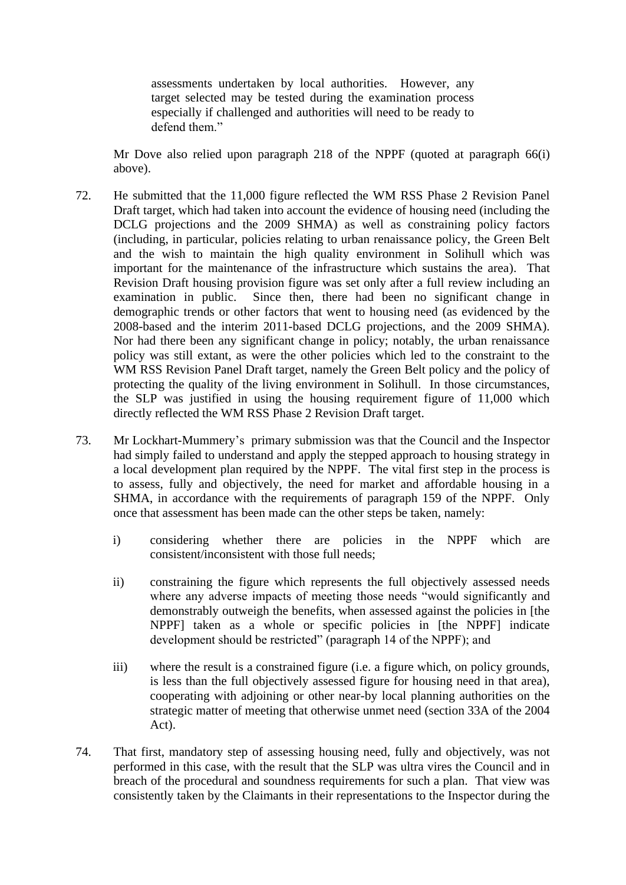> assessments undertaken by local authorities. However, any target selected may be tested during the examination process especially if challenged and authorities will need to be ready to defend them."

Mr Dove also relied upon paragraph 218 of the NPPF (quoted at paragraph 66(i) above).

72. He submitted that the 11,000 figure reflected the WM RSS Phase 2 Revision Panel Draft target, which had taken into account the evidence of housing need (including the DCLG projections and the 2009 SHMA) as well as constraining policy factors (including, in particular, policies relating to urban renaissance policy, the Green Belt and the wish to maintain the high quality environment in Solihull which was important for the maintenance of the infrastructure which sustains the area). That Revision Draft housing provision figure was set only after a full review including an examination in public. Since then, there had been no significant change in demographic trends or other factors that went to housing need (as evidenced by the 2008-based and the interim 2011-based DCLG projections, and the 2009 SHMA). Nor had there been any significant change in policy; notably, the urban renaissance policy was still extant, as were the other policies which led to the constraint to the WM RSS Revision Panel Draft target, namely the Green Belt policy and the policy of protecting the quality of the living environment in Solihull. In those circumstances, the SLP was justified in using the housing requirement figure of 11,000 which directly reflected the WM RSS Phase 2 Revision Draft target.

73. Mr Lockhart-Mummery's primary submission was that the Council and the Inspector had simply failed to understand and apply the stepped approach to housing strategy in a local development plan required by the NPPF. The vital first step in the process is to assess, fully and objectively, the need for market and affordable housing in a SHMA, in accordance with the requirements of paragraph 159 of the NPPF. Only once that assessment has been made can the other steps be taken, namely:

    i) considering whether there are policies in the NPPF which are consistent/inconsistent with those full needs;

    ii) constraining the figure which represents the full objectively assessed needs where any adverse impacts of meeting those needs "would significantly and demonstrably outweigh the benefits, when assessed against the policies in [the NPPF] taken as a whole or specific policies in [the NPPF] indicate development should be restricted" (paragraph 14 of the NPPF); and

    iii) where the result is a constrained figure (i.e. a figure which, on policy grounds, is less than the full objectively assessed figure for housing need in that area), cooperating with adjoining or other near-by local planning authorities on the strategic matter of meeting that otherwise unmet need (section 33A of the 2004 Act).

74. That first, mandatory step of assessing housing need, fully and objectively, was not performed in this case, with the result that the SLP was ultra vires the Council and in breach of the procedural and soundness requirements for such a plan. That view was consistently taken by the Claimants in their representations to the Inspector during the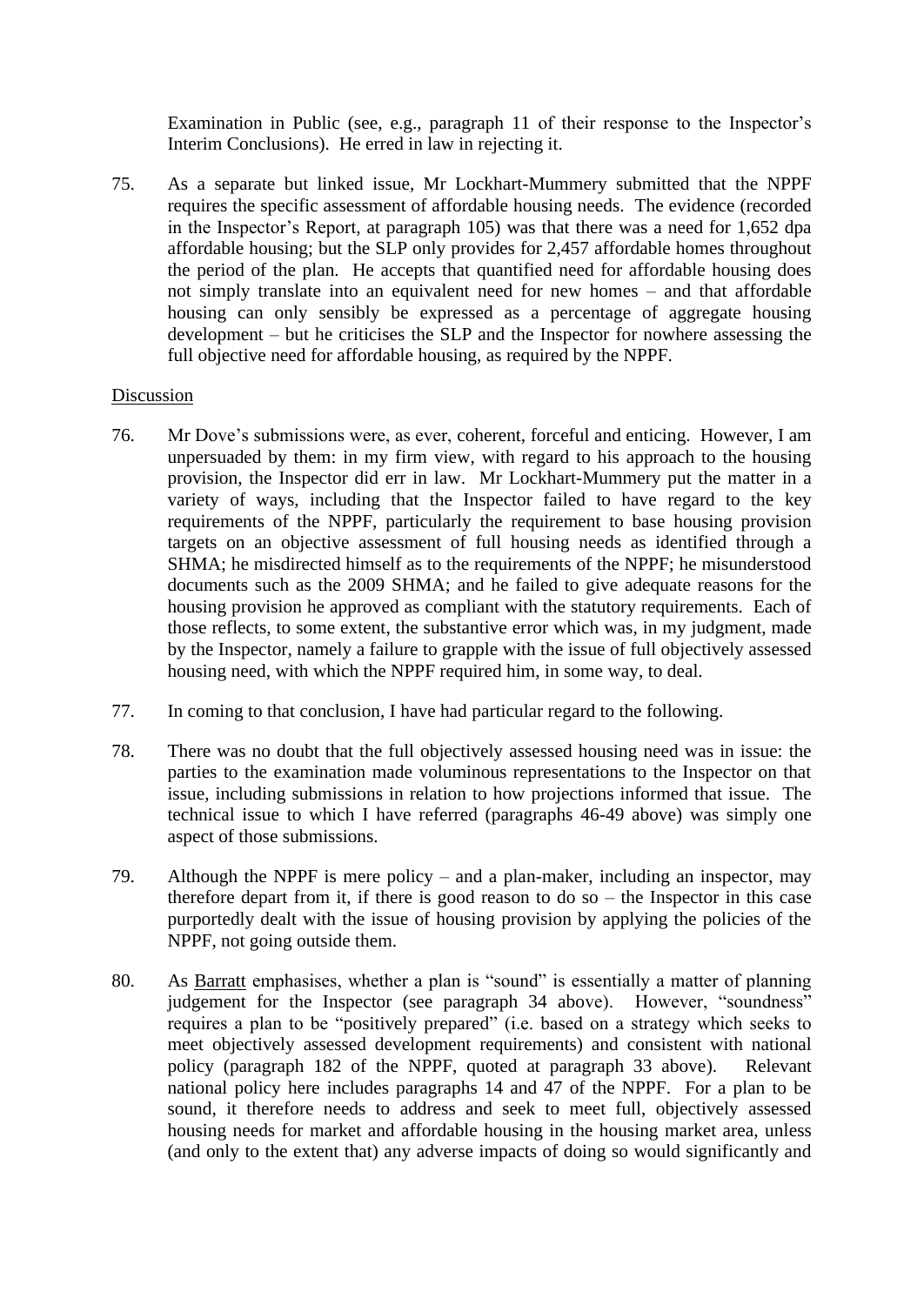Examination in Public (see, e.g., paragraph 11 of their response to the Inspector's Interim Conclusions). He erred in law in rejecting it.

75. As a separate but linked issue, Mr Lockhart-Mummery submitted that the NPPF requires the specific assessment of affordable housing needs. The evidence (recorded in the Inspector's Report, at paragraph 105) was that there was a need for 1,652 dpa affordable housing; but the SLP only provides for 2,457 affordable homes throughout the period of the plan. He accepts that quantified need for affordable housing does not simply translate into an equivalent need for new homes – and that affordable housing can only sensibly be expressed as a percentage of aggregate housing development – but he criticises the SLP and the Inspector for nowhere assessing the full objective need for affordable housing, as required by the NPPF.

Discussion

76. Mr Dove's submissions were, as ever, coherent, forceful and enticing. However, I am unpersuaded by them: in my firm view, with regard to his approach to the housing provision, the Inspector did err in law. Mr Lockhart-Mummery put the matter in a variety of ways, including that the Inspector failed to have regard to the key requirements of the NPPF, particularly the requirement to base housing provision targets on an objective assessment of full housing needs as identified through a SHMA; he misdirected himself as to the requirements of the NPPF; he misunderstood documents such as the 2009 SHMA; and he failed to give adequate reasons for the housing provision he approved as compliant with the statutory requirements. Each of those reflects, to some extent, the substantive error which was, in my judgment, made by the Inspector, namely a failure to grapple with the issue of full objectively assessed housing need, with which the NPPF required him, in some way, to deal.

77. In coming to that conclusion, I have had particular regard to the following.

78. There was no doubt that the full objectively assessed housing need was in issue: the parties to the examination made voluminous representations to the Inspector on that issue, including submissions in relation to how projections informed that issue. The technical issue to which I have referred (paragraphs 46-49 above) was simply one aspect of those submissions.

79. Although the NPPF is mere policy – and a plan-maker, including an inspector, may therefore depart from it, if there is good reason to do so – the Inspector in this case purportedly dealt with the issue of housing provision by applying the policies of the NPPF, not going outside them.

80. As Barratt emphasises, whether a plan is "sound" is essentially a matter of planning judgement for the Inspector (see paragraph 34 above). However, "soundness" requires a plan to be "positively prepared" (i.e. based on a strategy which seeks to meet objectively assessed development requirements) and consistent with national policy (paragraph 182 of the NPPF, quoted at paragraph 33 above). Relevant national policy here includes paragraphs 14 and 47 of the NPPF. For a plan to be sound, it therefore needs to address and seek to meet full, objectively assessed housing needs for market and affordable housing in the housing market area, unless (and only to the extent that) any adverse impacts of doing so would significantly and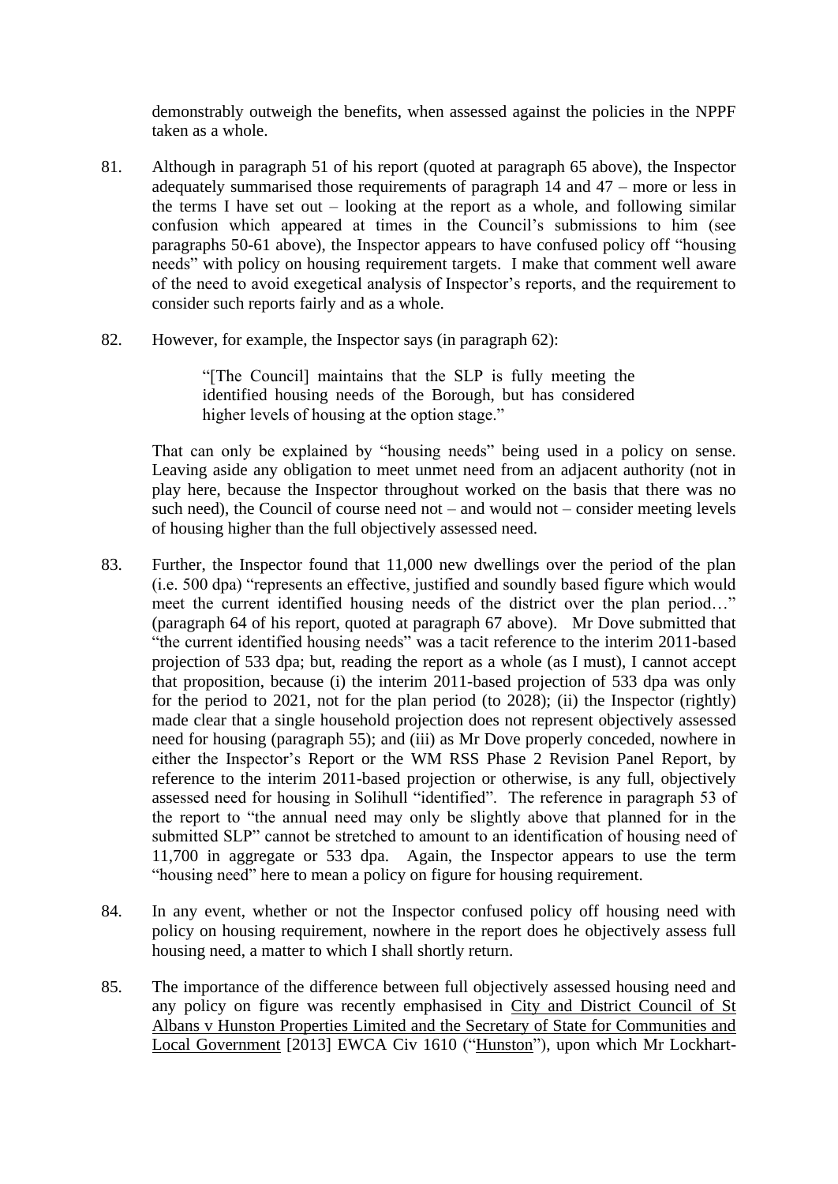demonstrably outweigh the benefits, when assessed against the policies in the NPPF taken as a whole.

81. Although in paragraph 51 of his report (quoted at paragraph 65 above), the Inspector adequately summarised those requirements of paragraph 14 and 47 – more or less in the terms I have set out – looking at the report as a whole, and following similar confusion which appeared at times in the Council's submissions to him (see paragraphs 50-61 above), the Inspector appears to have confused policy off "housing needs" with policy on housing requirement targets. I make that comment well aware of the need to avoid exegetical analysis of Inspector's reports, and the requirement to consider such reports fairly and as a whole.

82. However, for example, the Inspector says (in paragraph 62):

> "[The Council] maintains that the SLP is fully meeting the identified housing needs of the Borough, but has considered higher levels of housing at the option stage."

That can only be explained by "housing needs" being used in a policy on sense. Leaving aside any obligation to meet unmet need from an adjacent authority (not in play here, because the Inspector throughout worked on the basis that there was no such need), the Council of course need not – and would not – consider meeting levels of housing higher than the full objectively assessed need.

83. Further, the Inspector found that 11,000 new dwellings over the period of the plan (i.e. 500 dpa) "represents an effective, justified and soundly based figure which would meet the current identified housing needs of the district over the plan period…" (paragraph 64 of his report, quoted at paragraph 67 above). Mr Dove submitted that "the current identified housing needs" was a tacit reference to the interim 2011-based projection of 533 dpa; but, reading the report as a whole (as I must), I cannot accept that proposition, because (i) the interim 2011-based projection of 533 dpa was only for the period to 2021, not for the plan period (to 2028); (ii) the Inspector (rightly) made clear that a single household projection does not represent objectively assessed need for housing (paragraph 55); and (iii) as Mr Dove properly conceded, nowhere in either the Inspector's Report or the WM RSS Phase 2 Revision Panel Report, by reference to the interim 2011-based projection or otherwise, is any full, objectively assessed need for housing in Solihull "identified". The reference in paragraph 53 of the report to "the annual need may only be slightly above that planned for in the submitted SLP" cannot be stretched to amount to an identification of housing need of 11,700 in aggregate or 533 dpa. Again, the Inspector appears to use the term "housing need" here to mean a policy on figure for housing requirement.

84. In any event, whether or not the Inspector confused policy off housing need with policy on housing requirement, nowhere in the report does he objectively assess full housing need, a matter to which I shall shortly return.

85. The importance of the difference between full objectively assessed housing need and any policy on figure was recently emphasised in <u>City and District Council of St Albans v Hunston Properties Limited and the Secretary of State for Communities and Local Government</u> [2013] EWCA Civ 1610 ("<u>Hunston</u>"), upon which Mr Lockhart-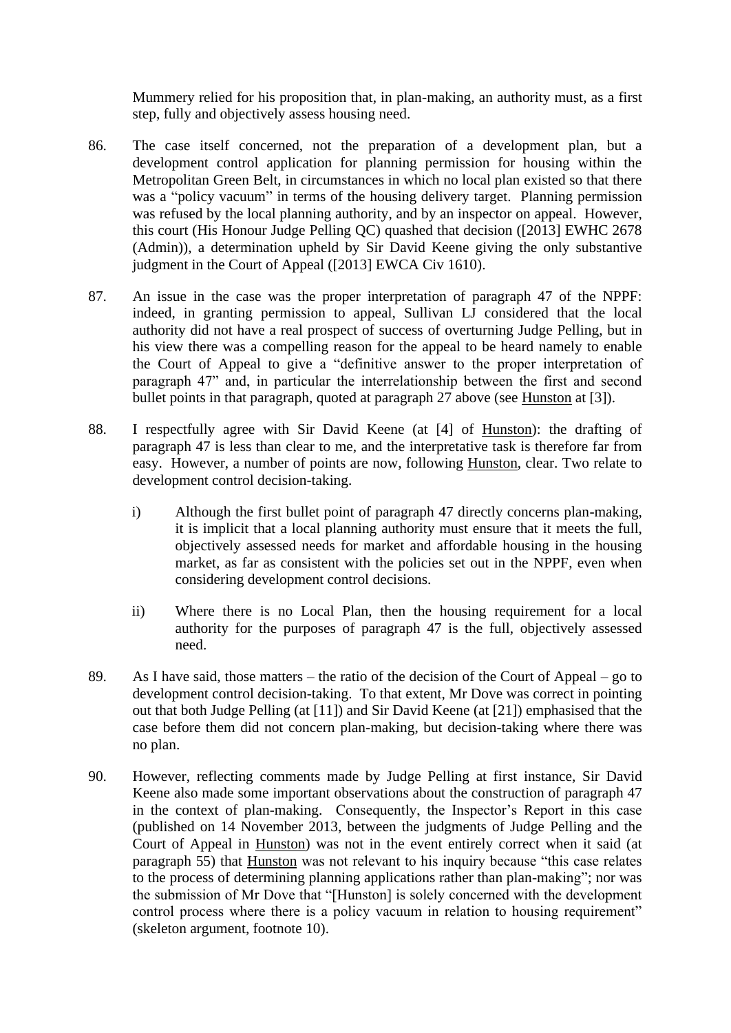Mummery relied for his proposition that, in plan-making, an authority must, as a first step, fully and objectively assess housing need.

86. The case itself concerned, not the preparation of a development plan, but a development control application for planning permission for housing within the Metropolitan Green Belt, in circumstances in which no local plan existed so that there was a "policy vacuum" in terms of the housing delivery target. Planning permission was refused by the local planning authority, and by an inspector on appeal. However, this court (His Honour Judge Pelling QC) quashed that decision ([2013] EWHC 2678 (Admin)), a determination upheld by Sir David Keene giving the only substantive judgment in the Court of Appeal ([2013] EWCA Civ 1610).

87. An issue in the case was the proper interpretation of paragraph 47 of the NPPF: indeed, in granting permission to appeal, Sullivan LJ considered that the local authority did not have a real prospect of success of overturning Judge Pelling, but in his view there was a compelling reason for the appeal to be heard namely to enable the Court of Appeal to give a "definitive answer to the proper interpretation of paragraph 47" and, in particular the interrelationship between the first and second bullet points in that paragraph, quoted at paragraph 27 above (see <u>Hunston</u> at [3]).

88. I respectfully agree with Sir David Keene (at [4] of <u>Hunston</u>): the drafting of paragraph 47 is less than clear to me, and the interpretative task is therefore far from easy. However, a number of points are now, following <u>Hunston</u>, clear. Two relate to development control decision-taking.

    i) Although the first bullet point of paragraph 47 directly concerns plan-making, it is implicit that a local planning authority must ensure that it meets the full, objectively assessed needs for market and affordable housing in the housing market, as far as consistent with the policies set out in the NPPF, even when considering development control decisions.

    ii) Where there is no Local Plan, then the housing requirement for a local authority for the purposes of paragraph 47 is the full, objectively assessed need.

89. As I have said, those matters – the ratio of the decision of the Court of Appeal – go to development control decision-taking. To that extent, Mr Dove was correct in pointing out that both Judge Pelling (at [11]) and Sir David Keene (at [21]) emphasised that the case before them did not concern plan-making, but decision-taking where there was no plan.

90. However, reflecting comments made by Judge Pelling at first instance, Sir David Keene also made some important observations about the construction of paragraph 47 in the context of plan-making. Consequently, the Inspector's Report in this case (published on 14 November 2013, between the judgments of Judge Pelling and the Court of Appeal in <u>Hunston</u>) was not in the event entirely correct when it said (at paragraph 55) that <u>Hunston</u> was not relevant to his inquiry because "this case relates to the process of determining planning applications rather than plan-making"; nor was the submission of Mr Dove that "[Hunston] is solely concerned with the development control process where there is a policy vacuum in relation to housing requirement" (skeleton argument, footnote 10).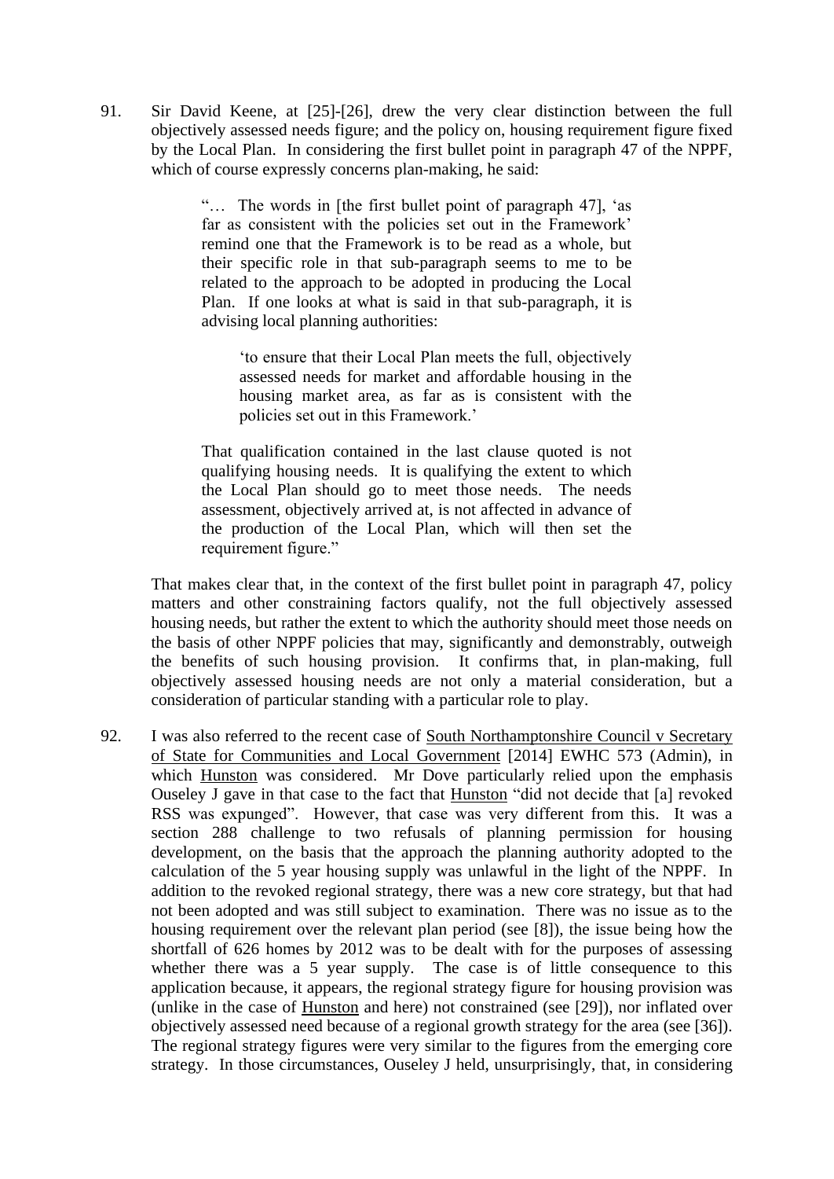91. Sir David Keene, at [25]-[26], drew the very clear distinction between the full objectively assessed needs figure; and the policy on, housing requirement figure fixed by the Local Plan. In considering the first bullet point in paragraph 47 of the NPPF, which of course expressly concerns plan-making, he said:

> "… The words in [the first bullet point of paragraph 47], 'as far as consistent with the policies set out in the Framework' remind one that the Framework is to be read as a whole, but their specific role in that sub-paragraph seems to me to be related to the approach to be adopted in producing the Local Plan. If one looks at what is said in that sub-paragraph, it is advising local planning authorities:
>
> > 'to ensure that their Local Plan meets the full, objectively assessed needs for market and affordable housing in the housing market area, as far as is consistent with the policies set out in this Framework.'
>
> That qualification contained in the last clause quoted is not qualifying housing needs. It is qualifying the extent to which the Local Plan should go to meet those needs. The needs assessment, objectively arrived at, is not affected in advance of the production of the Local Plan, which will then set the requirement figure."

That makes clear that, in the context of the first bullet point in paragraph 47, policy matters and other constraining factors qualify, not the full objectively assessed housing needs, but rather the extent to which the authority should meet those needs on the basis of other NPPF policies that may, significantly and demonstrably, outweigh the benefits of such housing provision. It confirms that, in plan-making, full objectively assessed housing needs are not only a material consideration, but a consideration of particular standing with a particular role to play.

92. I was also referred to the recent case of South Northamptonshire Council v Secretary of State for Communities and Local Government [2014] EWHC 573 (Admin), in which Hunston was considered. Mr Dove particularly relied upon the emphasis Ouseley J gave in that case to the fact that Hunston "did not decide that [a] revoked RSS was expunged". However, that case was very different from this. It was a section 288 challenge to two refusals of planning permission for housing development, on the basis that the approach the planning authority adopted to the calculation of the 5 year housing supply was unlawful in the light of the NPPF. In addition to the revoked regional strategy, there was a new core strategy, but that had not been adopted and was still subject to examination. There was no issue as to the housing requirement over the relevant plan period (see [8]), the issue being how the shortfall of 626 homes by 2012 was to be dealt with for the purposes of assessing whether there was a 5 year supply. The case is of little consequence to this application because, it appears, the regional strategy figure for housing provision was (unlike in the case of Hunston and here) not constrained (see [29]), nor inflated over objectively assessed need because of a regional growth strategy for the area (see [36]). The regional strategy figures were very similar to the figures from the emerging core strategy. In those circumstances, Ouseley J held, unsurprisingly, that, in considering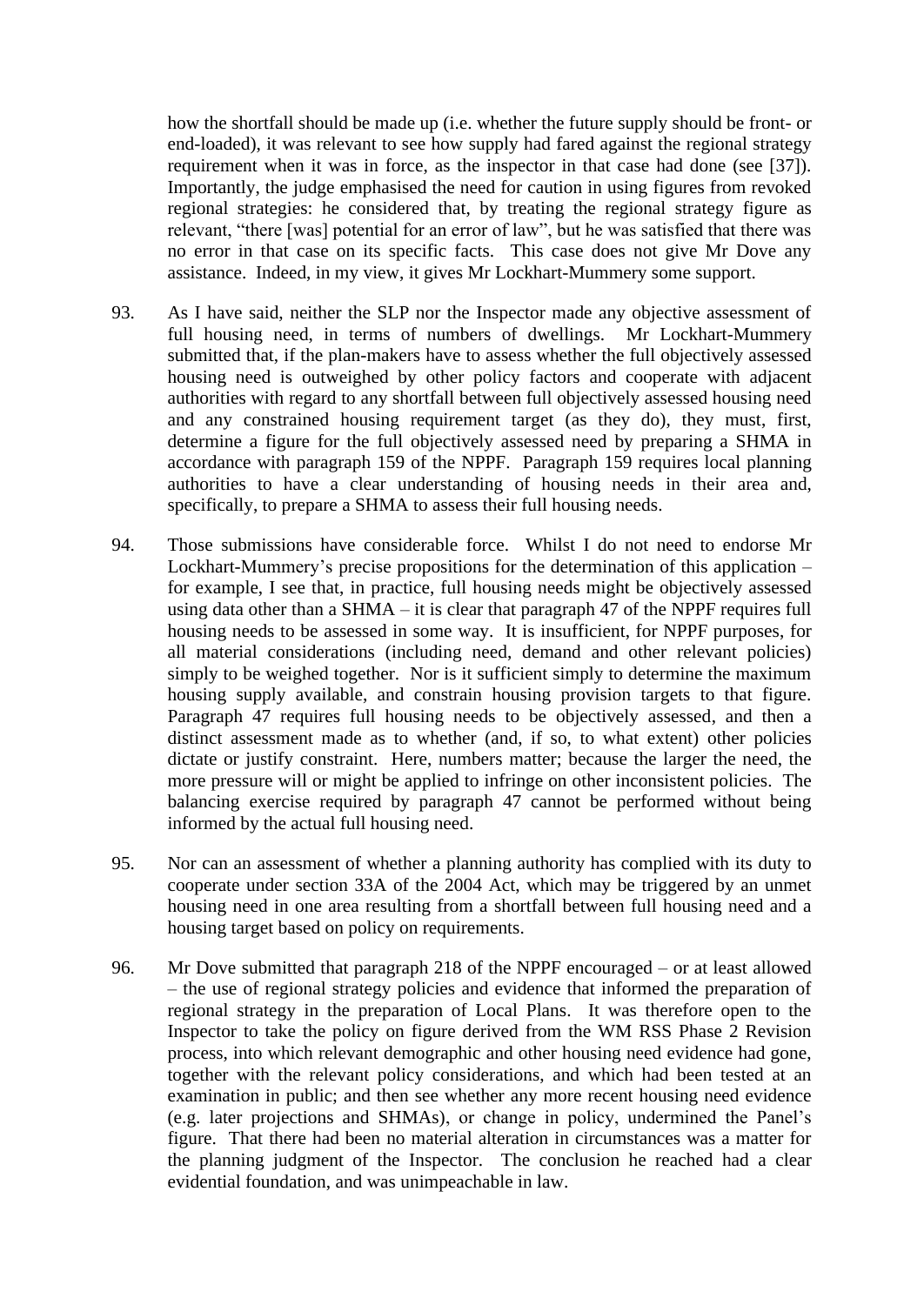how the shortfall should be made up (i.e. whether the future supply should be front- or end-loaded), it was relevant to see how supply had fared against the regional strategy requirement when it was in force, as the inspector in that case had done (see [37]). Importantly, the judge emphasised the need for caution in using figures from revoked regional strategies: he considered that, by treating the regional strategy figure as relevant, "there [was] potential for an error of law", but he was satisfied that there was no error in that case on its specific facts. This case does not give Mr Dove any assistance. Indeed, in my view, it gives Mr Lockhart-Mummery some support.

93. As I have said, neither the SLP nor the Inspector made any objective assessment of full housing need, in terms of numbers of dwellings. Mr Lockhart-Mummery submitted that, if the plan-makers have to assess whether the full objectively assessed housing need is outweighed by other policy factors and cooperate with adjacent authorities with regard to any shortfall between full objectively assessed housing need and any constrained housing requirement target (as they do), they must, first, determine a figure for the full objectively assessed need by preparing a SHMA in accordance with paragraph 159 of the NPPF. Paragraph 159 requires local planning authorities to have a clear understanding of housing needs in their area and, specifically, to prepare a SHMA to assess their full housing needs.

94. Those submissions have considerable force. Whilst I do not need to endorse Mr Lockhart-Mummery's precise propositions for the determination of this application – for example, I see that, in practice, full housing needs might be objectively assessed using data other than a SHMA – it is clear that paragraph 47 of the NPPF requires full housing needs to be assessed in some way. It is insufficient, for NPPF purposes, for all material considerations (including need, demand and other relevant policies) simply to be weighed together. Nor is it sufficient simply to determine the maximum housing supply available, and constrain housing provision targets to that figure. Paragraph 47 requires full housing needs to be objectively assessed, and then a distinct assessment made as to whether (and, if so, to what extent) other policies dictate or justify constraint. Here, numbers matter; because the larger the need, the more pressure will or might be applied to infringe on other inconsistent policies. The balancing exercise required by paragraph 47 cannot be performed without being informed by the actual full housing need.

95. Nor can an assessment of whether a planning authority has complied with its duty to cooperate under section 33A of the 2004 Act, which may be triggered by an unmet housing need in one area resulting from a shortfall between full housing need and a housing target based on policy on requirements.

96. Mr Dove submitted that paragraph 218 of the NPPF encouraged – or at least allowed – the use of regional strategy policies and evidence that informed the preparation of regional strategy in the preparation of Local Plans. It was therefore open to the Inspector to take the policy on figure derived from the WM RSS Phase 2 Revision process, into which relevant demographic and other housing need evidence had gone, together with the relevant policy considerations, and which had been tested at an examination in public; and then see whether any more recent housing need evidence (e.g. later projections and SHMAs), or change in policy, undermined the Panel's figure. That there had been no material alteration in circumstances was a matter for the planning judgment of the Inspector. The conclusion he reached had a clear evidential foundation, and was unimpeachable in law.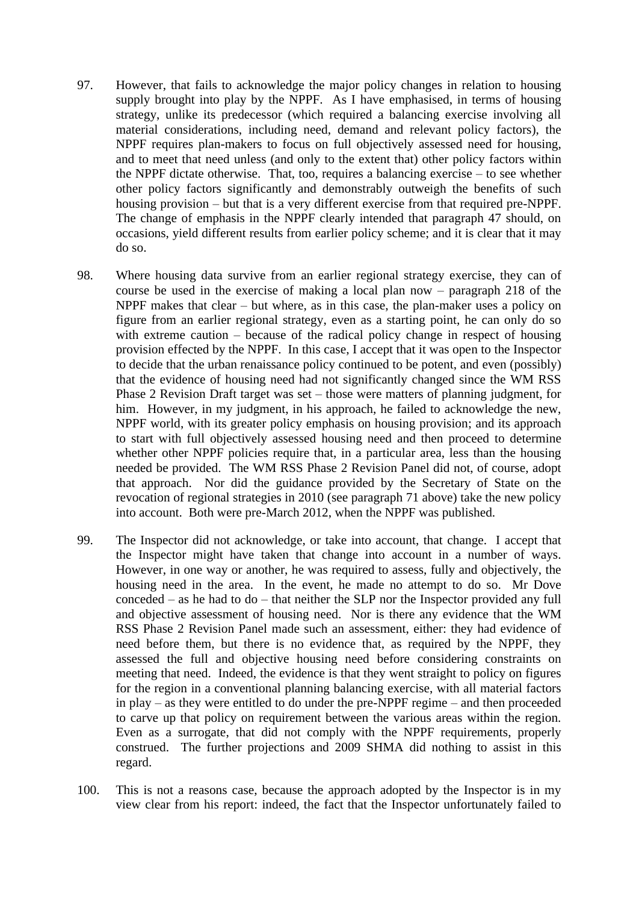97. However, that fails to acknowledge the major policy changes in relation to housing supply brought into play by the NPPF. As I have emphasised, in terms of housing strategy, unlike its predecessor (which required a balancing exercise involving all material considerations, including need, demand and relevant policy factors), the NPPF requires plan-makers to focus on full objectively assessed need for housing, and to meet that need unless (and only to the extent that) other policy factors within the NPPF dictate otherwise. That, too, requires a balancing exercise – to see whether other policy factors significantly and demonstrably outweigh the benefits of such housing provision – but that is a very different exercise from that required pre-NPPF. The change of emphasis in the NPPF clearly intended that paragraph 47 should, on occasions, yield different results from earlier policy scheme; and it is clear that it may do so.

98. Where housing data survive from an earlier regional strategy exercise, they can of course be used in the exercise of making a local plan now – paragraph 218 of the NPPF makes that clear – but where, as in this case, the plan-maker uses a policy on figure from an earlier regional strategy, even as a starting point, he can only do so with extreme caution – because of the radical policy change in respect of housing provision effected by the NPPF. In this case, I accept that it was open to the Inspector to decide that the urban renaissance policy continued to be potent, and even (possibly) that the evidence of housing need had not significantly changed since the WM RSS Phase 2 Revision Draft target was set – those were matters of planning judgment, for him. However, in my judgment, in his approach, he failed to acknowledge the new, NPPF world, with its greater policy emphasis on housing provision; and its approach to start with full objectively assessed housing need and then proceed to determine whether other NPPF policies require that, in a particular area, less than the housing needed be provided. The WM RSS Phase 2 Revision Panel did not, of course, adopt that approach. Nor did the guidance provided by the Secretary of State on the revocation of regional strategies in 2010 (see paragraph 71 above) take the new policy into account. Both were pre-March 2012, when the NPPF was published.

99. The Inspector did not acknowledge, or take into account, that change. I accept that the Inspector might have taken that change into account in a number of ways. However, in one way or another, he was required to assess, fully and objectively, the housing need in the area. In the event, he made no attempt to do so. Mr Dove conceded – as he had to do – that neither the SLP nor the Inspector provided any full and objective assessment of housing need. Nor is there any evidence that the WM RSS Phase 2 Revision Panel made such an assessment, either: they had evidence of need before them, but there is no evidence that, as required by the NPPF, they assessed the full and objective housing need before considering constraints on meeting that need. Indeed, the evidence is that they went straight to policy on figures for the region in a conventional planning balancing exercise, with all material factors in play – as they were entitled to do under the pre-NPPF regime – and then proceeded to carve up that policy on requirement between the various areas within the region. Even as a surrogate, that did not comply with the NPPF requirements, properly construed. The further projections and 2009 SHMA did nothing to assist in this regard.

100. This is not a reasons case, because the approach adopted by the Inspector is in my view clear from his report: indeed, the fact that the Inspector unfortunately failed to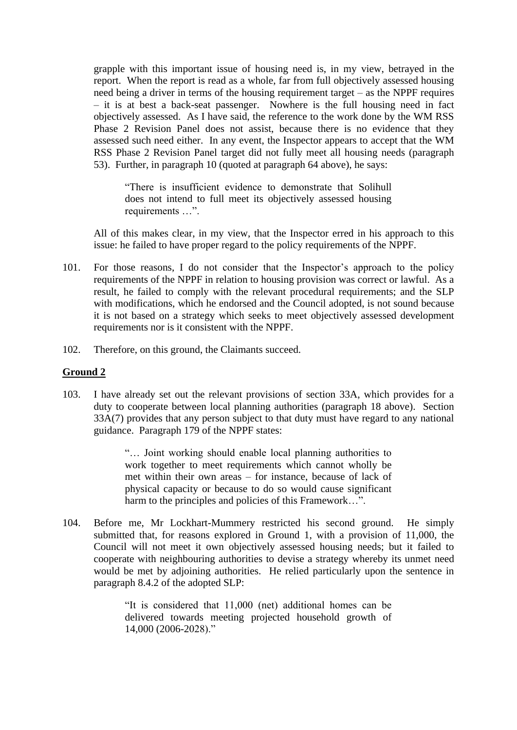grapple with this important issue of housing need is, in my view, betrayed in the report. When the report is read as a whole, far from full objectively assessed housing need being a driver in terms of the housing requirement target – as the NPPF requires – it is at best a back-seat passenger. Nowhere is the full housing need in fact objectively assessed. As I have said, the reference to the work done by the WM RSS Phase 2 Revision Panel does not assist, because there is no evidence that they assessed such need either. In any event, the Inspector appears to accept that the WM RSS Phase 2 Revision Panel target did not fully meet all housing needs (paragraph 53). Further, in paragraph 10 (quoted at paragraph 64 above), he says:

> "There is insufficient evidence to demonstrate that Solihull does not intend to full meet its objectively assessed housing requirements …".

All of this makes clear, in my view, that the Inspector erred in his approach to this issue: he failed to have proper regard to the policy requirements of the NPPF.

101. For those reasons, I do not consider that the Inspector's approach to the policy requirements of the NPPF in relation to housing provision was correct or lawful. As a result, he failed to comply with the relevant procedural requirements; and the SLP with modifications, which he endorsed and the Council adopted, is not sound because it is not based on a strategy which seeks to meet objectively assessed development requirements nor is it consistent with the NPPF.

102. Therefore, on this ground, the Claimants succeed.

**Ground 2**

103. I have already set out the relevant provisions of section 33A, which provides for a duty to cooperate between local planning authorities (paragraph 18 above). Section 33A(7) provides that any person subject to that duty must have regard to any national guidance. Paragraph 179 of the NPPF states:

> "… Joint working should enable local planning authorities to work together to meet requirements which cannot wholly be met within their own areas – for instance, because of lack of physical capacity or because to do so would cause significant harm to the principles and policies of this Framework…".

104. Before me, Mr Lockhart-Mummery restricted his second ground. He simply submitted that, for reasons explored in Ground 1, with a provision of 11,000, the Council will not meet it own objectively assessed housing needs; but it failed to cooperate with neighbouring authorities to devise a strategy whereby its unmet need would be met by adjoining authorities. He relied particularly upon the sentence in paragraph 8.4.2 of the adopted SLP:

> "It is considered that 11,000 (net) additional homes can be delivered towards meeting projected household growth of 14,000 (2006-2028)."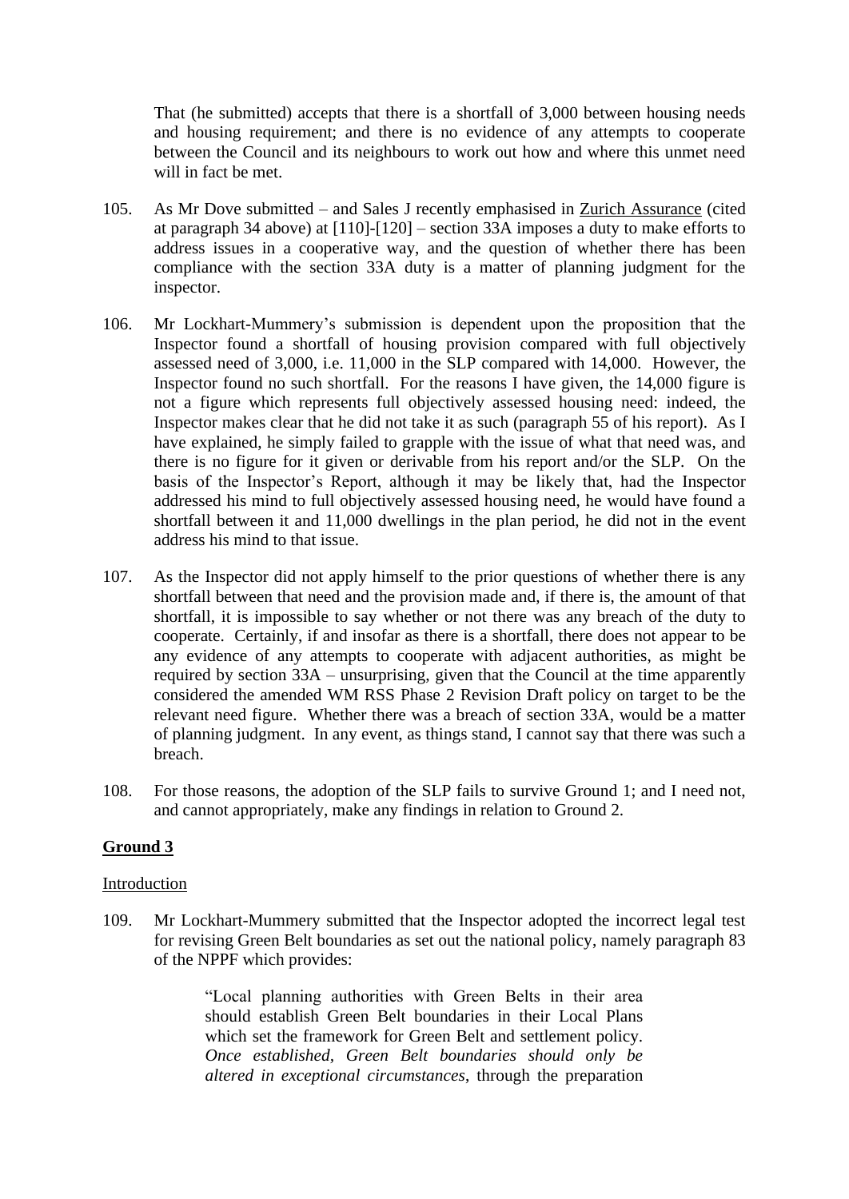That (he submitted) accepts that there is a shortfall of 3,000 between housing needs and housing requirement; and there is no evidence of any attempts to cooperate between the Council and its neighbours to work out how and where this unmet need will in fact be met.

105. As Mr Dove submitted – and Sales J recently emphasised in Zurich Assurance (cited at paragraph 34 above) at [110]-[120] – section 33A imposes a duty to make efforts to address issues in a cooperative way, and the question of whether there has been compliance with the section 33A duty is a matter of planning judgment for the inspector.

106. Mr Lockhart-Mummery's submission is dependent upon the proposition that the Inspector found a shortfall of housing provision compared with full objectively assessed need of 3,000, i.e. 11,000 in the SLP compared with 14,000. However, the Inspector found no such shortfall. For the reasons I have given, the 14,000 figure is not a figure which represents full objectively assessed housing need: indeed, the Inspector makes clear that he did not take it as such (paragraph 55 of his report). As I have explained, he simply failed to grapple with the issue of what that need was, and there is no figure for it given or derivable from his report and/or the SLP. On the basis of the Inspector's Report, although it may be likely that, had the Inspector addressed his mind to full objectively assessed housing need, he would have found a shortfall between it and 11,000 dwellings in the plan period, he did not in the event address his mind to that issue.

107. As the Inspector did not apply himself to the prior questions of whether there is any shortfall between that need and the provision made and, if there is, the amount of that shortfall, it is impossible to say whether or not there was any breach of the duty to cooperate. Certainly, if and insofar as there is a shortfall, there does not appear to be any evidence of any attempts to cooperate with adjacent authorities, as might be required by section 33A – unsurprising, given that the Council at the time apparently considered the amended WM RSS Phase 2 Revision Draft policy on target to be the relevant need figure. Whether there was a breach of section 33A, would be a matter of planning judgment. In any event, as things stand, I cannot say that there was such a breach.

108. For those reasons, the adoption of the SLP fails to survive Ground 1; and I need not, and cannot appropriately, make any findings in relation to Ground 2.

## Ground 3

### Introduction

109. Mr Lockhart-Mummery submitted that the Inspector adopted the incorrect legal test for revising Green Belt boundaries as set out the national policy, namely paragraph 83 of the NPPF which provides:

> "Local planning authorities with Green Belts in their area should establish Green Belt boundaries in their Local Plans which set the framework for Green Belt and settlement policy. *Once established, Green Belt boundaries should only be altered in exceptional circumstances*, through the preparation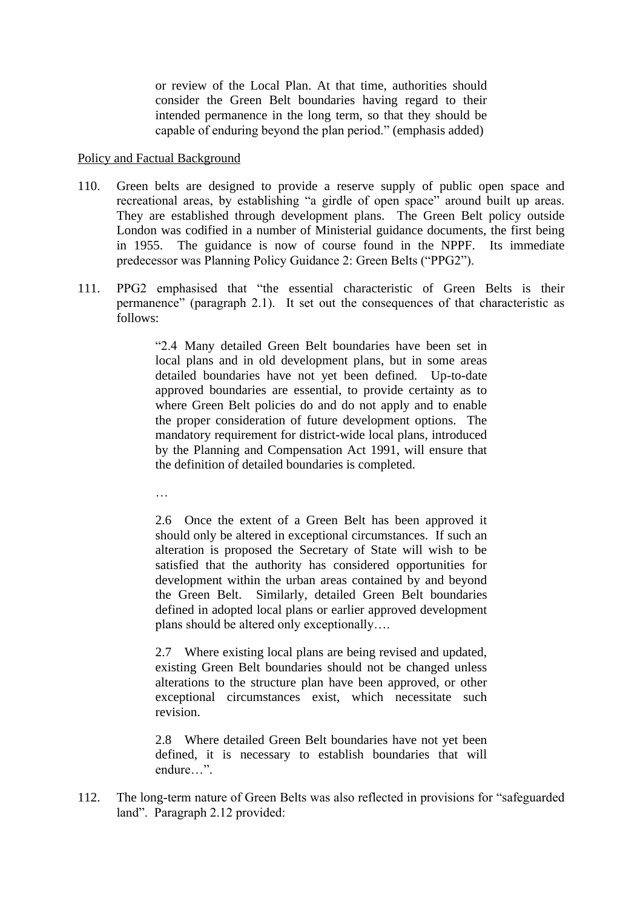> or review of the Local Plan. At that time, authorities should consider the Green Belt boundaries having regard to their intended permanence in the long term, so that they should be capable of enduring beyond the plan period." (emphasis added)

<u>Policy and Factual Background</u>

110. Green belts are designed to provide a reserve supply of public open space and recreational areas, by establishing "a girdle of open space" around built up areas. They are established through development plans. The Green Belt policy outside London was codified in a number of Ministerial guidance documents, the first being in 1955. The guidance is now of course found in the NPPF. Its immediate predecessor was Planning Policy Guidance 2: Green Belts ("PPG2").

111. PPG2 emphasised that "the essential characteristic of Green Belts is their permanence" (paragraph 2.1). It set out the consequences of that characteristic as follows:

> "2.4 Many detailed Green Belt boundaries have been set in local plans and in old development plans, but in some areas detailed boundaries have not yet been defined. Up-to-date approved boundaries are essential, to provide certainty as to where Green Belt policies do and do not apply and to enable the proper consideration of future development options. The mandatory requirement for district-wide local plans, introduced by the Planning and Compensation Act 1991, will ensure that the definition of detailed boundaries is completed.
>
> …
>
> 2.6 Once the extent of a Green Belt has been approved it should only be altered in exceptional circumstances. If such an alteration is proposed the Secretary of State will wish to be satisfied that the authority has considered opportunities for development within the urban areas contained by and beyond the Green Belt. Similarly, detailed Green Belt boundaries defined in adopted local plans or earlier approved development plans should be altered only exceptionally….
>
> 2.7 Where existing local plans are being revised and updated, existing Green Belt boundaries should not be changed unless alterations to the structure plan have been approved, or other exceptional circumstances exist, which necessitate such revision.
>
> 2.8 Where detailed Green Belt boundaries have not yet been defined, it is necessary to establish boundaries that will endure…".

112. The long-term nature of Green Belts was also reflected in provisions for "safeguarded land". Paragraph 2.12 provided: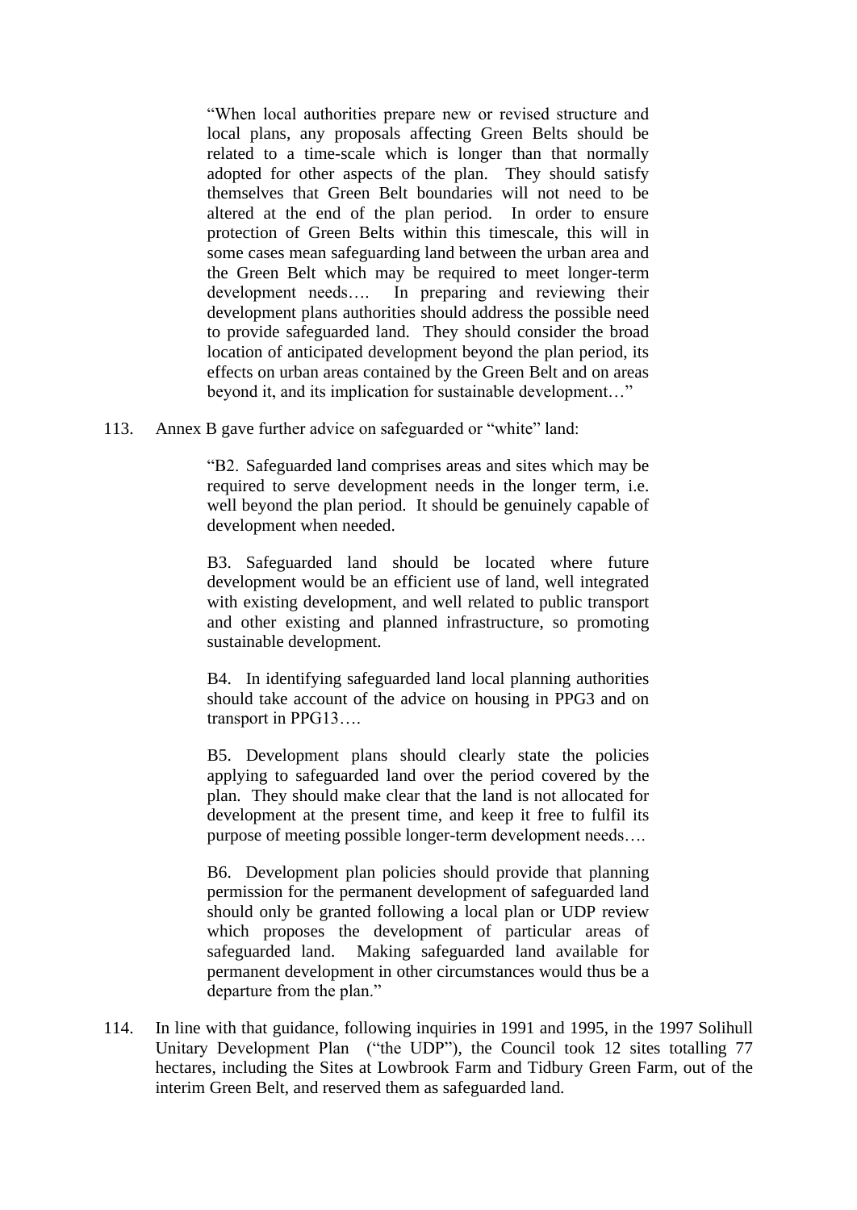> "When local authorities prepare new or revised structure and local plans, any proposals affecting Green Belts should be related to a time-scale which is longer than that normally adopted for other aspects of the plan. They should satisfy themselves that Green Belt boundaries will not need to be altered at the end of the plan period. In order to ensure protection of Green Belts within this timescale, this will in some cases mean safeguarding land between the urban area and the Green Belt which may be required to meet longer-term development needs…. In preparing and reviewing their development plans authorities should address the possible need to provide safeguarded land. They should consider the broad location of anticipated development beyond the plan period, its effects on urban areas contained by the Green Belt and on areas beyond it, and its implication for sustainable development…"

113. Annex B gave further advice on safeguarded or "white" land:

> "B2. Safeguarded land comprises areas and sites which may be required to serve development needs in the longer term, i.e. well beyond the plan period. It should be genuinely capable of development when needed.
>
> B3. Safeguarded land should be located where future development would be an efficient use of land, well integrated with existing development, and well related to public transport and other existing and planned infrastructure, so promoting sustainable development.
>
> B4. In identifying safeguarded land local planning authorities should take account of the advice on housing in PPG3 and on transport in PPG13….
>
> B5. Development plans should clearly state the policies applying to safeguarded land over the period covered by the plan. They should make clear that the land is not allocated for development at the present time, and keep it free to fulfil its purpose of meeting possible longer-term development needs….
>
> B6. Development plan policies should provide that planning permission for the permanent development of safeguarded land should only be granted following a local plan or UDP review which proposes the development of particular areas of safeguarded land. Making safeguarded land available for permanent development in other circumstances would thus be a departure from the plan."

114. In line with that guidance, following inquiries in 1991 and 1995, in the 1997 Solihull Unitary Development Plan ("the UDP"), the Council took 12 sites totalling 77 hectares, including the Sites at Lowbrook Farm and Tidbury Green Farm, out of the interim Green Belt, and reserved them as safeguarded land.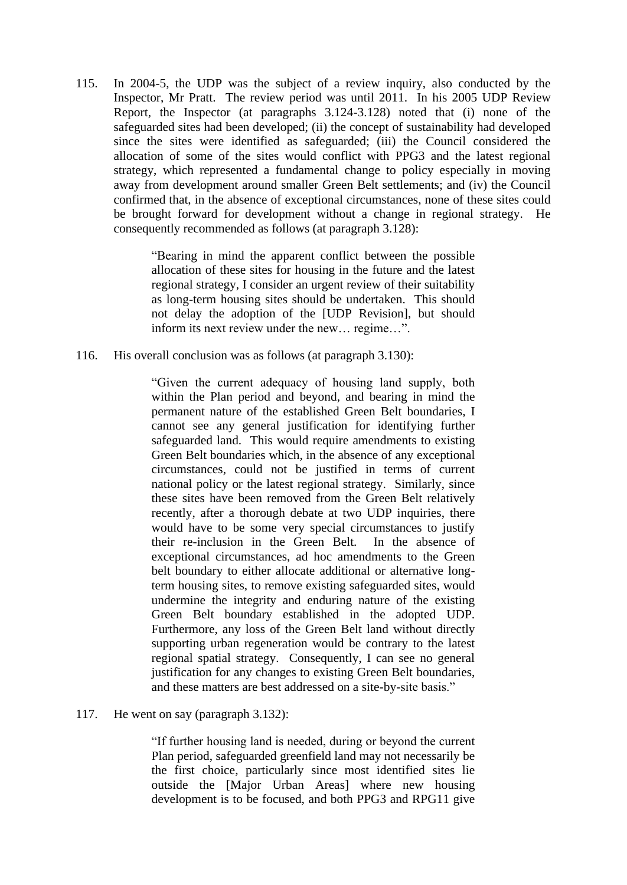115. In 2004-5, the UDP was the subject of a review inquiry, also conducted by the Inspector, Mr Pratt. The review period was until 2011. In his 2005 UDP Review Report, the Inspector (at paragraphs 3.124-3.128) noted that (i) none of the safeguarded sites had been developed; (ii) the concept of sustainability had developed since the sites were identified as safeguarded; (iii) the Council considered the allocation of some of the sites would conflict with PPG3 and the latest regional strategy, which represented a fundamental change to policy especially in moving away from development around smaller Green Belt settlements; and (iv) the Council confirmed that, in the absence of exceptional circumstances, none of these sites could be brought forward for development without a change in regional strategy. He consequently recommended as follows (at paragraph 3.128):

> "Bearing in mind the apparent conflict between the possible allocation of these sites for housing in the future and the latest regional strategy, I consider an urgent review of their suitability as long-term housing sites should be undertaken. This should not delay the adoption of the [UDP Revision], but should inform its next review under the new… regime…".

116. His overall conclusion was as follows (at paragraph 3.130):

> "Given the current adequacy of housing land supply, both within the Plan period and beyond, and bearing in mind the permanent nature of the established Green Belt boundaries, I cannot see any general justification for identifying further safeguarded land. This would require amendments to existing Green Belt boundaries which, in the absence of any exceptional circumstances, could not be justified in terms of current national policy or the latest regional strategy. Similarly, since these sites have been removed from the Green Belt relatively recently, after a thorough debate at two UDP inquiries, there would have to be some very special circumstances to justify their re-inclusion in the Green Belt. In the absence of exceptional circumstances, ad hoc amendments to the Green belt boundary to either allocate additional or alternative long-term housing sites, to remove existing safeguarded sites, would undermine the integrity and enduring nature of the existing Green Belt boundary established in the adopted UDP. Furthermore, any loss of the Green Belt land without directly supporting urban regeneration would be contrary to the latest regional spatial strategy. Consequently, I can see no general justification for any changes to existing Green Belt boundaries, and these matters are best addressed on a site-by-site basis."

117. He went on say (paragraph 3.132):

> "If further housing land is needed, during or beyond the current Plan period, safeguarded greenfield land may not necessarily be the first choice, particularly since most identified sites lie outside the [Major Urban Areas] where new housing development is to be focused, and both PPG3 and RPG11 give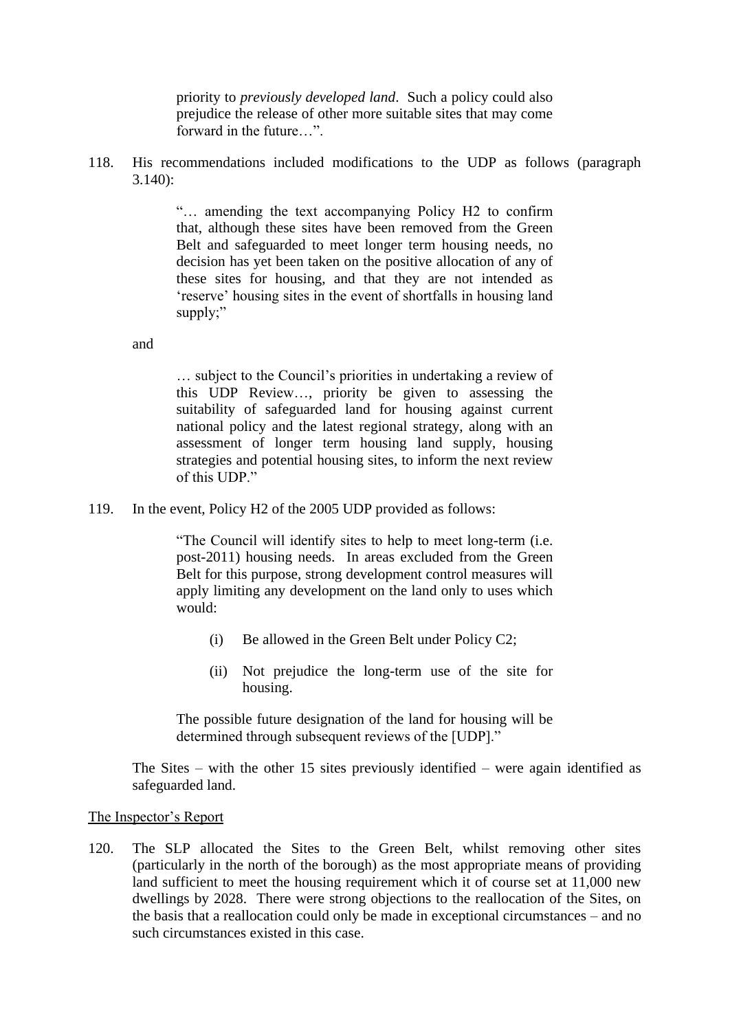priority to *previously developed land*. Such a policy could also prejudice the release of other more suitable sites that may come forward in the future…".

118. His recommendations included modifications to the UDP as follows (paragraph 3.140):

> "… amending the text accompanying Policy H2 to confirm that, although these sites have been removed from the Green Belt and safeguarded to meet longer term housing needs, no decision has yet been taken on the positive allocation of any of these sites for housing, and that they are not intended as 'reserve' housing sites in the event of shortfalls in housing land supply;"

and

> … subject to the Council's priorities in undertaking a review of this UDP Review…, priority be given to assessing the suitability of safeguarded land for housing against current national policy and the latest regional strategy, along with an assessment of longer term housing land supply, housing strategies and potential housing sites, to inform the next review of this UDP."

119. In the event, Policy H2 of the 2005 UDP provided as follows:

> "The Council will identify sites to help to meet long-term (i.e. post-2011) housing needs. In areas excluded from the Green Belt for this purpose, strong development control measures will apply limiting any development on the land only to uses which would:
>
> (i) Be allowed in the Green Belt under Policy C2;
>
> (ii) Not prejudice the long-term use of the site for housing.
>
> The possible future designation of the land for housing will be determined through subsequent reviews of the [UDP]."

The Sites – with the other 15 sites previously identified – were again identified as safeguarded land.

The Inspector's Report

120. The SLP allocated the Sites to the Green Belt, whilst removing other sites (particularly in the north of the borough) as the most appropriate means of providing land sufficient to meet the housing requirement which it of course set at 11,000 new dwellings by 2028. There were strong objections to the reallocation of the Sites, on the basis that a reallocation could only be made in exceptional circumstances – and no such circumstances existed in this case.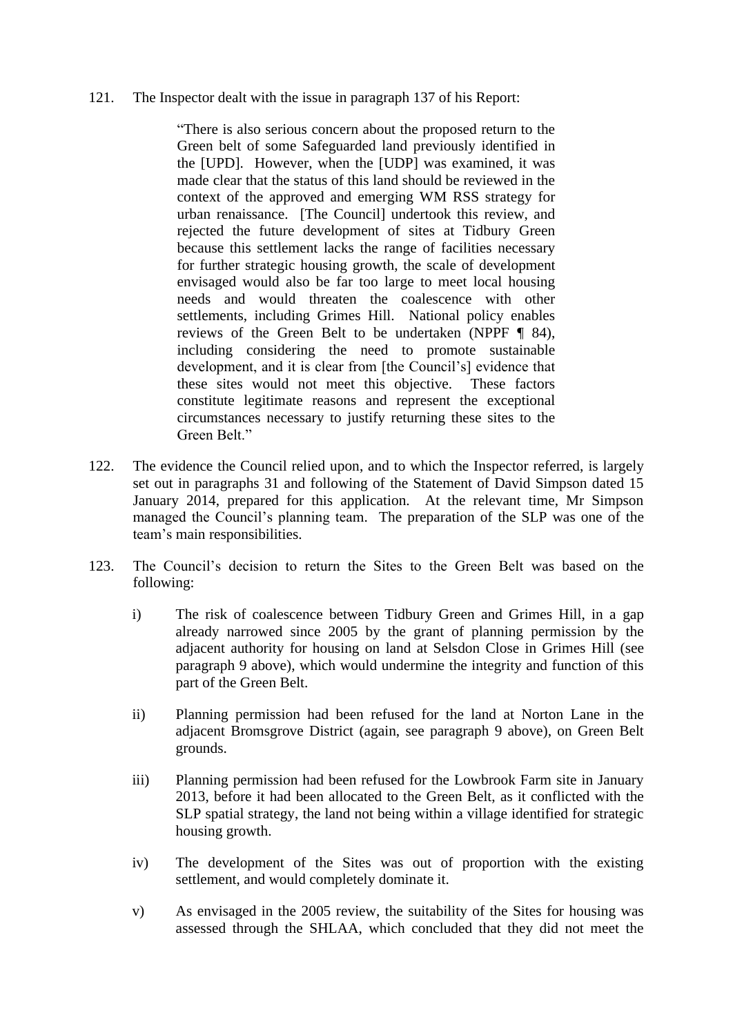121. The Inspector dealt with the issue in paragraph 137 of his Report:

> "There is also serious concern about the proposed return to the Green belt of some Safeguarded land previously identified in the [UPD]. However, when the [UDP] was examined, it was made clear that the status of this land should be reviewed in the context of the approved and emerging WM RSS strategy for urban renaissance. [The Council] undertook this review, and rejected the future development of sites at Tidbury Green because this settlement lacks the range of facilities necessary for further strategic housing growth, the scale of development envisaged would also be far too large to meet local housing needs and would threaten the coalescence with other settlements, including Grimes Hill. National policy enables reviews of the Green Belt to be undertaken (NPPF ¶ 84), including considering the need to promote sustainable development, and it is clear from [the Council's] evidence that these sites would not meet this objective. These factors constitute legitimate reasons and represent the exceptional circumstances necessary to justify returning these sites to the Green Belt."

122. The evidence the Council relied upon, and to which the Inspector referred, is largely set out in paragraphs 31 and following of the Statement of David Simpson dated 15 January 2014, prepared for this application. At the relevant time, Mr Simpson managed the Council's planning team. The preparation of the SLP was one of the team's main responsibilities.

123. The Council's decision to return the Sites to the Green Belt was based on the following:

   i) The risk of coalescence between Tidbury Green and Grimes Hill, in a gap already narrowed since 2005 by the grant of planning permission by the adjacent authority for housing on land at Selsdon Close in Grimes Hill (see paragraph 9 above), which would undermine the integrity and function of this part of the Green Belt.

   ii) Planning permission had been refused for the land at Norton Lane in the adjacent Bromsgrove District (again, see paragraph 9 above), on Green Belt grounds.

   iii) Planning permission had been refused for the Lowbrook Farm site in January 2013, before it had been allocated to the Green Belt, as it conflicted with the SLP spatial strategy, the land not being within a village identified for strategic housing growth.

   iv) The development of the Sites was out of proportion with the existing settlement, and would completely dominate it.

   v) As envisaged in the 2005 review, the suitability of the Sites for housing was assessed through the SHLAA, which concluded that they did not meet the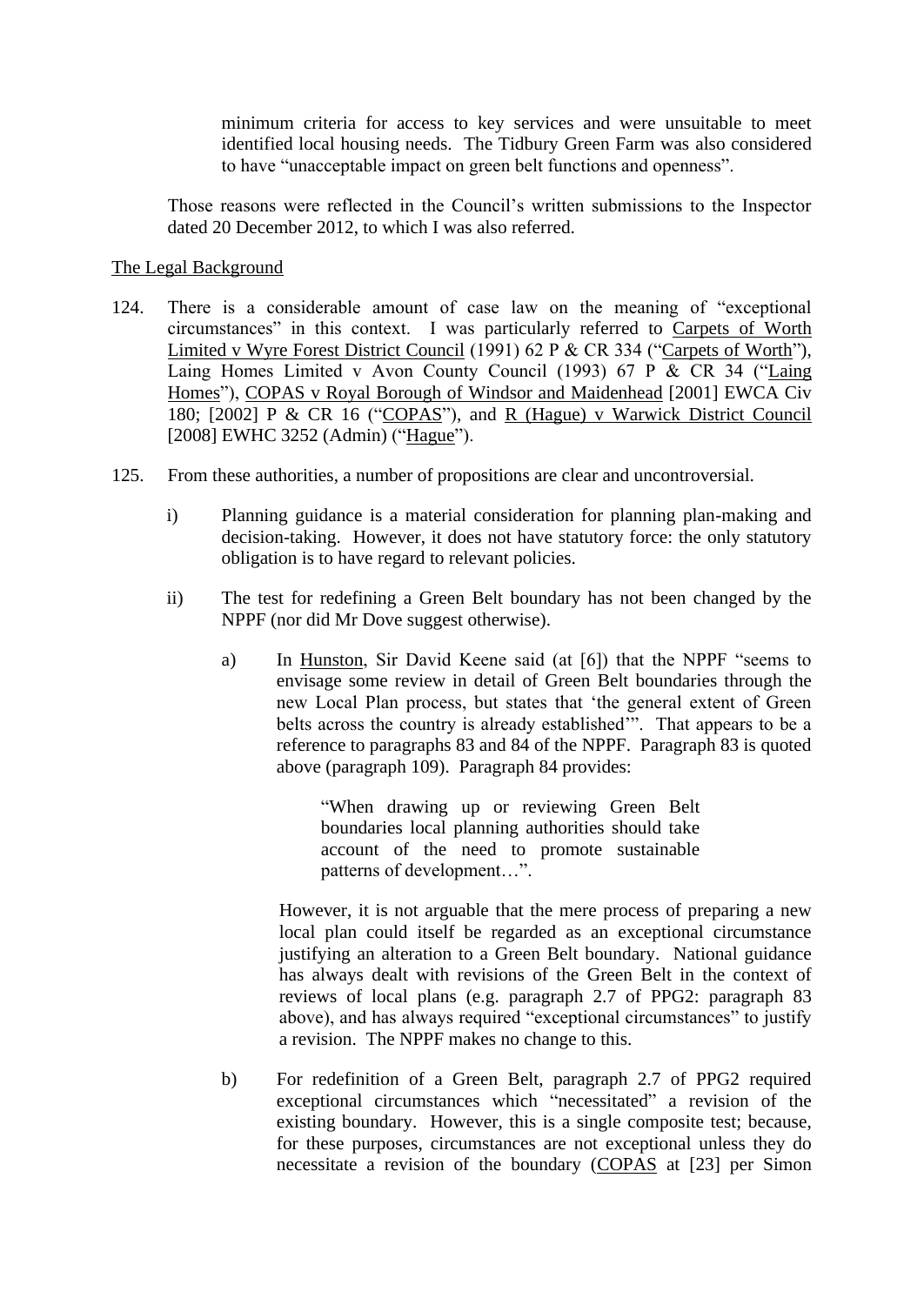minimum criteria for access to key services and were unsuitable to meet identified local housing needs. The Tidbury Green Farm was also considered to have "unacceptable impact on green belt functions and openness".

Those reasons were reflected in the Council's written submissions to the Inspector dated 20 December 2012, to which I was also referred.

The Legal Background

124. There is a considerable amount of case law on the meaning of "exceptional circumstances" in this context. I was particularly referred to Carpets of Worth Limited v Wyre Forest District Council (1991) 62 P & CR 334 ("Carpets of Worth"), Laing Homes Limited v Avon County Council (1993) 67 P & CR 34 ("Laing Homes"), COPAS v Royal Borough of Windsor and Maidenhead [2001] EWCA Civ 180; [2002] P & CR 16 ("COPAS"), and R (Hague) v Warwick District Council [2008] EWHC 3252 (Admin) ("Hague").

125. From these authorities, a number of propositions are clear and uncontroversial.

   i) Planning guidance is a material consideration for planning plan-making and decision-taking. However, it does not have statutory force: the only statutory obligation is to have regard to relevant policies.

   ii) The test for redefining a Green Belt boundary has not been changed by the NPPF (nor did Mr Dove suggest otherwise).

      a) In Hunston, Sir David Keene said (at [6]) that the NPPF "seems to envisage some review in detail of Green Belt boundaries through the new Local Plan process, but states that 'the general extent of Green belts across the country is already established'". That appears to be a reference to paragraphs 83 and 84 of the NPPF. Paragraph 83 is quoted above (paragraph 109). Paragraph 84 provides:

      > "When drawing up or reviewing Green Belt boundaries local planning authorities should take account of the need to promote sustainable patterns of development…".

      However, it is not arguable that the mere process of preparing a new local plan could itself be regarded as an exceptional circumstance justifying an alteration to a Green Belt boundary. National guidance has always dealt with revisions of the Green Belt in the context of reviews of local plans (e.g. paragraph 2.7 of PPG2: paragraph 83 above), and has always required "exceptional circumstances" to justify a revision. The NPPF makes no change to this.

      b) For redefinition of a Green Belt, paragraph 2.7 of PPG2 required exceptional circumstances which "necessitated" a revision of the existing boundary. However, this is a single composite test; because, for these purposes, circumstances are not exceptional unless they do necessitate a revision of the boundary (COPAS at [23] per Simon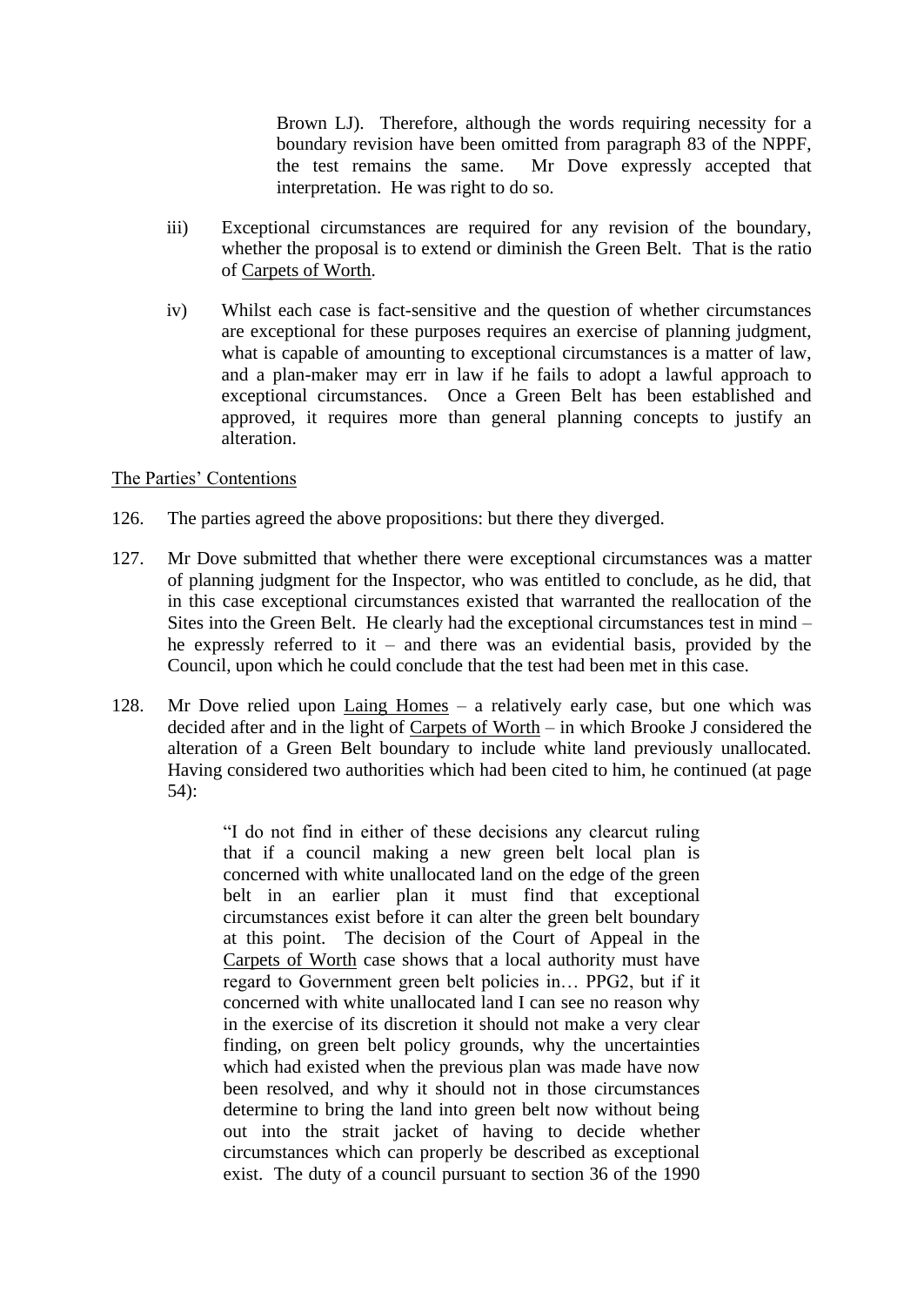Brown LJ). Therefore, although the words requiring necessity for a boundary revision have been omitted from paragraph 83 of the NPPF, the test remains the same. Mr Dove expressly accepted that interpretation. He was right to do so.

iii) Exceptional circumstances are required for any revision of the boundary, whether the proposal is to extend or diminish the Green Belt. That is the ratio of Carpets of Worth.

iv) Whilst each case is fact-sensitive and the question of whether circumstances are exceptional for these purposes requires an exercise of planning judgment, what is capable of amounting to exceptional circumstances is a matter of law, and a plan-maker may err in law if he fails to adopt a lawful approach to exceptional circumstances. Once a Green Belt has been established and approved, it requires more than general planning concepts to justify an alteration.

The Parties' Contentions

126. The parties agreed the above propositions: but there they diverged.

127. Mr Dove submitted that whether there were exceptional circumstances was a matter of planning judgment for the Inspector, who was entitled to conclude, as he did, that in this case exceptional circumstances existed that warranted the reallocation of the Sites into the Green Belt. He clearly had the exceptional circumstances test in mind – he expressly referred to it – and there was an evidential basis, provided by the Council, upon which he could conclude that the test had been met in this case.

128. Mr Dove relied upon Laing Homes – a relatively early case, but one which was decided after and in the light of Carpets of Worth – in which Brooke J considered the alteration of a Green Belt boundary to include white land previously unallocated. Having considered two authorities which had been cited to him, he continued (at page 54):

> "I do not find in either of these decisions any clearcut ruling that if a council making a new green belt local plan is concerned with white unallocated land on the edge of the green belt in an earlier plan it must find that exceptional circumstances exist before it can alter the green belt boundary at this point. The decision of the Court of Appeal in the Carpets of Worth case shows that a local authority must have regard to Government green belt policies in… PPG2, but if it concerned with white unallocated land I can see no reason why in the exercise of its discretion it should not make a very clear finding, on green belt policy grounds, why the uncertainties which had existed when the previous plan was made have now been resolved, and why it should not in those circumstances determine to bring the land into green belt now without being out into the strait jacket of having to decide whether circumstances which can properly be described as exceptional exist. The duty of a council pursuant to section 36 of the 1990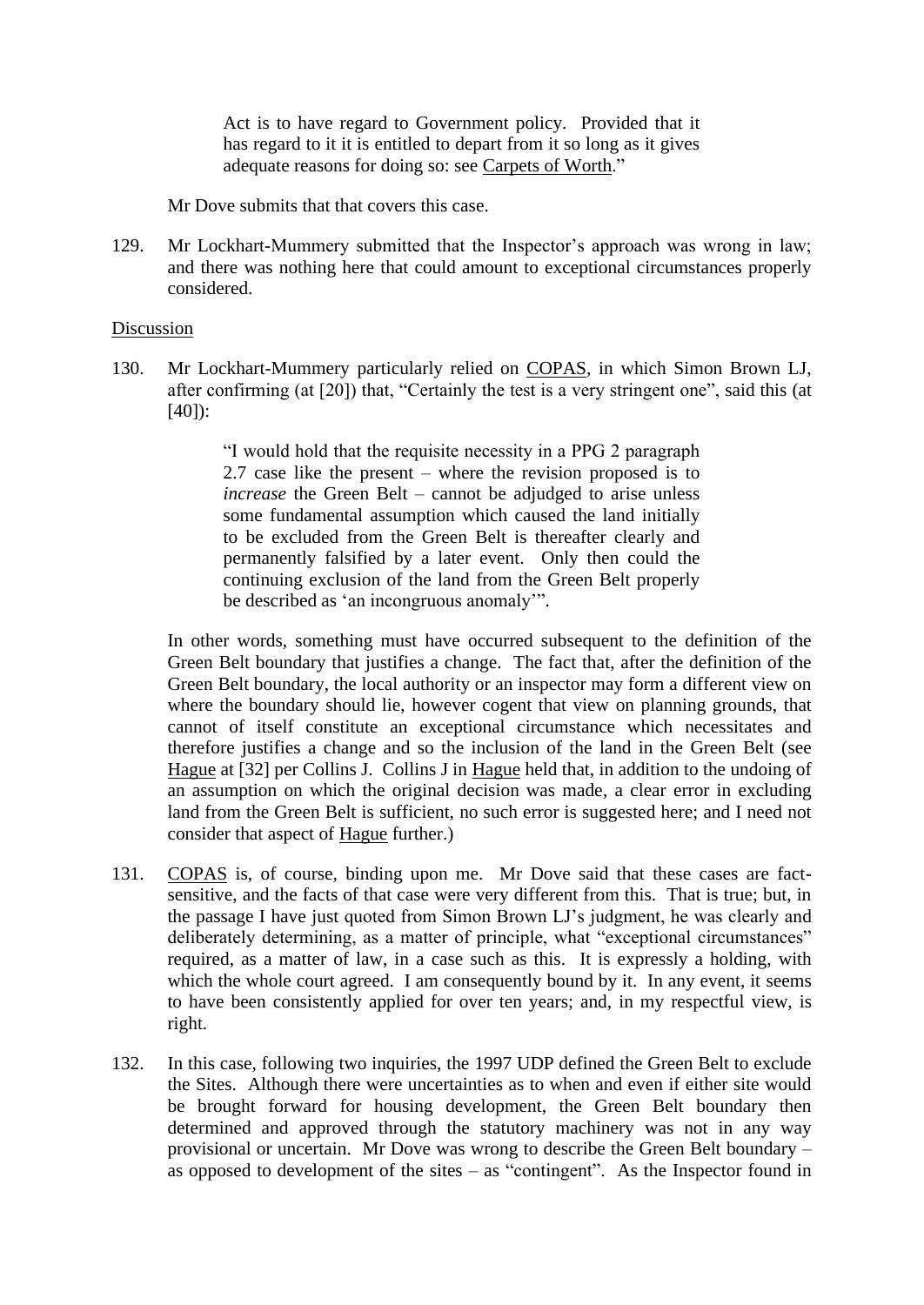> Act is to have regard to Government policy. Provided that it has regard to it it is entitled to depart from it so long as it gives adequate reasons for doing so: see Carpets of Worth."

Mr Dove submits that that covers this case.

129. Mr Lockhart-Mummery submitted that the Inspector's approach was wrong in law; and there was nothing here that could amount to exceptional circumstances properly considered.

Discussion

130. Mr Lockhart-Mummery particularly relied on COPAS, in which Simon Brown LJ, after confirming (at [20]) that, "Certainly the test is a very stringent one", said this (at [40]):

> "I would hold that the requisite necessity in a PPG 2 paragraph 2.7 case like the present – where the revision proposed is to *increase* the Green Belt – cannot be adjudged to arise unless some fundamental assumption which caused the land initially to be excluded from the Green Belt is thereafter clearly and permanently falsified by a later event. Only then could the continuing exclusion of the land from the Green Belt properly be described as 'an incongruous anomaly'".

In other words, something must have occurred subsequent to the definition of the Green Belt boundary that justifies a change. The fact that, after the definition of the Green Belt boundary, the local authority or an inspector may form a different view on where the boundary should lie, however cogent that view on planning grounds, that cannot of itself constitute an exceptional circumstance which necessitates and therefore justifies a change and so the inclusion of the land in the Green Belt (see Hague at [32] per Collins J. Collins J in Hague held that, in addition to the undoing of an assumption on which the original decision was made, a clear error in excluding land from the Green Belt is sufficient, no such error is suggested here; and I need not consider that aspect of Hague further.)

131. COPAS is, of course, binding upon me. Mr Dove said that these cases are fact-sensitive, and the facts of that case were very different from this. That is true; but, in the passage I have just quoted from Simon Brown LJ's judgment, he was clearly and deliberately determining, as a matter of principle, what "exceptional circumstances" required, as a matter of law, in a case such as this. It is expressly a holding, with which the whole court agreed. I am consequently bound by it. In any event, it seems to have been consistently applied for over ten years; and, in my respectful view, is right.

132. In this case, following two inquiries, the 1997 UDP defined the Green Belt to exclude the Sites. Although there were uncertainties as to when and even if either site would be brought forward for housing development, the Green Belt boundary then determined and approved through the statutory machinery was not in any way provisional or uncertain. Mr Dove was wrong to describe the Green Belt boundary – as opposed to development of the sites – as "contingent". As the Inspector found in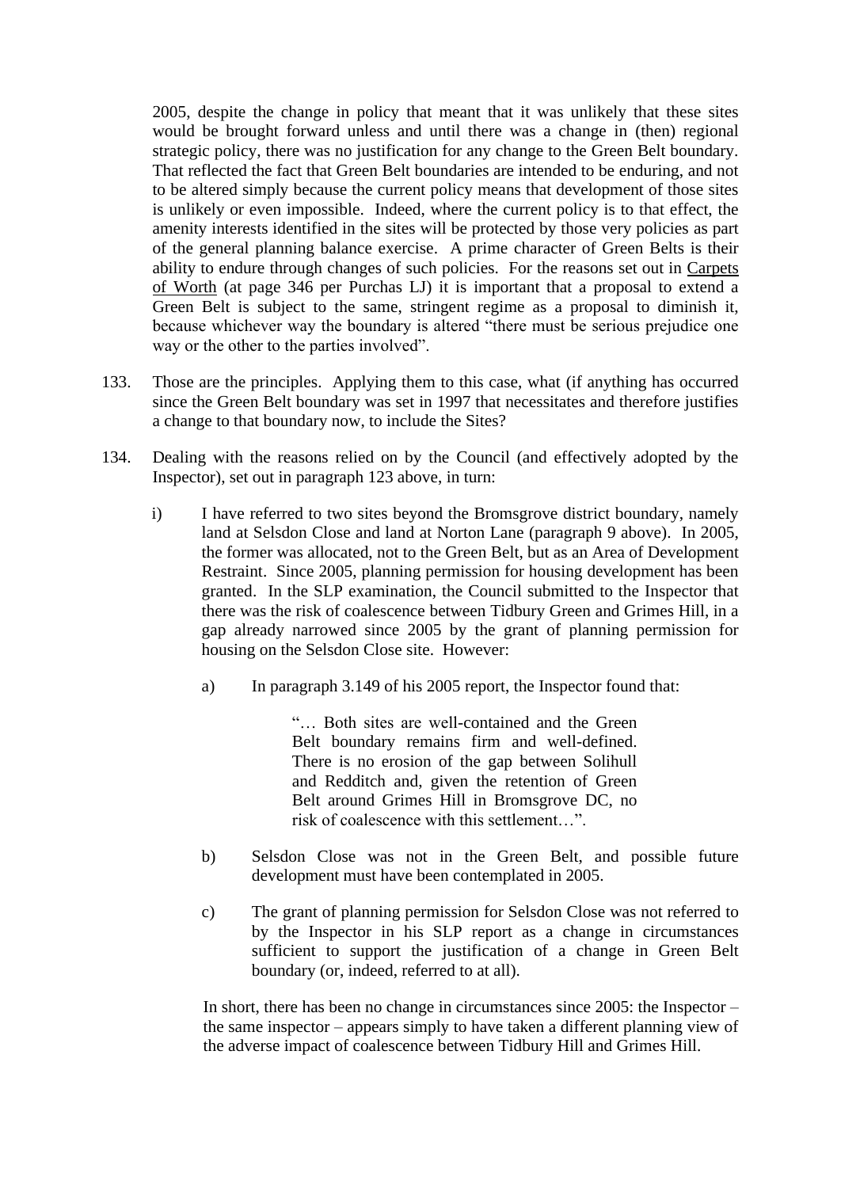2005, despite the change in policy that meant that it was unlikely that these sites would be brought forward unless and until there was a change in (then) regional strategic policy, there was no justification for any change to the Green Belt boundary. That reflected the fact that Green Belt boundaries are intended to be enduring, and not to be altered simply because the current policy means that development of those sites is unlikely or even impossible. Indeed, where the current policy is to that effect, the amenity interests identified in the sites will be protected by those very policies as part of the general planning balance exercise. A prime character of Green Belts is their ability to endure through changes of such policies. For the reasons set out in Carpets of Worth (at page 346 per Purchas LJ) it is important that a proposal to extend a Green Belt is subject to the same, stringent regime as a proposal to diminish it, because whichever way the boundary is altered "there must be serious prejudice one way or the other to the parties involved".

133. Those are the principles. Applying them to this case, what (if anything has occurred since the Green Belt boundary was set in 1997 that necessitates and therefore justifies a change to that boundary now, to include the Sites?

134. Dealing with the reasons relied on by the Council (and effectively adopted by the Inspector), set out in paragraph 123 above, in turn:

   i) I have referred to two sites beyond the Bromsgrove district boundary, namely land at Selsdon Close and land at Norton Lane (paragraph 9 above). In 2005, the former was allocated, not to the Green Belt, but as an Area of Development Restraint. Since 2005, planning permission for housing development has been granted. In the SLP examination, the Council submitted to the Inspector that there was the risk of coalescence between Tidbury Green and Grimes Hill, in a gap already narrowed since 2005 by the grant of planning permission for housing on the Selsdon Close site. However:

      a) In paragraph 3.149 of his 2005 report, the Inspector found that:

         > "… Both sites are well-contained and the Green Belt boundary remains firm and well-defined. There is no erosion of the gap between Solihull and Redditch and, given the retention of Green Belt around Grimes Hill in Bromsgrove DC, no risk of coalescence with this settlement…".

      b) Selsdon Close was not in the Green Belt, and possible future development must have been contemplated in 2005.

      c) The grant of planning permission for Selsdon Close was not referred to by the Inspector in his SLP report as a change in circumstances sufficient to support the justification of a change in Green Belt boundary (or, indeed, referred to at all).

   In short, there has been no change in circumstances since 2005: the Inspector – the same inspector – appears simply to have taken a different planning view of the adverse impact of coalescence between Tidbury Hill and Grimes Hill.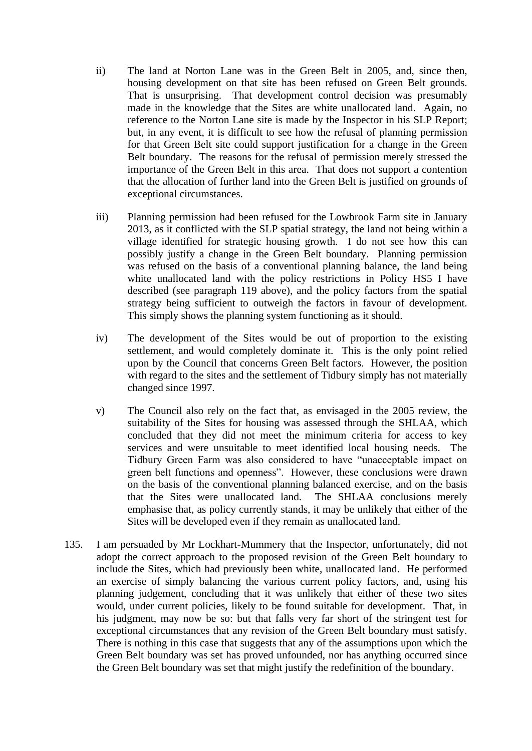ii) The land at Norton Lane was in the Green Belt in 2005, and, since then, housing development on that site has been refused on Green Belt grounds. That is unsurprising. That development control decision was presumably made in the knowledge that the Sites are white unallocated land. Again, no reference to the Norton Lane site is made by the Inspector in his SLP Report; but, in any event, it is difficult to see how the refusal of planning permission for that Green Belt site could support justification for a change in the Green Belt boundary. The reasons for the refusal of permission merely stressed the importance of the Green Belt in this area. That does not support a contention that the allocation of further land into the Green Belt is justified on grounds of exceptional circumstances.

iii) Planning permission had been refused for the Lowbrook Farm site in January 2013, as it conflicted with the SLP spatial strategy, the land not being within a village identified for strategic housing growth. I do not see how this can possibly justify a change in the Green Belt boundary. Planning permission was refused on the basis of a conventional planning balance, the land being white unallocated land with the policy restrictions in Policy HS5 I have described (see paragraph 119 above), and the policy factors from the spatial strategy being sufficient to outweigh the factors in favour of development. This simply shows the planning system functioning as it should.

iv) The development of the Sites would be out of proportion to the existing settlement, and would completely dominate it. This is the only point relied upon by the Council that concerns Green Belt factors. However, the position with regard to the sites and the settlement of Tidbury simply has not materially changed since 1997.

v) The Council also rely on the fact that, as envisaged in the 2005 review, the suitability of the Sites for housing was assessed through the SHLAA, which concluded that they did not meet the minimum criteria for access to key services and were unsuitable to meet identified local housing needs. The Tidbury Green Farm was also considered to have "unacceptable impact on green belt functions and openness". However, these conclusions were drawn on the basis of the conventional planning balanced exercise, and on the basis that the Sites were unallocated land. The SHLAA conclusions merely emphasise that, as policy currently stands, it may be unlikely that either of the Sites will be developed even if they remain as unallocated land.

135. I am persuaded by Mr Lockhart-Mummery that the Inspector, unfortunately, did not adopt the correct approach to the proposed revision of the Green Belt boundary to include the Sites, which had previously been white, unallocated land. He performed an exercise of simply balancing the various current policy factors, and, using his planning judgement, concluding that it was unlikely that either of these two sites would, under current policies, likely to be found suitable for development. That, in his judgment, may now be so: but that falls very far short of the stringent test for exceptional circumstances that any revision of the Green Belt boundary must satisfy. There is nothing in this case that suggests that any of the assumptions upon which the Green Belt boundary was set has proved unfounded, nor has anything occurred since the Green Belt boundary was set that might justify the redefinition of the boundary.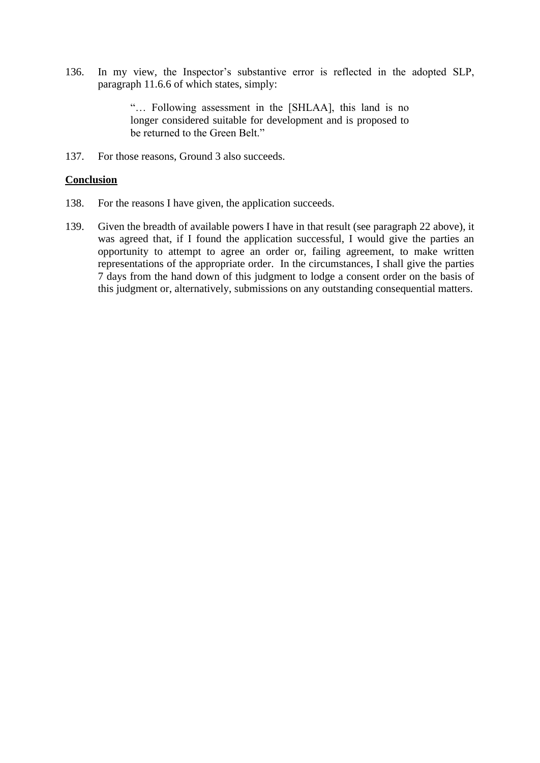136. In my view, the Inspector's substantive error is reflected in the adopted SLP, paragraph 11.6.6 of which states, simply:

> "… Following assessment in the [SHLAA], this land is no longer considered suitable for development and is proposed to be returned to the Green Belt."

137. For those reasons, Ground 3 also succeeds.

**Conclusion**

138. For the reasons I have given, the application succeeds.

139. Given the breadth of available powers I have in that result (see paragraph 22 above), it was agreed that, if I found the application successful, I would give the parties an opportunity to attempt to agree an order or, failing agreement, to make written representations of the appropriate order. In the circumstances, I shall give the parties 7 days from the hand down of this judgment to lodge a consent order on the basis of this judgment or, alternatively, submissions on any outstanding consequential matters.